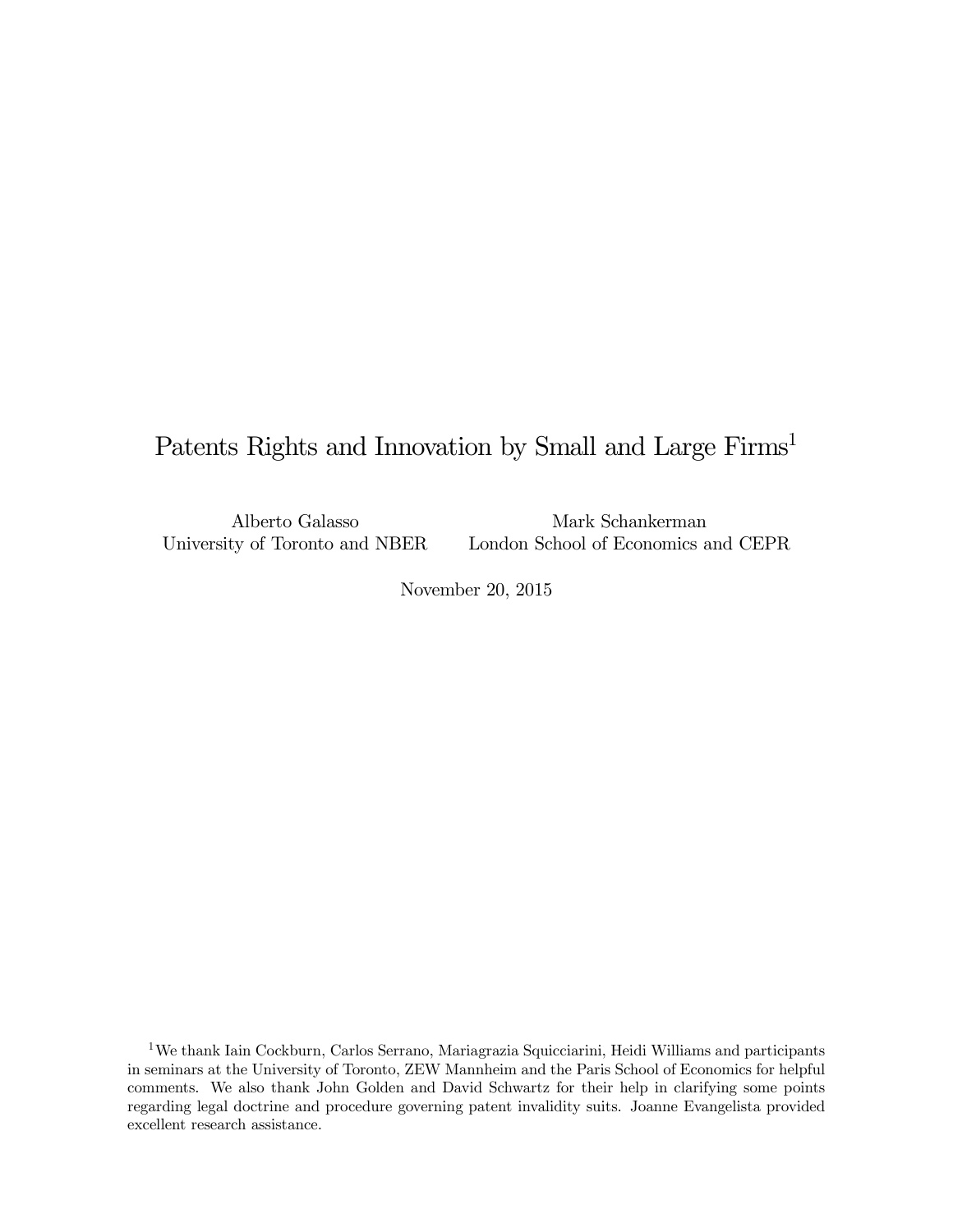# Patents Rights and Innovation by Small and Large Firms[1]

Alberto Galasso
University of Toronto and NBER

Mark Schankerman
London School of Economics and CEPR

November 20, 2015

[1] We thank Iain Cockburn, Carlos Serrano, Mariagrazia Squicciarini, Heidi Williams and participants in seminars at the University of Toronto, ZEW Mannheim and the Paris School of Economics for helpful comments. We also thank John Golden and David Schwartz for their help in clarifying some points regarding legal doctrine and procedure governing patent invalidity suits. Joanne Evangelista provided excellent research assistance.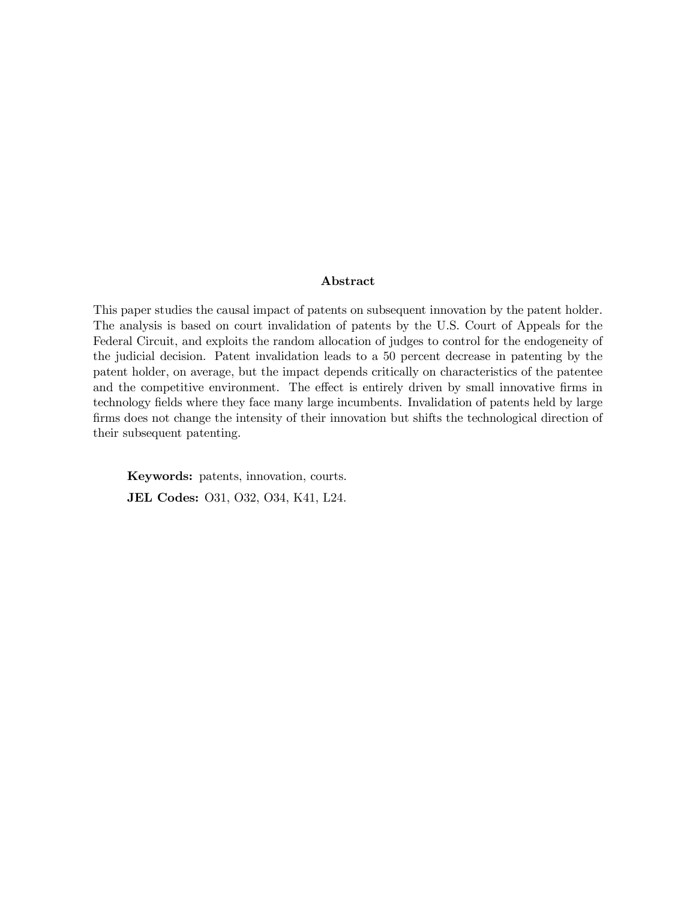## Abstract

This paper studies the causal impact of patents on subsequent innovation by the patent holder. The analysis is based on court invalidation of patents by the U.S. Court of Appeals for the Federal Circuit, and exploits the random allocation of judges to control for the endogeneity of the judicial decision. Patent invalidation leads to a 50 percent decrease in patenting by the patent holder, on average, but the impact depends critically on characteristics of the patentee and the competitive environment. The effect is entirely driven by small innovative firms in technology fields where they face many large incumbents. Invalidation of patents held by large firms does not change the intensity of their innovation but shifts the technological direction of their subsequent patenting.

**Keywords:** patents, innovation, courts.

**JEL Codes:** O31, O32, O34, K41, L24.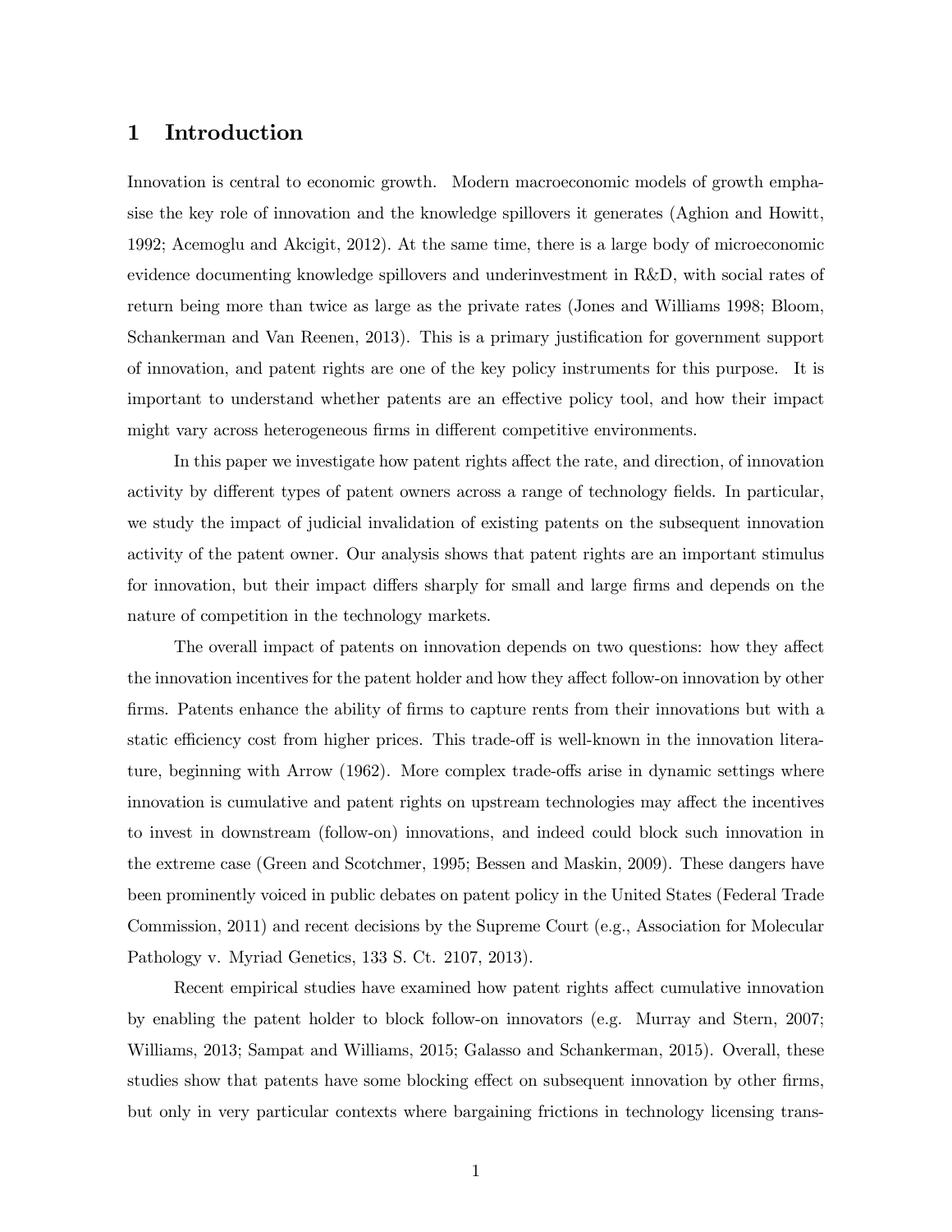# 1 Introduction

Innovation is central to economic growth. Modern macroeconomic models of growth emphasise the key role of innovation and the knowledge spillovers it generates (Aghion and Howitt, 1992; Acemoglu and Akcigit, 2012). At the same time, there is a large body of microeconomic evidence documenting knowledge spillovers and underinvestment in R&D, with social rates of return being more than twice as large as the private rates (Jones and Williams 1998; Bloom, Schankerman and Van Reenen, 2013). This is a primary justification for government support of innovation, and patent rights are one of the key policy instruments for this purpose. It is important to understand whether patents are an effective policy tool, and how their impact might vary across heterogeneous firms in different competitive environments.

In this paper we investigate how patent rights affect the rate, and direction, of innovation activity by different types of patent owners across a range of technology fields. In particular, we study the impact of judicial invalidation of existing patents on the subsequent innovation activity of the patent owner. Our analysis shows that patent rights are an important stimulus for innovation, but their impact differs sharply for small and large firms and depends on the nature of competition in the technology markets.

The overall impact of patents on innovation depends on two questions: how they affect the innovation incentives for the patent holder and how they affect follow-on innovation by other firms. Patents enhance the ability of firms to capture rents from their innovations but with a static efficiency cost from higher prices. This trade-off is well-known in the innovation literature, beginning with Arrow (1962). More complex trade-offs arise in dynamic settings where innovation is cumulative and patent rights on upstream technologies may affect the incentives to invest in downstream (follow-on) innovations, and indeed could block such innovation in the extreme case (Green and Scotchmer, 1995; Bessen and Maskin, 2009). These dangers have been prominently voiced in public debates on patent policy in the United States (Federal Trade Commission, 2011) and recent decisions by the Supreme Court (e.g., Association for Molecular Pathology v. Myriad Genetics, 133 S. Ct. 2107, 2013).

Recent empirical studies have examined how patent rights affect cumulative innovation by enabling the patent holder to block follow-on innovators (e.g. Murray and Stern, 2007; Williams, 2013; Sampat and Williams, 2015; Galasso and Schankerman, 2015). Overall, these studies show that patents have some blocking effect on subsequent innovation by other firms, but only in very particular contexts where bargaining frictions in technology licensing trans-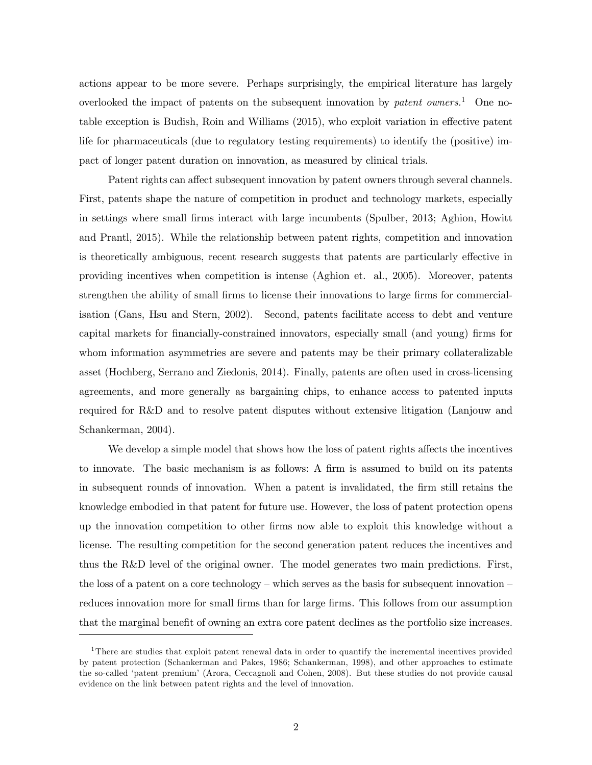actions appear to be more severe. Perhaps surprisingly, the empirical literature has largely overlooked the impact of patents on the subsequent innovation by *patent owners*.[1] One notable exception is Budish, Roin and Williams (2015), who exploit variation in effective patent life for pharmaceuticals (due to regulatory testing requirements) to identify the (positive) impact of longer patent duration on innovation, as measured by clinical trials.

Patent rights can affect subsequent innovation by patent owners through several channels. First, patents shape the nature of competition in product and technology markets, especially in settings where small firms interact with large incumbents (Spulber, 2013; Aghion, Howitt and Prantl, 2015). While the relationship between patent rights, competition and innovation is theoretically ambiguous, recent research suggests that patents are particularly effective in providing incentives when competition is intense (Aghion et. al., 2005). Moreover, patents strengthen the ability of small firms to license their innovations to large firms for commercialisation (Gans, Hsu and Stern, 2002). Second, patents facilitate access to debt and venture capital markets for financially-constrained innovators, especially small (and young) firms for whom information asymmetries are severe and patents may be their primary collateralizable asset (Hochberg, Serrano and Ziedonis, 2014). Finally, patents are often used in cross-licensing agreements, and more generally as bargaining chips, to enhance access to patented inputs required for R&D and to resolve patent disputes without extensive litigation (Lanjouw and Schankerman, 2004).

We develop a simple model that shows how the loss of patent rights affects the incentives to innovate. The basic mechanism is as follows: A firm is assumed to build on its patents in subsequent rounds of innovation. When a patent is invalidated, the firm still retains the knowledge embodied in that patent for future use. However, the loss of patent protection opens up the innovation competition to other firms now able to exploit this knowledge without a license. The resulting competition for the second generation patent reduces the incentives and thus the R&D level of the original owner. The model generates two main predictions. First, the loss of a patent on a core technology – which serves as the basis for subsequent innovation – reduces innovation more for small firms than for large firms. This follows from our assumption that the marginal benefit of owning an extra core patent declines as the portfolio size increases.

[1] There are studies that exploit patent renewal data in order to quantify the incremental incentives provided by patent protection (Schankerman and Pakes, 1986; Schankerman, 1998), and other approaches to estimate the so-called 'patent premium' (Arora, Ceccagnoli and Cohen, 2008). But these studies do not provide causal evidence on the link between patent rights and the level of innovation.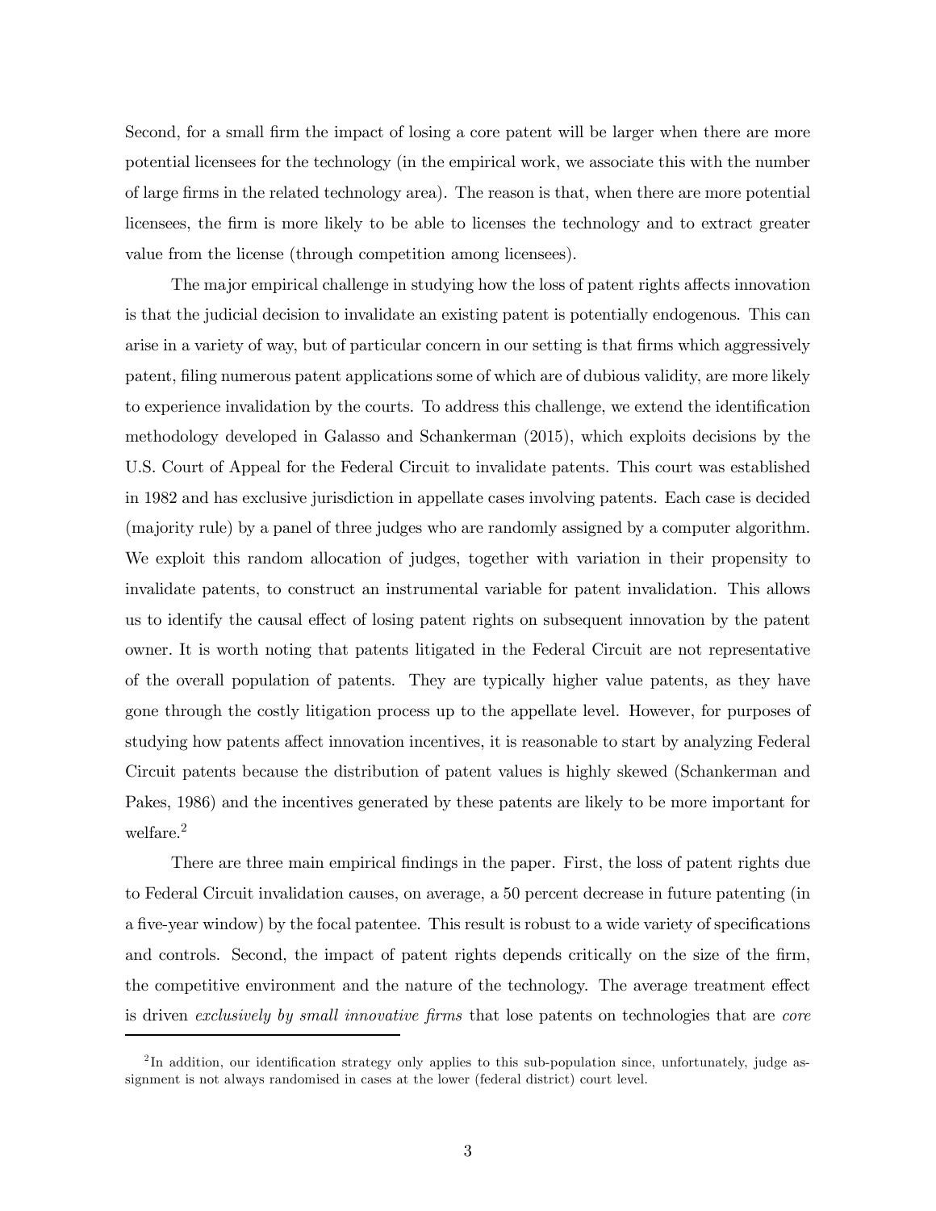Second, for a small firm the impact of losing a core patent will be larger when there are more potential licensees for the technology (in the empirical work, we associate this with the number of large firms in the related technology area). The reason is that, when there are more potential licensees, the firm is more likely to be able to licenses the technology and to extract greater value from the license (through competition among licensees).

The major empirical challenge in studying how the loss of patent rights affects innovation is that the judicial decision to invalidate an existing patent is potentially endogenous. This can arise in a variety of way, but of particular concern in our setting is that firms which aggressively patent, filing numerous patent applications some of which are of dubious validity, are more likely to experience invalidation by the courts. To address this challenge, we extend the identification methodology developed in Galasso and Schankerman (2015), which exploits decisions by the U.S. Court of Appeal for the Federal Circuit to invalidate patents. This court was established in 1982 and has exclusive jurisdiction in appellate cases involving patents. Each case is decided (majority rule) by a panel of three judges who are randomly assigned by a computer algorithm. We exploit this random allocation of judges, together with variation in their propensity to invalidate patents, to construct an instrumental variable for patent invalidation. This allows us to identify the causal effect of losing patent rights on subsequent innovation by the patent owner. It is worth noting that patents litigated in the Federal Circuit are not representative of the overall population of patents. They are typically higher value patents, as they have gone through the costly litigation process up to the appellate level. However, for purposes of studying how patents affect innovation incentives, it is reasonable to start by analyzing Federal Circuit patents because the distribution of patent values is highly skewed (Schankerman and Pakes, 1986) and the incentives generated by these patents are likely to be more important for welfare.[2]

There are three main empirical findings in the paper. First, the loss of patent rights due to Federal Circuit invalidation causes, on average, a 50 percent decrease in future patenting (in a five-year window) by the focal patentee. This result is robust to a wide variety of specifications and controls. Second, the impact of patent rights depends critically on the size of the firm, the competitive environment and the nature of the technology. The average treatment effect is driven *exclusively by small innovative firms* that lose patents on technologies that are *core*

[2] In addition, our identification strategy only applies to this sub-population since, unfortunately, judge assignment is not always randomised in cases at the lower (federal district) court level.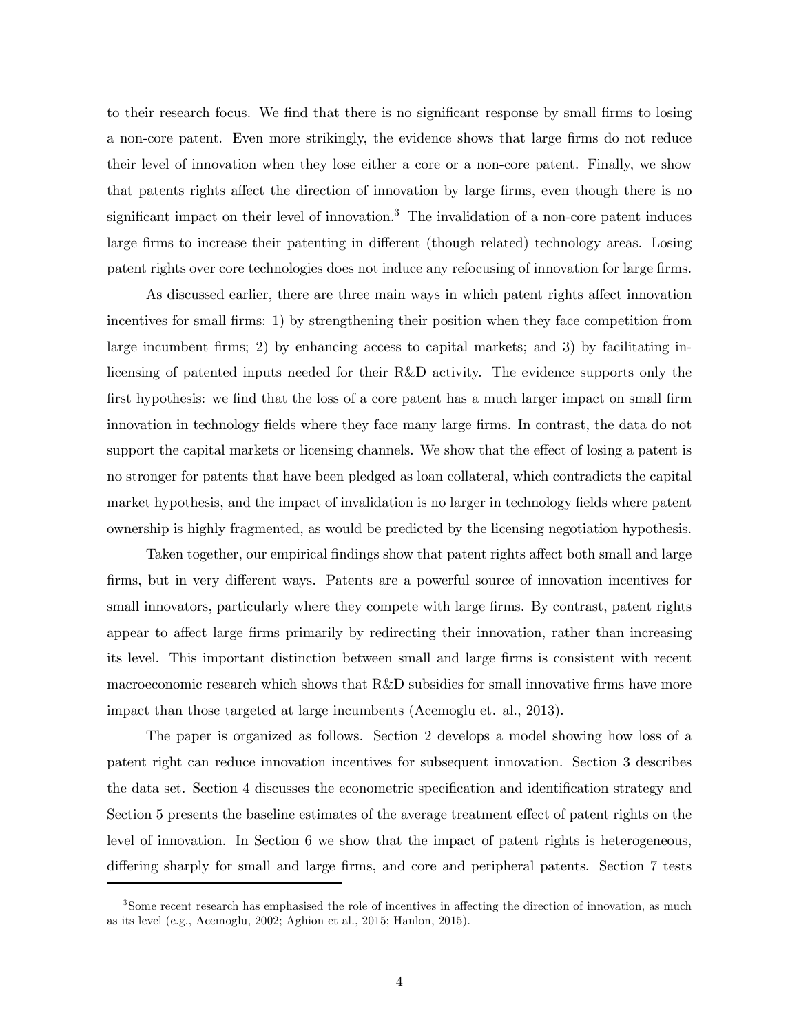to their research focus. We find that there is no significant response by small firms to losing a non-core patent. Even more strikingly, the evidence shows that large firms do not reduce their level of innovation when they lose either a core or a non-core patent. Finally, we show that patents rights affect the direction of innovation by large firms, even though there is no significant impact on their level of innovation.[3] The invalidation of a non-core patent induces large firms to increase their patenting in different (though related) technology areas. Losing patent rights over core technologies does not induce any refocusing of innovation for large firms.

As discussed earlier, there are three main ways in which patent rights affect innovation incentives for small firms: 1) by strengthening their position when they face competition from large incumbent firms; 2) by enhancing access to capital markets; and 3) by facilitating in-licensing of patented inputs needed for their R&D activity. The evidence supports only the first hypothesis: we find that the loss of a core patent has a much larger impact on small firm innovation in technology fields where they face many large firms. In contrast, the data do not support the capital markets or licensing channels. We show that the effect of losing a patent is no stronger for patents that have been pledged as loan collateral, which contradicts the capital market hypothesis, and the impact of invalidation is no larger in technology fields where patent ownership is highly fragmented, as would be predicted by the licensing negotiation hypothesis.

Taken together, our empirical findings show that patent rights affect both small and large firms, but in very different ways. Patents are a powerful source of innovation incentives for small innovators, particularly where they compete with large firms. By contrast, patent rights appear to affect large firms primarily by redirecting their innovation, rather than increasing its level. This important distinction between small and large firms is consistent with recent macroeconomic research which shows that R&D subsidies for small innovative firms have more impact than those targeted at large incumbents (Acemoglu et. al., 2013).

The paper is organized as follows. Section 2 develops a model showing how loss of a patent right can reduce innovation incentives for subsequent innovation. Section 3 describes the data set. Section 4 discusses the econometric specification and identification strategy and Section 5 presents the baseline estimates of the average treatment effect of patent rights on the level of innovation. In Section 6 we show that the impact of patent rights is heterogeneous, differing sharply for small and large firms, and core and peripheral patents. Section 7 tests

[3] Some recent research has emphasised the role of incentives in affecting the direction of innovation, as much as its level (e.g., Acemoglu, 2002; Aghion et al., 2015; Hanlon, 2015).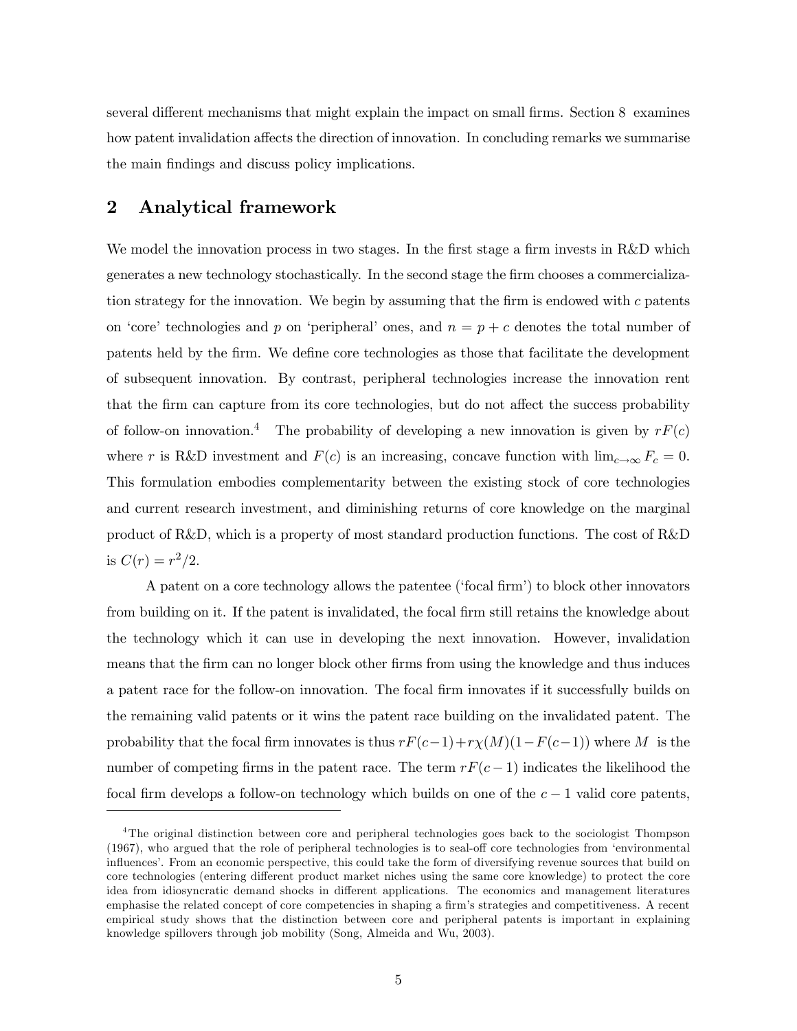several different mechanisms that might explain the impact on small firms. Section 8 examines how patent invalidation affects the direction of innovation. In concluding remarks we summarise the main findings and discuss policy implications.

## 2 Analytical framework

We model the innovation process in two stages. In the first stage a firm invests in R&D which generates a new technology stochastically. In the second stage the firm chooses a commercialization strategy for the innovation. We begin by assuming that the firm is endowed with $c$ patents on 'core' technologies and $p$ on 'peripheral' ones, and $n = p + c$ denotes the total number of patents held by the firm. We define core technologies as those that facilitate the development of subsequent innovation. By contrast, peripheral technologies increase the innovation rent that the firm can capture from its core technologies, but do not affect the success probability of follow-on innovation.[4] The probability of developing a new innovation is given by $rF(c)$ where $r$ is R&D investment and $F(c)$ is an increasing, concave function with $\lim_{c\to\infty} F_c = 0$. This formulation embodies complementarity between the existing stock of core technologies and current research investment, and diminishing returns of core knowledge on the marginal product of R&D, which is a property of most standard production functions. The cost of R&D is $C(r) = r^2/2$.

A patent on a core technology allows the patentee ('focal firm') to block other innovators from building on it. If the patent is invalidated, the focal firm still retains the knowledge about the technology which it can use in developing the next innovation. However, invalidation means that the firm can no longer block other firms from using the knowledge and thus induces a patent race for the follow-on innovation. The focal firm innovates if it successfully builds on the remaining valid patents or it wins the patent race building on the invalidated patent. The probability that the focal firm innovates is thus $rF(c-1)+r\chi(M)(1-F(c-1))$ where $M$ is the number of competing firms in the patent race. The term $rF(c-1)$ indicates the likelihood the focal firm develops a follow-on technology which builds on one of the $c-1$ valid core patents,

[4] The original distinction between core and peripheral technologies goes back to the sociologist Thompson (1967), who argued that the role of peripheral technologies is to seal-off core technologies from 'environmental influences'. From an economic perspective, this could take the form of diversifying revenue sources that build on core technologies (entering different product market niches using the same core knowledge) to protect the core idea from idiosyncratic demand shocks in different applications. The economics and management literatures emphasise the related concept of core competencies in shaping a firm's strategies and competitiveness. A recent empirical study shows that the distinction between core and peripheral patents is important in explaining knowledge spillovers through job mobility (Song, Almeida and Wu, 2003).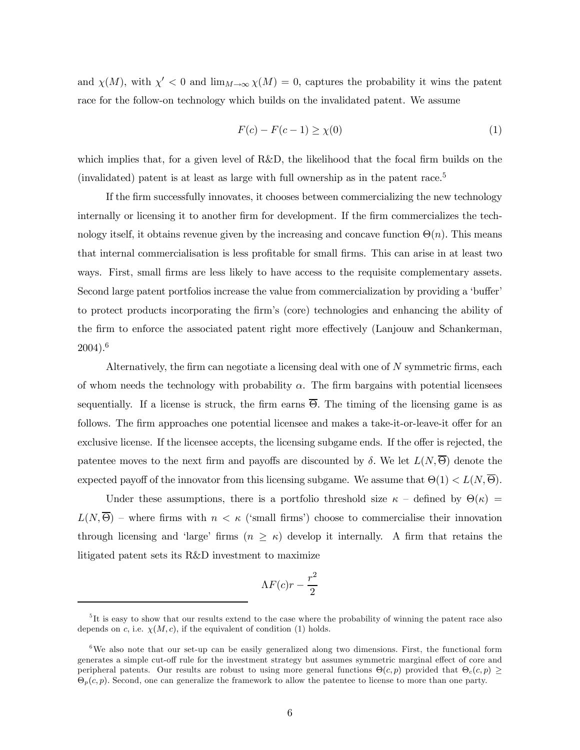and $\chi(M)$, with $\chi' < 0$ and $\lim_{M\to\infty} \chi(M) = 0$, captures the probability it wins the patent race for the follow-on technology which builds on the invalidated patent. We assume

$$F(c) - F(c-1) \geq \chi(0) \tag{1}$$

which implies that, for a given level of R&D, the likelihood that the focal firm builds on the (invalidated) patent is at least as large with full ownership as in the patent race.[5]

If the firm successfully innovates, it chooses between commercializing the new technology internally or licensing it to another firm for development. If the firm commercializes the technology itself, it obtains revenue given by the increasing and concave function $\Theta(n)$. This means that internal commercialisation is less profitable for small firms. This can arise in at least two ways. First, small firms are less likely to have access to the requisite complementary assets. Second large patent portfolios increase the value from commercialization by providing a 'buffer' to protect products incorporating the firm's (core) technologies and enhancing the ability of the firm to enforce the associated patent right more effectively (Lanjouw and Schankerman, 2004).[6]

Alternatively, the firm can negotiate a licensing deal with one of $N$ symmetric firms, each of whom needs the technology with probability $\alpha$. The firm bargains with potential licensees sequentially. If a license is struck, the firm earns $\overline{\Theta}$. The timing of the licensing game is as follows. The firm approaches one potential licensee and makes a take-it-or-leave-it offer for an exclusive license. If the licensee accepts, the licensing subgame ends. If the offer is rejected, the patentee moves to the next firm and payoffs are discounted by $\delta$. We let $L(N, \overline{\Theta})$ denote the expected payoff of the innovator from this licensing subgame. We assume that $\Theta(1) < L(N, \overline{\Theta})$.

Under these assumptions, there is a portfolio threshold size $\kappa$ – defined by $\Theta(\kappa) = L(N, \overline{\Theta})$ – where firms with $n < \kappa$ ('small firms') choose to commercialise their innovation through licensing and 'large' firms ($n \geq \kappa$) develop it internally. A firm that retains the litigated patent sets its R&D investment to maximize

$$\Lambda F(c) r - \frac{r^2}{2}$$

---

[5] It is easy to show that our results extend to the case where the probability of winning the patent race also depends on $c$, i.e. $\chi(M, c)$, if the equivalent of condition (1) holds.

[6] We also note that our set-up can be easily generalized along two dimensions. First, the functional form generates a simple cut-off rule for the investment strategy but assumes symmetric marginal effect of core and peripheral patents. Our results are robust to using more general functions $\Theta(c, p)$ provided that $\Theta_c(c, p) \geq \Theta_p(c, p)$. Second, one can generalize the framework to allow the patentee to license to more than one party.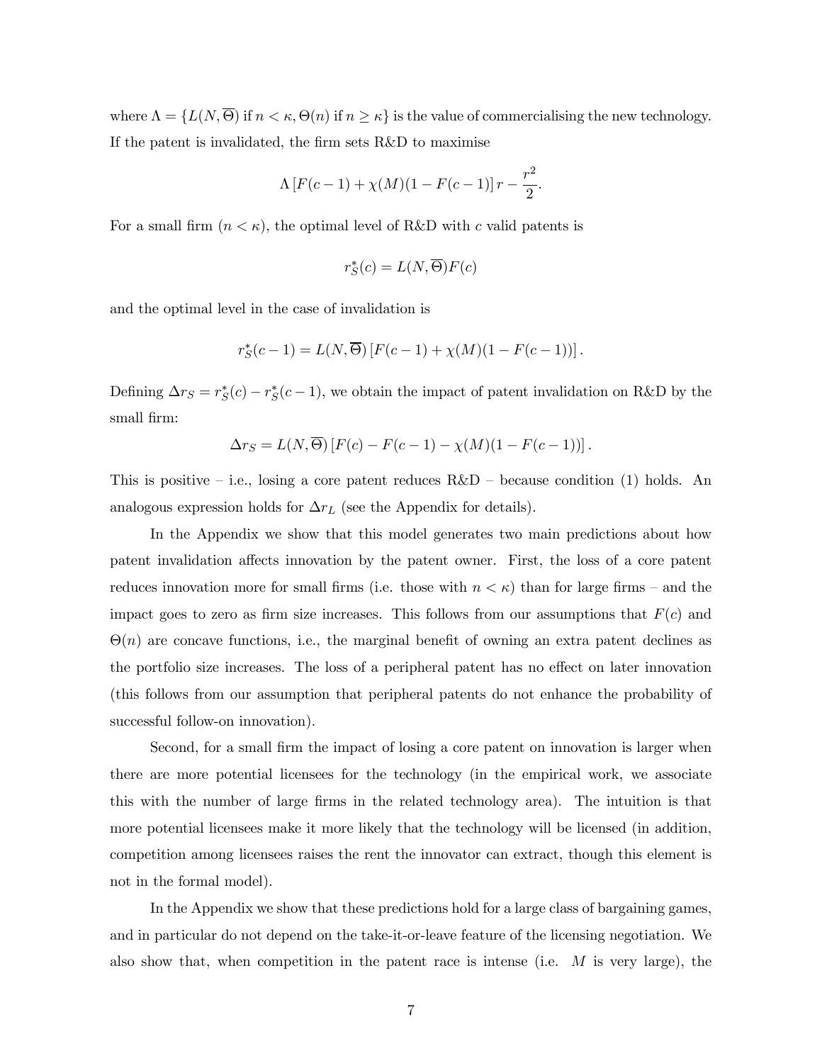where $\Lambda = \{L(N, \overline{\Theta}) \text{ if } n < \kappa, \Theta(n) \text{ if } n \geq \kappa\}$ is the value of commercialising the new technology. If the patent is invalidated, the firm sets R&D to maximise

$$\Lambda \left[F(c-1) + \chi(M)(1 - F(c-1)\right] r - \frac{r^2}{2}.$$

For a small firm ($n < \kappa$), the optimal level of R&D with $c$ valid patents is

$$r_S^*(c) = L(N, \overline{\Theta})F(c)$$

and the optimal level in the case of invalidation is

$$r_S^*(c-1) = L(N, \overline{\Theta}) \left[F(c-1) + \chi(M)(1 - F(c-1))\right].$$

Defining $\Delta r_S = r_S^*(c) - r_S^*(c-1)$, we obtain the impact of patent invalidation on R&D by the small firm:

$$\Delta r_S = L(N, \overline{\Theta}) \left[F(c) - F(c-1) - \chi(M)(1 - F(c-1))\right].$$

This is positive – i.e., losing a core patent reduces R&D – because condition (1) holds. An analogous expression holds for $\Delta r_L$ (see the Appendix for details).

In the Appendix we show that this model generates two main predictions about how patent invalidation affects innovation by the patent owner. First, the loss of a core patent reduces innovation more for small firms (i.e. those with $n < \kappa$) than for large firms – and the impact goes to zero as firm size increases. This follows from our assumptions that $F(c)$ and $\Theta(n)$ are concave functions, i.e., the marginal benefit of owning an extra patent declines as the portfolio size increases. The loss of a peripheral patent has no effect on later innovation (this follows from our assumption that peripheral patents do not enhance the probability of successful follow-on innovation).

Second, for a small firm the impact of losing a core patent on innovation is larger when there are more potential licensees for the technology (in the empirical work, we associate this with the number of large firms in the related technology area). The intuition is that more potential licensees make it more likely that the technology will be licensed (in addition, competition among licensees raises the rent the innovator can extract, though this element is not in the formal model).

In the Appendix we show that these predictions hold for a large class of bargaining games, and in particular do not depend on the take-it-or-leave feature of the licensing negotiation. We also show that, when competition in the patent race is intense (i.e. $M$ is very large), the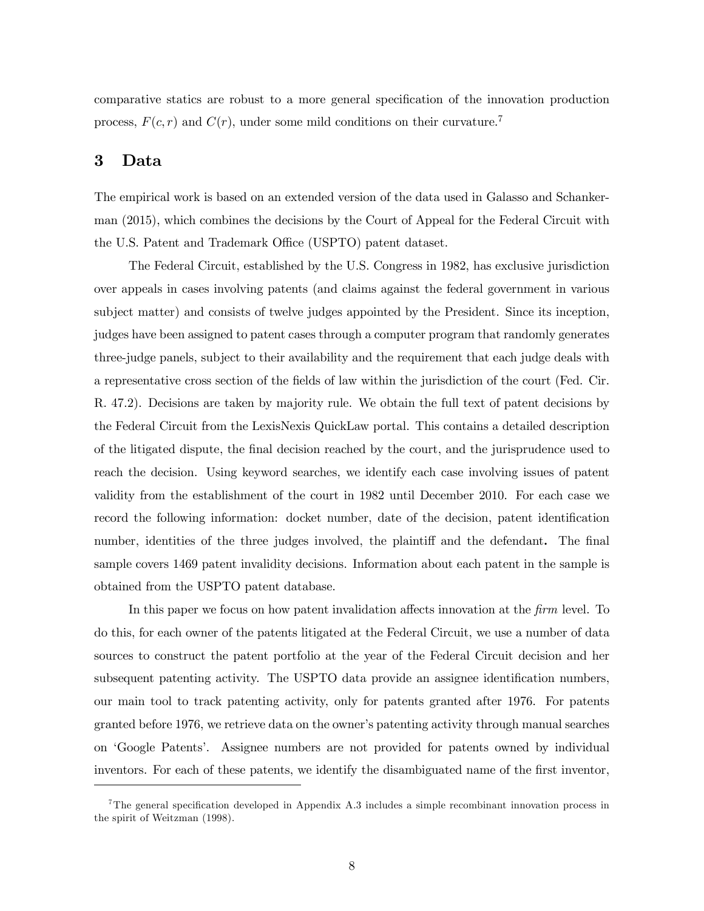comparative statics are robust to a more general specification of the innovation production process, $F(c, r)$ and $C(r)$, under some mild conditions on their curvature.[7]

# 3 Data

The empirical work is based on an extended version of the data used in Galasso and Schankerman (2015), which combines the decisions by the Court of Appeal for the Federal Circuit with the U.S. Patent and Trademark Office (USPTO) patent dataset.

The Federal Circuit, established by the U.S. Congress in 1982, has exclusive jurisdiction over appeals in cases involving patents (and claims against the federal government in various subject matter) and consists of twelve judges appointed by the President. Since its inception, judges have been assigned to patent cases through a computer program that randomly generates three-judge panels, subject to their availability and the requirement that each judge deals with a representative cross section of the fields of law within the jurisdiction of the court (Fed. Cir. R. 47.2). Decisions are taken by majority rule. We obtain the full text of patent decisions by the Federal Circuit from the LexisNexis QuickLaw portal. This contains a detailed description of the litigated dispute, the final decision reached by the court, and the jurisprudence used to reach the decision. Using keyword searches, we identify each case involving issues of patent validity from the establishment of the court in 1982 until December 2010. For each case we record the following information: docket number, date of the decision, patent identification number, identities of the three judges involved, the plaintiff and the defendant**.** The final sample covers 1469 patent invalidity decisions. Information about each patent in the sample is obtained from the USPTO patent database.

In this paper we focus on how patent invalidation affects innovation at the *firm* level. To do this, for each owner of the patents litigated at the Federal Circuit, we use a number of data sources to construct the patent portfolio at the year of the Federal Circuit decision and her subsequent patenting activity. The USPTO data provide an assignee identification numbers, our main tool to track patenting activity, only for patents granted after 1976. For patents granted before 1976, we retrieve data on the owner's patenting activity through manual searches on 'Google Patents'. Assignee numbers are not provided for patents owned by individual inventors. For each of these patents, we identify the disambiguated name of the first inventor,

[7] The general specification developed in Appendix A.3 includes a simple recombinant innovation process in the spirit of Weitzman (1998).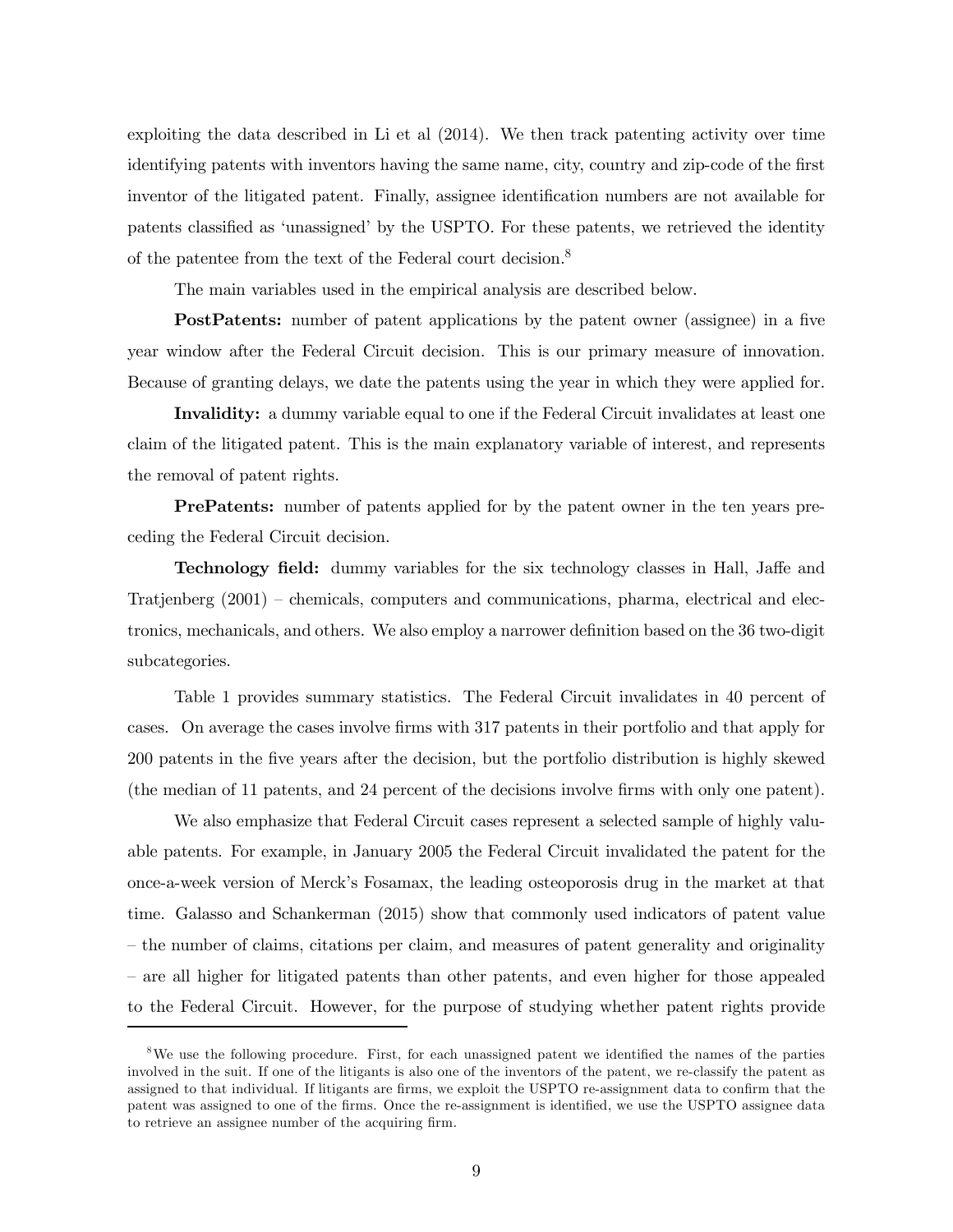exploiting the data described in Li et al (2014). We then track patenting activity over time identifying patents with inventors having the same name, city, country and zip-code of the first inventor of the litigated patent. Finally, assignee identification numbers are not available for patents classified as 'unassigned' by the USPTO. For these patents, we retrieved the identity of the patentee from the text of the Federal court decision.[8]

The main variables used in the empirical analysis are described below.

**PostPatents:** number of patent applications by the patent owner (assignee) in a five year window after the Federal Circuit decision. This is our primary measure of innovation. Because of granting delays, we date the patents using the year in which they were applied for.

**Invalidity:** a dummy variable equal to one if the Federal Circuit invalidates at least one claim of the litigated patent. This is the main explanatory variable of interest, and represents the removal of patent rights.

**PrePatents:** number of patents applied for by the patent owner in the ten years preceding the Federal Circuit decision.

**Technology field:** dummy variables for the six technology classes in Hall, Jaffe and Tratjenberg (2001) – chemicals, computers and communications, pharma, electrical and electronics, mechanicals, and others. We also employ a narrower definition based on the 36 two-digit subcategories.

Table 1 provides summary statistics. The Federal Circuit invalidates in 40 percent of cases. On average the cases involve firms with 317 patents in their portfolio and that apply for 200 patents in the five years after the decision, but the portfolio distribution is highly skewed (the median of 11 patents, and 24 percent of the decisions involve firms with only one patent).

We also emphasize that Federal Circuit cases represent a selected sample of highly valuable patents. For example, in January 2005 the Federal Circuit invalidated the patent for the once-a-week version of Merck's Fosamax, the leading osteoporosis drug in the market at that time. Galasso and Schankerman (2015) show that commonly used indicators of patent value – the number of claims, citations per claim, and measures of patent generality and originality – are all higher for litigated patents than other patents, and even higher for those appealed to the Federal Circuit. However, for the purpose of studying whether patent rights provide

[8] We use the following procedure. First, for each unassigned patent we identified the names of the parties involved in the suit. If one of the litigants is also one of the inventors of the patent, we re-classify the patent as assigned to that individual. If litigants are firms, we exploit the USPTO re-assignment data to confirm that the patent was assigned to one of the firms. Once the re-assignment is identified, we use the USPTO assignee data to retrieve an assignee number of the acquiring firm.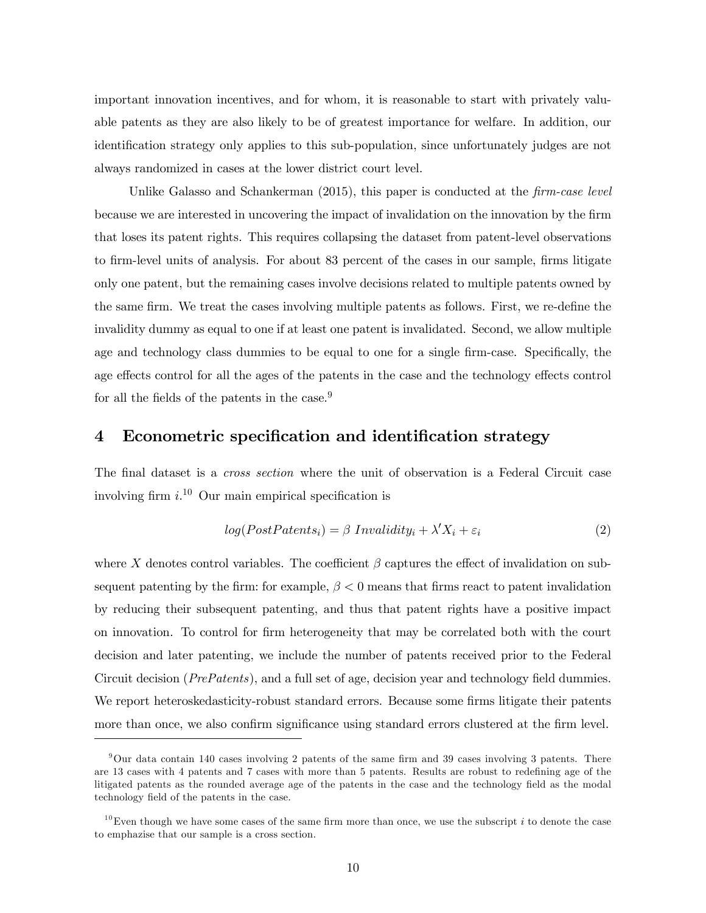important innovation incentives, and for whom, it is reasonable to start with privately valuable patents as they are also likely to be of greatest importance for welfare. In addition, our identification strategy only applies to this sub-population, since unfortunately judges are not always randomized in cases at the lower district court level.

Unlike Galasso and Schankerman (2015), this paper is conducted at the *firm-case level* because we are interested in uncovering the impact of invalidation on the innovation by the firm that loses its patent rights. This requires collapsing the dataset from patent-level observations to firm-level units of analysis. For about 83 percent of the cases in our sample, firms litigate only one patent, but the remaining cases involve decisions related to multiple patents owned by the same firm. We treat the cases involving multiple patents as follows. First, we re-define the invalidity dummy as equal to one if at least one patent is invalidated. Second, we allow multiple age and technology class dummies to be equal to one for a single firm-case. Specifically, the age effects control for all the ages of the patents in the case and the technology effects control for all the fields of the patents in the case.[9]

# 4 Econometric specification and identification strategy

The final dataset is a *cross section* where the unit of observation is a Federal Circuit case involving firm $i$.[10] Our main empirical specification is

$$log(PostPatents_i) = \beta\ Invalidity_i + \lambda' X_i + \varepsilon_i \tag{2}$$

where $X$ denotes control variables. The coefficient $\beta$ captures the effect of invalidation on subsequent patenting by the firm: for example, $\beta < 0$ means that firms react to patent invalidation by reducing their subsequent patenting, and thus that patent rights have a positive impact on innovation. To control for firm heterogeneity that may be correlated both with the court decision and later patenting, we include the number of patents received prior to the Federal Circuit decision (*PrePatents*), and a full set of age, decision year and technology field dummies. We report heteroskedasticity-robust standard errors. Because some firms litigate their patents more than once, we also confirm significance using standard errors clustered at the firm level.

---

[9] Our data contain 140 cases involving 2 patents of the same firm and 39 cases involving 3 patents. There are 13 cases with 4 patents and 7 cases with more than 5 patents. Results are robust to redefining age of the litigated patents as the rounded average age of the patents in the case and the technology field as the modal technology field of the patents in the case.

[10] Even though we have some cases of the same firm more than once, we use the subscript $i$ to denote the case to emphazise that our sample is a cross section.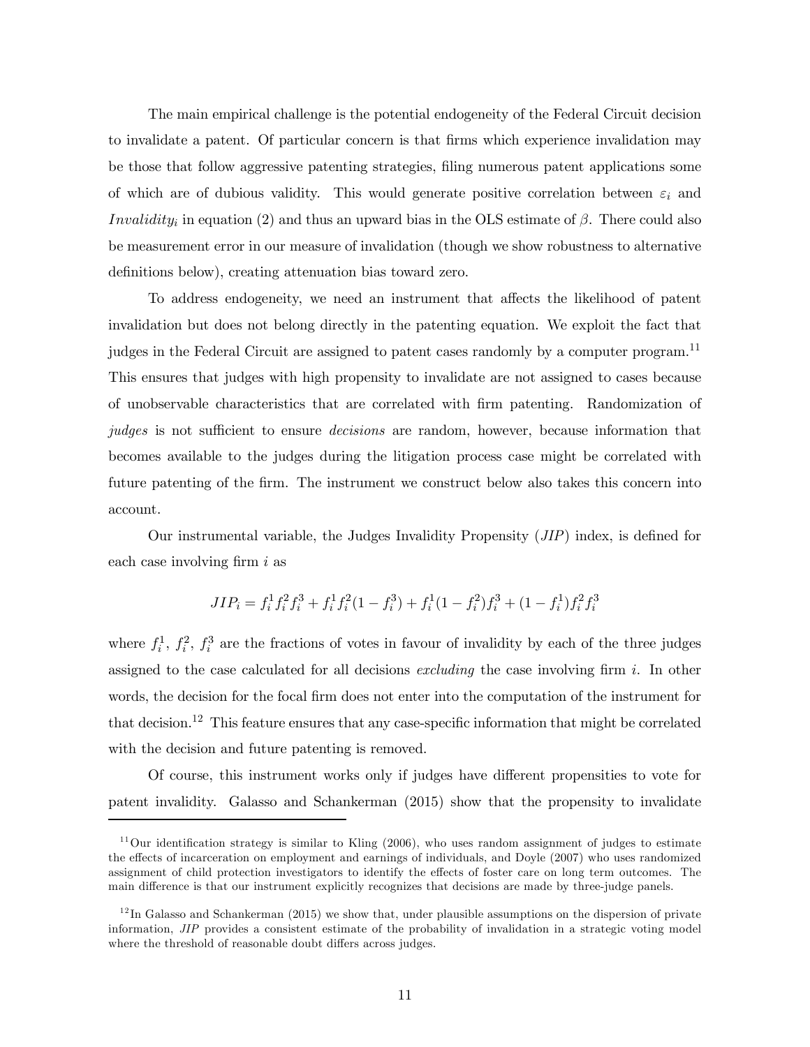The main empirical challenge is the potential endogeneity of the Federal Circuit decision to invalidate a patent. Of particular concern is that firms which experience invalidation may be those that follow aggressive patenting strategies, filing numerous patent applications some of which are of dubious validity. This would generate positive correlation between $\varepsilon_i$ and $Invalidity_i$ in equation (2) and thus an upward bias in the OLS estimate of $\beta$. There could also be measurement error in our measure of invalidation (though we show robustness to alternative definitions below), creating attenuation bias toward zero.

To address endogeneity, we need an instrument that affects the likelihood of patent invalidation but does not belong directly in the patenting equation. We exploit the fact that judges in the Federal Circuit are assigned to patent cases randomly by a computer program.[11] This ensures that judges with high propensity to invalidate are not assigned to cases because of unobservable characteristics that are correlated with firm patenting. Randomization of *judges* is not sufficient to ensure *decisions* are random, however, because information that becomes available to the judges during the litigation process case might be correlated with future patenting of the firm. The instrument we construct below also takes this concern into account.

Our instrumental variable, the Judges Invalidity Propensity ($JIP$) index, is defined for each case involving firm $i$ as

$$JIP_i = f_i^1 f_i^2 f_i^3 + f_i^1 f_i^2 (1 - f_i^3) + f_i^1 (1 - f_i^2) f_i^3 + (1 - f_i^1) f_i^2 f_i^3$$

where $f_i^1$, $f_i^2$, $f_i^3$ are the fractions of votes in favour of invalidity by each of the three judges assigned to the case calculated for all decisions *excluding* the case involving firm $i$. In other words, the decision for the focal firm does not enter into the computation of the instrument for that decision.[12] This feature ensures that any case-specific information that might be correlated with the decision and future patenting is removed.

Of course, this instrument works only if judges have different propensities to vote for patent invalidity. Galasso and Schankerman (2015) show that the propensity to invalidate

---

[11] Our identification strategy is similar to Kling (2006), who uses random assignment of judges to estimate the effects of incarceration on employment and earnings of individuals, and Doyle (2007) who uses randomized assignment of child protection investigators to identify the effects of foster care on long term outcomes. The main difference is that our instrument explicitly recognizes that decisions are made by three-judge panels.

[12] In Galasso and Schankerman (2015) we show that, under plausible assumptions on the dispersion of private information, *JIP* provides a consistent estimate of the probability of invalidation in a strategic voting model where the threshold of reasonable doubt differs across judges.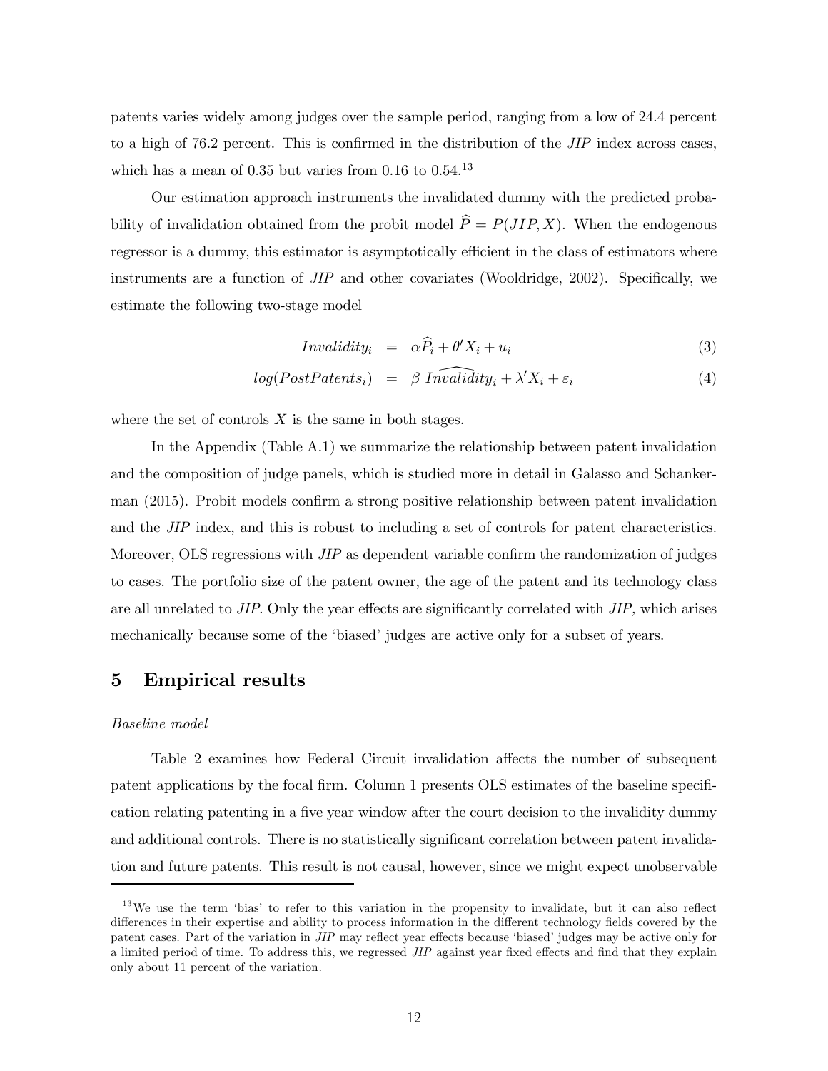patents varies widely among judges over the sample period, ranging from a low of 24.4 percent to a high of 76.2 percent. This is confirmed in the distribution of the *JIP* index across cases, which has a mean of 0.35 but varies from 0.16 to 0.54.[13]

Our estimation approach instruments the invalidated dummy with the predicted probability of invalidation obtained from the probit model $\widehat{P} = P(JIP, X)$. When the endogenous regressor is a dummy, this estimator is asymptotically efficient in the class of estimators where instruments are a function of *JIP* and other covariates (Wooldridge, 2002). Specifically, we estimate the following two-stage model

$$Invalidity_i = \alpha \widehat{P}_i + \theta' X_i + u_i \tag{3}$$

$$log(PostPatents_i) = \beta \; \widehat{Invalidity}_i + \lambda' X_i + \varepsilon_i \tag{4}$$

where the set of controls $X$ is the same in both stages.

In the Appendix (Table A.1) we summarize the relationship between patent invalidation and the composition of judge panels, which is studied more in detail in Galasso and Schankerman (2015). Probit models confirm a strong positive relationship between patent invalidation and the *JIP* index, and this is robust to including a set of controls for patent characteristics. Moreover, OLS regressions with *JIP* as dependent variable confirm the randomization of judges to cases. The portfolio size of the patent owner, the age of the patent and its technology class are all unrelated to *JIP*. Only the year effects are significantly correlated with *JIP,* which arises mechanically because some of the 'biased' judges are active only for a subset of years.

# 5 Empirical results

*Baseline model*

Table 2 examines how Federal Circuit invalidation affects the number of subsequent patent applications by the focal firm. Column 1 presents OLS estimates of the baseline specification relating patenting in a five year window after the court decision to the invalidity dummy and additional controls. There is no statistically significant correlation between patent invalidation and future patents. This result is not causal, however, since we might expect unobservable

[13] We use the term 'bias' to refer to this variation in the propensity to invalidate, but it can also reflect differences in their expertise and ability to process information in the different technology fields covered by the patent cases. Part of the variation in *JIP* may reflect year effects because 'biased' judges may be active only for a limited period of time. To address this, we regressed *JIP* against year fixed effects and find that they explain only about 11 percent of the variation.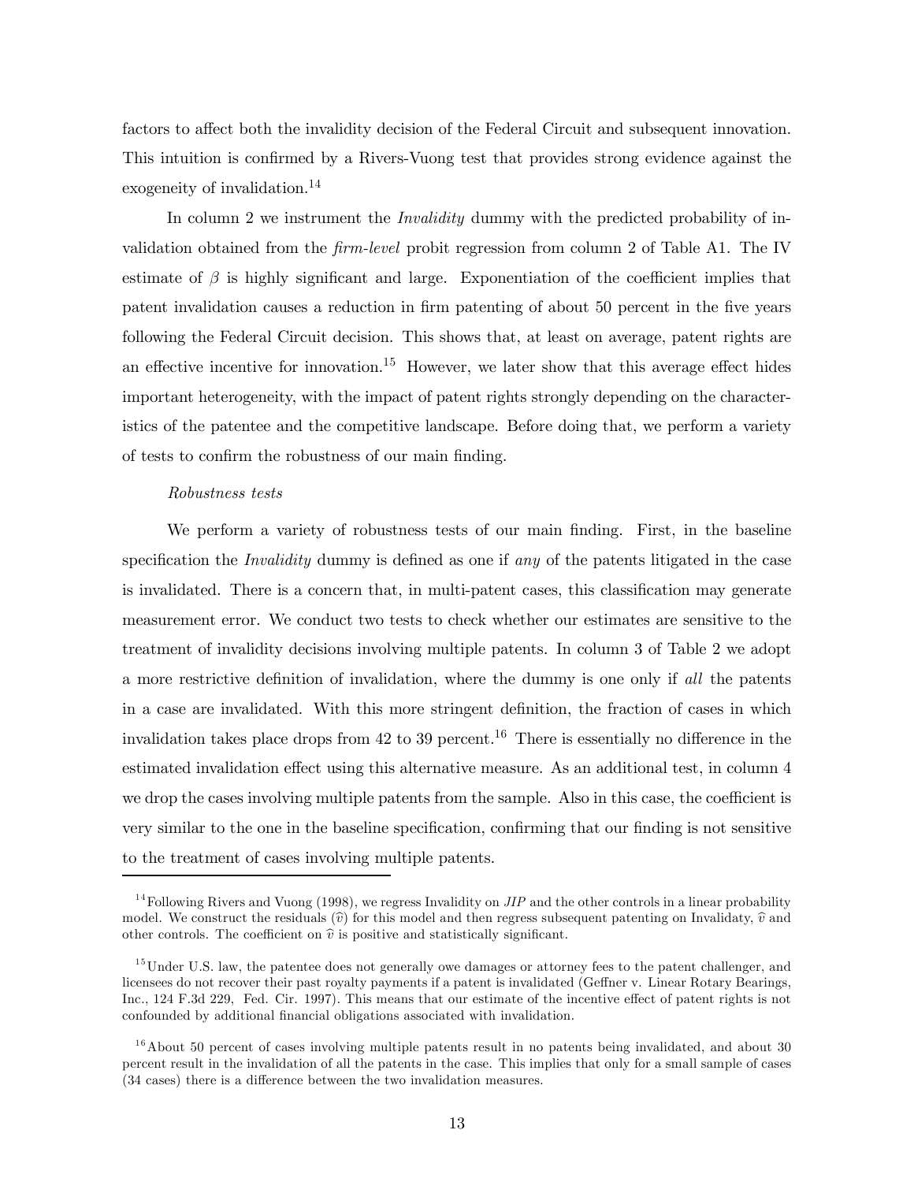factors to affect both the invalidity decision of the Federal Circuit and subsequent innovation. This intuition is confirmed by a Rivers-Vuong test that provides strong evidence against the exogeneity of invalidation.[14]

In column 2 we instrument the *Invalidity* dummy with the predicted probability of invalidation obtained from the *firm-level* probit regression from column 2 of Table A1. The IV estimate of $\beta$ is highly significant and large. Exponentiation of the coefficient implies that patent invalidation causes a reduction in firm patenting of about 50 percent in the five years following the Federal Circuit decision. This shows that, at least on average, patent rights are an effective incentive for innovation.[15] However, we later show that this average effect hides important heterogeneity, with the impact of patent rights strongly depending on the characteristics of the patentee and the competitive landscape. Before doing that, we perform a variety of tests to confirm the robustness of our main finding.

*Robustness tests*

We perform a variety of robustness tests of our main finding. First, in the baseline specification the *Invalidity* dummy is defined as one if *any* of the patents litigated in the case is invalidated. There is a concern that, in multi-patent cases, this classification may generate measurement error. We conduct two tests to check whether our estimates are sensitive to the treatment of invalidity decisions involving multiple patents. In column 3 of Table 2 we adopt a more restrictive definition of invalidation, where the dummy is one only if *all* the patents in a case are invalidated. With this more stringent definition, the fraction of cases in which invalidation takes place drops from 42 to 39 percent.[16] There is essentially no difference in the estimated invalidation effect using this alternative measure. As an additional test, in column 4 we drop the cases involving multiple patents from the sample. Also in this case, the coefficient is very similar to the one in the baseline specification, confirming that our finding is not sensitive to the treatment of cases involving multiple patents.

---

[14] Following Rivers and Vuong (1998), we regress Invalidity on *JIP* and the other controls in a linear probability model. We construct the residuals ($\widehat{v}$) for this model and then regress subsequent patenting on Invalidaty, $\widehat{v}$ and other controls. The coefficient on $\widehat{v}$ is positive and statistically significant.

[15] Under U.S. law, the patentee does not generally owe damages or attorney fees to the patent challenger, and licensees do not recover their past royalty payments if a patent is invalidated (Geffner v. Linear Rotary Bearings, Inc., 124 F.3d 229, Fed. Cir. 1997). This means that our estimate of the incentive effect of patent rights is not confounded by additional financial obligations associated with invalidation.

[16] About 50 percent of cases involving multiple patents result in no patents being invalidated, and about 30 percent result in the invalidation of all the patents in the case. This implies that only for a small sample of cases (34 cases) there is a difference between the two invalidation measures.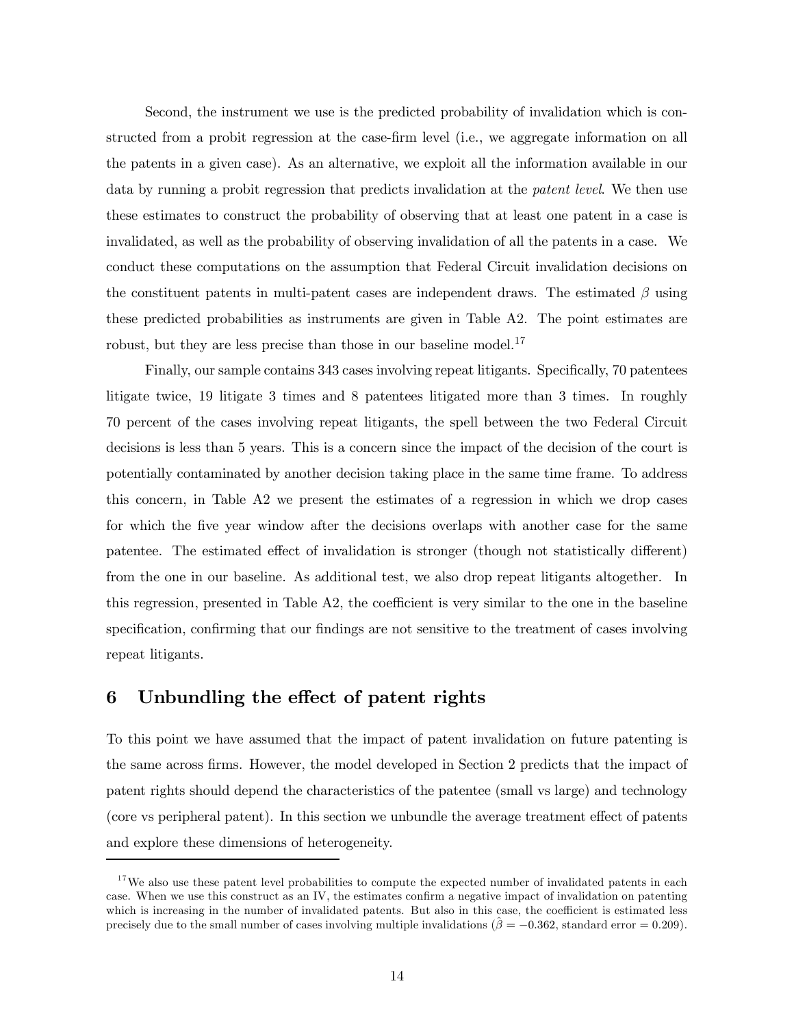Second, the instrument we use is the predicted probability of invalidation which is constructed from a probit regression at the case-firm level (i.e., we aggregate information on all the patents in a given case). As an alternative, we exploit all the information available in our data by running a probit regression that predicts invalidation at the *patent level*. We then use these estimates to construct the probability of observing that at least one patent in a case is invalidated, as well as the probability of observing invalidation of all the patents in a case. We conduct these computations on the assumption that Federal Circuit invalidation decisions on the constituent patents in multi-patent cases are independent draws. The estimated $\beta$ using these predicted probabilities as instruments are given in Table A2. The point estimates are robust, but they are less precise than those in our baseline model.[17]

Finally, our sample contains 343 cases involving repeat litigants. Specifically, 70 patentees litigate twice, 19 litigate 3 times and 8 patentees litigated more than 3 times. In roughly 70 percent of the cases involving repeat litigants, the spell between the two Federal Circuit decisions is less than 5 years. This is a concern since the impact of the decision of the court is potentially contaminated by another decision taking place in the same time frame. To address this concern, in Table A2 we present the estimates of a regression in which we drop cases for which the five year window after the decisions overlaps with another case for the same patentee. The estimated effect of invalidation is stronger (though not statistically different) from the one in our baseline. As additional test, we also drop repeat litigants altogether. In this regression, presented in Table A2, the coefficient is very similar to the one in the baseline specification, confirming that our findings are not sensitive to the treatment of cases involving repeat litigants.

## 6 Unbundling the effect of patent rights

To this point we have assumed that the impact of patent invalidation on future patenting is the same across firms. However, the model developed in Section 2 predicts that the impact of patent rights should depend the characteristics of the patentee (small vs large) and technology (core vs peripheral patent). In this section we unbundle the average treatment effect of patents and explore these dimensions of heterogeneity.

[17] We also use these patent level probabilities to compute the expected number of invalidated patents in each case. When we use this construct as an IV, the estimates confirm a negative impact of invalidation on patenting which is increasing in the number of invalidated patents. But also in this case, the coefficient is estimated less precisely due to the small number of cases involving multiple invalidations ($\hat{\beta} = -0.362$, standard error = 0.209).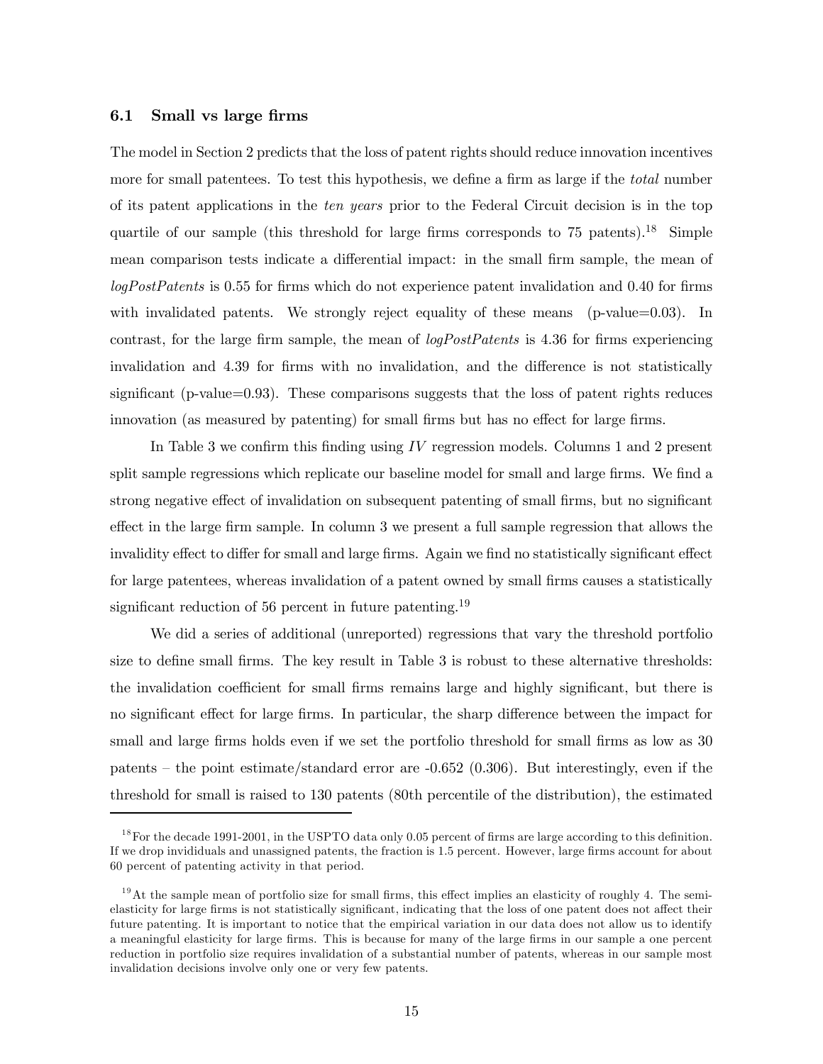### 6.1 Small vs large firms

The model in Section 2 predicts that the loss of patent rights should reduce innovation incentives more for small patentees. To test this hypothesis, we define a firm as large if the *total* number of its patent applications in the *ten years* prior to the Federal Circuit decision is in the top quartile of our sample (this threshold for large firms corresponds to 75 patents).[18] Simple mean comparison tests indicate a differential impact: in the small firm sample, the mean of *logPostPatents* is 0.55 for firms which do not experience patent invalidation and 0.40 for firms with invalidated patents. We strongly reject equality of these means (p-value=0.03). In contrast, for the large firm sample, the mean of *logPostPatents* is 4.36 for firms experiencing invalidation and 4.39 for firms with no invalidation, and the difference is not statistically significant (p-value=0.93). These comparisons suggests that the loss of patent rights reduces innovation (as measured by patenting) for small firms but has no effect for large firms.

In Table 3 we confirm this finding using *IV* regression models. Columns 1 and 2 present split sample regressions which replicate our baseline model for small and large firms. We find a strong negative effect of invalidation on subsequent patenting of small firms, but no significant effect in the large firm sample. In column 3 we present a full sample regression that allows the invalidity effect to differ for small and large firms. Again we find no statistically significant effect for large patentees, whereas invalidation of a patent owned by small firms causes a statistically significant reduction of 56 percent in future patenting.[19]

We did a series of additional (unreported) regressions that vary the threshold portfolio size to define small firms. The key result in Table 3 is robust to these alternative thresholds: the invalidation coefficient for small firms remains large and highly significant, but there is no significant effect for large firms. In particular, the sharp difference between the impact for small and large firms holds even if we set the portfolio threshold for small firms as low as 30 patents – the point estimate/standard error are -0.652 (0.306). But interestingly, even if the threshold for small is raised to 130 patents (80th percentile of the distribution), the estimated

---

[18] For the decade 1991-2001, in the USPTO data only 0.05 percent of firms are large according to this definition. If we drop invididuals and unassigned patents, the fraction is 1.5 percent. However, large firms account for about 60 percent of patenting activity in that period.

[19] At the sample mean of portfolio size for small firms, this effect implies an elasticity of roughly 4. The semi-elasticity for large firms is not statistically significant, indicating that the loss of one patent does not affect their future patenting. It is important to notice that the empirical variation in our data does not allow us to identify a meaningful elasticity for large firms. This is because for many of the large firms in our sample a one percent reduction in portfolio size requires invalidation of a substantial number of patents, whereas in our sample most invalidation decisions involve only one or very few patents.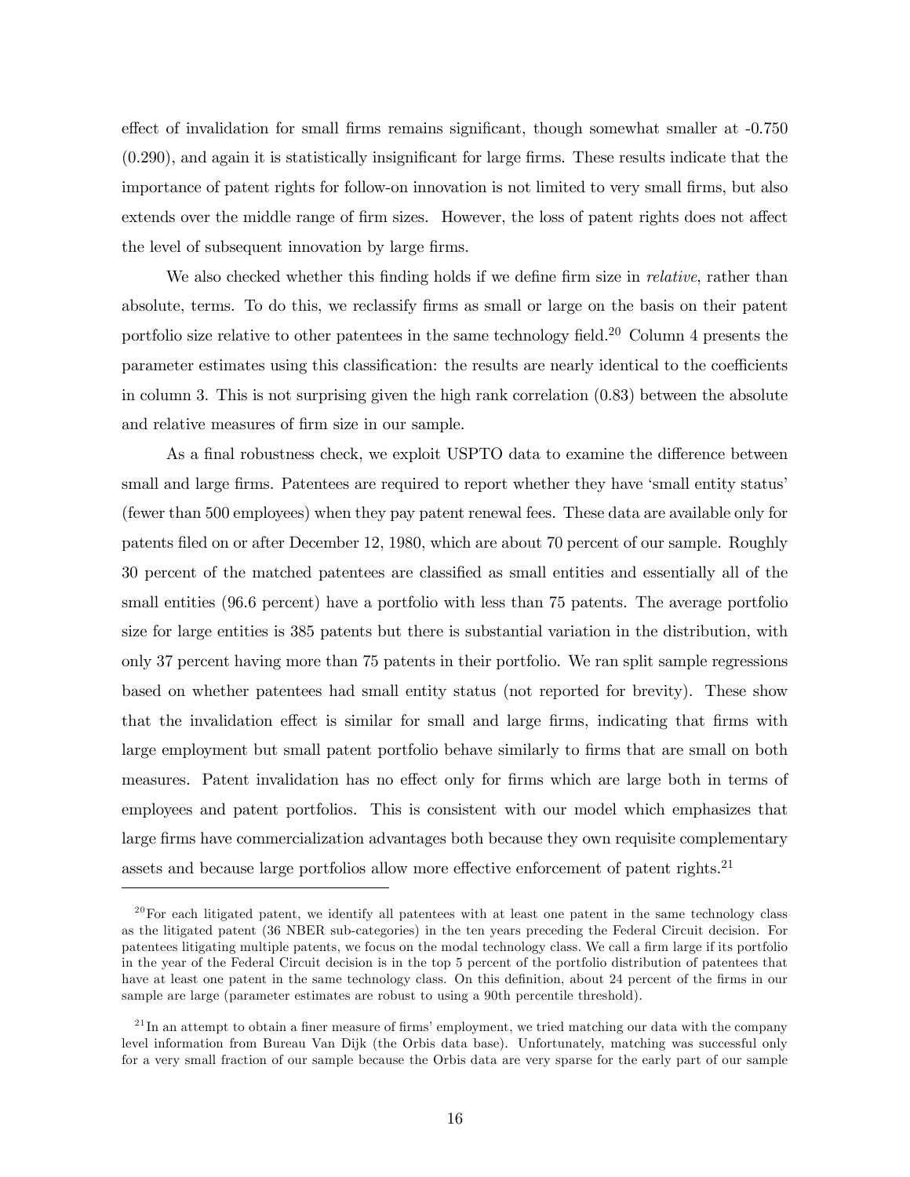effect of invalidation for small firms remains significant, though somewhat smaller at -0.750 (0.290), and again it is statistically insignificant for large firms. These results indicate that the importance of patent rights for follow-on innovation is not limited to very small firms, but also extends over the middle range of firm sizes. However, the loss of patent rights does not affect the level of subsequent innovation by large firms.

We also checked whether this finding holds if we define firm size in *relative*, rather than absolute, terms. To do this, we reclassify firms as small or large on the basis on their patent portfolio size relative to other patentees in the same technology field.[20] Column 4 presents the parameter estimates using this classification: the results are nearly identical to the coefficients in column 3. This is not surprising given the high rank correlation (0.83) between the absolute and relative measures of firm size in our sample.

As a final robustness check, we exploit USPTO data to examine the difference between small and large firms. Patentees are required to report whether they have 'small entity status' (fewer than 500 employees) when they pay patent renewal fees. These data are available only for patents filed on or after December 12, 1980, which are about 70 percent of our sample. Roughly 30 percent of the matched patentees are classified as small entities and essentially all of the small entities (96.6 percent) have a portfolio with less than 75 patents. The average portfolio size for large entities is 385 patents but there is substantial variation in the distribution, with only 37 percent having more than 75 patents in their portfolio. We ran split sample regressions based on whether patentees had small entity status (not reported for brevity). These show that the invalidation effect is similar for small and large firms, indicating that firms with large employment but small patent portfolio behave similarly to firms that are small on both measures. Patent invalidation has no effect only for firms which are large both in terms of employees and patent portfolios. This is consistent with our model which emphasizes that large firms have commercialization advantages both because they own requisite complementary assets and because large portfolios allow more effective enforcement of patent rights.[21]

---

[20] For each litigated patent, we identify all patentees with at least one patent in the same technology class as the litigated patent (36 NBER sub-categories) in the ten years preceding the Federal Circuit decision. For patentees litigating multiple patents, we focus on the modal technology class. We call a firm large if its portfolio in the year of the Federal Circuit decision is in the top 5 percent of the portfolio distribution of patentees that have at least one patent in the same technology class. On this definition, about 24 percent of the firms in our sample are large (parameter estimates are robust to using a 90th percentile threshold).

[21] In an attempt to obtain a finer measure of firms' employment, we tried matching our data with the company level information from Bureau Van Dijk (the Orbis data base). Unfortunately, matching was successful only for a very small fraction of our sample because the Orbis data are very sparse for the early part of our sample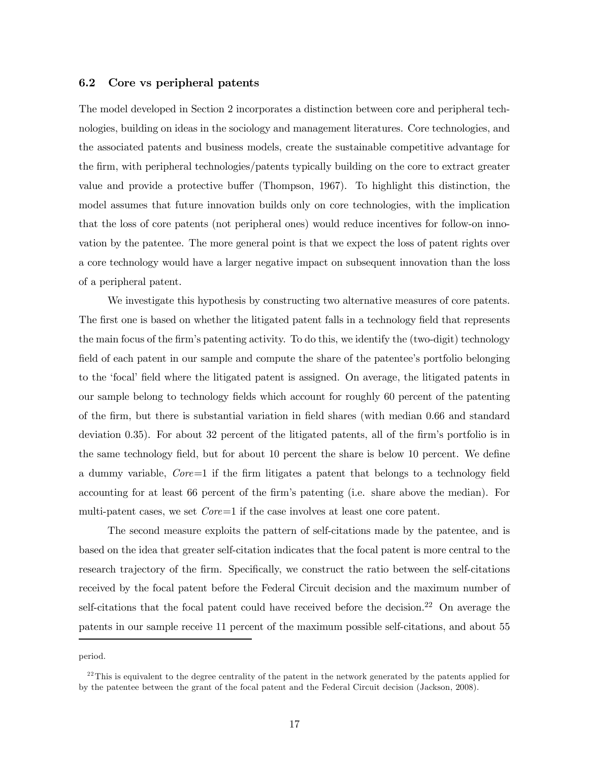### 6.2 Core vs peripheral patents

The model developed in Section 2 incorporates a distinction between core and peripheral technologies, building on ideas in the sociology and management literatures. Core technologies, and the associated patents and business models, create the sustainable competitive advantage for the firm, with peripheral technologies/patents typically building on the core to extract greater value and provide a protective buffer (Thompson, 1967). To highlight this distinction, the model assumes that future innovation builds only on core technologies, with the implication that the loss of core patents (not peripheral ones) would reduce incentives for follow-on innovation by the patentee. The more general point is that we expect the loss of patent rights over a core technology would have a larger negative impact on subsequent innovation than the loss of a peripheral patent.

We investigate this hypothesis by constructing two alternative measures of core patents. The first one is based on whether the litigated patent falls in a technology field that represents the main focus of the firm's patenting activity. To do this, we identify the (two-digit) technology field of each patent in our sample and compute the share of the patentee's portfolio belonging to the 'focal' field where the litigated patent is assigned. On average, the litigated patents in our sample belong to technology fields which account for roughly 60 percent of the patenting of the firm, but there is substantial variation in field shares (with median 0.66 and standard deviation 0.35). For about 32 percent of the litigated patents, all of the firm's portfolio is in the same technology field, but for about 10 percent the share is below 10 percent. We define a dummy variable, *Core*=1 if the firm litigates a patent that belongs to a technology field accounting for at least 66 percent of the firm's patenting (i.e. share above the median). For multi-patent cases, we set *Core*=1 if the case involves at least one core patent.

The second measure exploits the pattern of self-citations made by the patentee, and is based on the idea that greater self-citation indicates that the focal patent is more central to the research trajectory of the firm. Specifically, we construct the ratio between the self-citations received by the focal patent before the Federal Circuit decision and the maximum number of self-citations that the focal patent could have received before the decision.[22] On average the patents in our sample receive 11 percent of the maximum possible self-citations, and about 55

period.

[22] This is equivalent to the degree centrality of the patent in the network generated by the patents applied for by the patentee between the grant of the focal patent and the Federal Circuit decision (Jackson, 2008).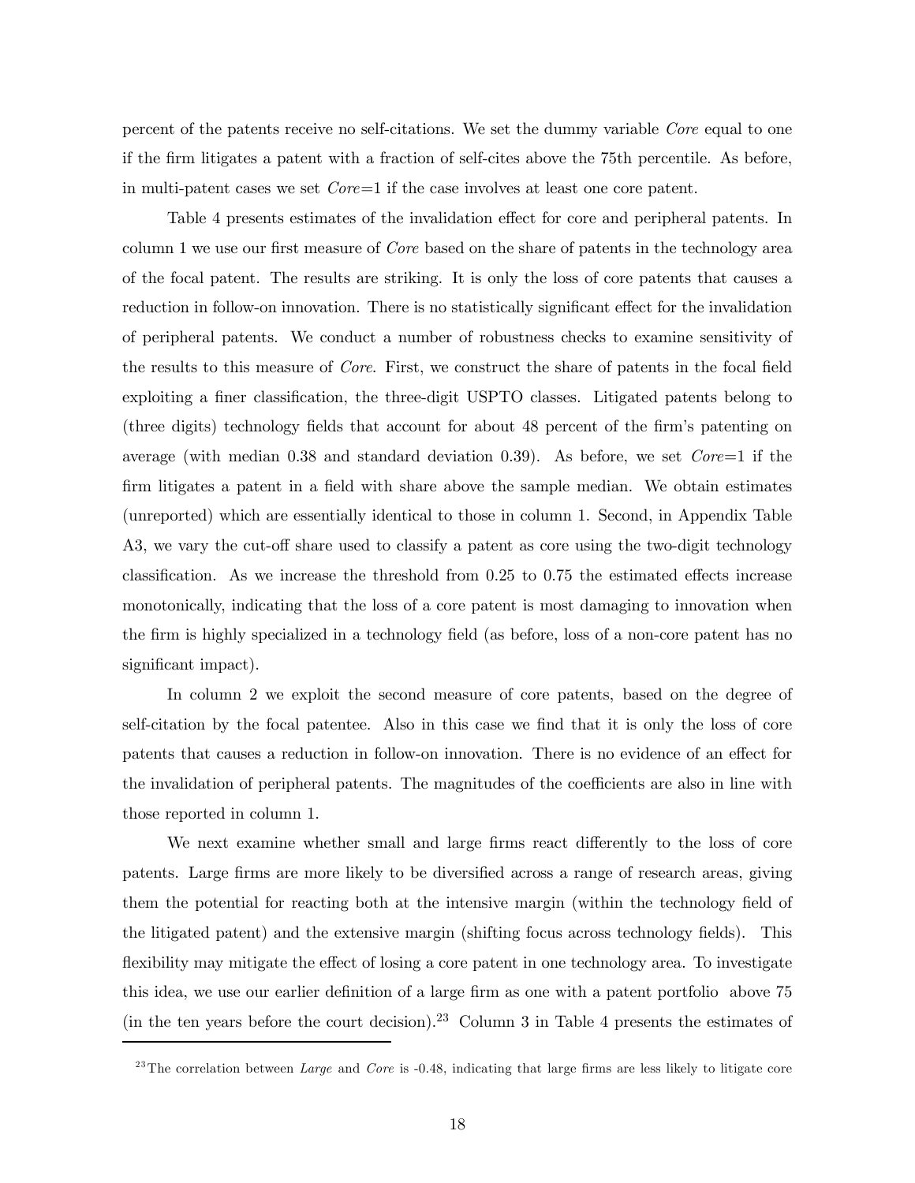percent of the patents receive no self-citations. We set the dummy variable *Core* equal to one if the firm litigates a patent with a fraction of self-cites above the 75th percentile. As before, in multi-patent cases we set *Core*=1 if the case involves at least one core patent.

Table 4 presents estimates of the invalidation effect for core and peripheral patents. In column 1 we use our first measure of *Core* based on the share of patents in the technology area of the focal patent. The results are striking. It is only the loss of core patents that causes a reduction in follow-on innovation. There is no statistically significant effect for the invalidation of peripheral patents. We conduct a number of robustness checks to examine sensitivity of the results to this measure of *Core*. First, we construct the share of patents in the focal field exploiting a finer classification, the three-digit USPTO classes. Litigated patents belong to (three digits) technology fields that account for about 48 percent of the firm's patenting on average (with median 0.38 and standard deviation 0.39). As before, we set *Core*=1 if the firm litigates a patent in a field with share above the sample median. We obtain estimates (unreported) which are essentially identical to those in column 1. Second, in Appendix Table A3, we vary the cut-off share used to classify a patent as core using the two-digit technology classification. As we increase the threshold from 0.25 to 0.75 the estimated effects increase monotonically, indicating that the loss of a core patent is most damaging to innovation when the firm is highly specialized in a technology field (as before, loss of a non-core patent has no significant impact).

In column 2 we exploit the second measure of core patents, based on the degree of self-citation by the focal patentee. Also in this case we find that it is only the loss of core patents that causes a reduction in follow-on innovation. There is no evidence of an effect for the invalidation of peripheral patents. The magnitudes of the coefficients are also in line with those reported in column 1.

We next examine whether small and large firms react differently to the loss of core patents. Large firms are more likely to be diversified across a range of research areas, giving them the potential for reacting both at the intensive margin (within the technology field of the litigated patent) and the extensive margin (shifting focus across technology fields). This flexibility may mitigate the effect of losing a core patent in one technology area. To investigate this idea, we use our earlier definition of a large firm as one with a patent portfolio above 75 (in the ten years before the court decision).[23] Column 3 in Table 4 presents the estimates of

[23] The correlation between *Large* and *Core* is -0.48, indicating that large firms are less likely to litigate core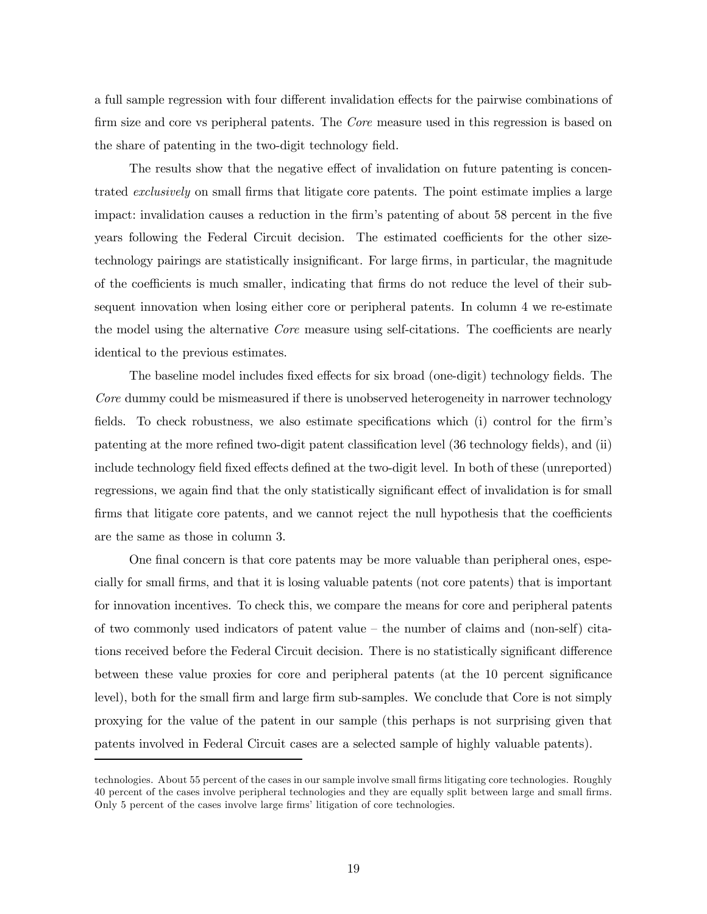a full sample regression with four different invalidation effects for the pairwise combinations of firm size and core vs peripheral patents. The *Core* measure used in this regression is based on the share of patenting in the two-digit technology field.

The results show that the negative effect of invalidation on future patenting is concentrated *exclusively* on small firms that litigate core patents. The point estimate implies a large impact: invalidation causes a reduction in the firm's patenting of about 58 percent in the five years following the Federal Circuit decision. The estimated coefficients for the other size-technology pairings are statistically insignificant. For large firms, in particular, the magnitude of the coefficients is much smaller, indicating that firms do not reduce the level of their subsequent innovation when losing either core or peripheral patents. In column 4 we re-estimate the model using the alternative *Core* measure using self-citations. The coefficients are nearly identical to the previous estimates.

The baseline model includes fixed effects for six broad (one-digit) technology fields. The *Core* dummy could be mismeasured if there is unobserved heterogeneity in narrower technology fields. To check robustness, we also estimate specifications which (i) control for the firm's patenting at the more refined two-digit patent classification level (36 technology fields), and (ii) include technology field fixed effects defined at the two-digit level. In both of these (unreported) regressions, we again find that the only statistically significant effect of invalidation is for small firms that litigate core patents, and we cannot reject the null hypothesis that the coefficients are the same as those in column 3.

One final concern is that core patents may be more valuable than peripheral ones, especially for small firms, and that it is losing valuable patents (not core patents) that is important for innovation incentives. To check this, we compare the means for core and peripheral patents of two commonly used indicators of patent value – the number of claims and (non-self) citations received before the Federal Circuit decision. There is no statistically significant difference between these value proxies for core and peripheral patents (at the 10 percent significance level), both for the small firm and large firm sub-samples. We conclude that Core is not simply proxying for the value of the patent in our sample (this perhaps is not surprising given that patents involved in Federal Circuit cases are a selected sample of highly valuable patents).

---

technologies. About 55 percent of the cases in our sample involve small firms litigating core technologies. Roughly 40 percent of the cases involve peripheral technologies and they are equally split between large and small firms. Only 5 percent of the cases involve large firms' litigation of core technologies.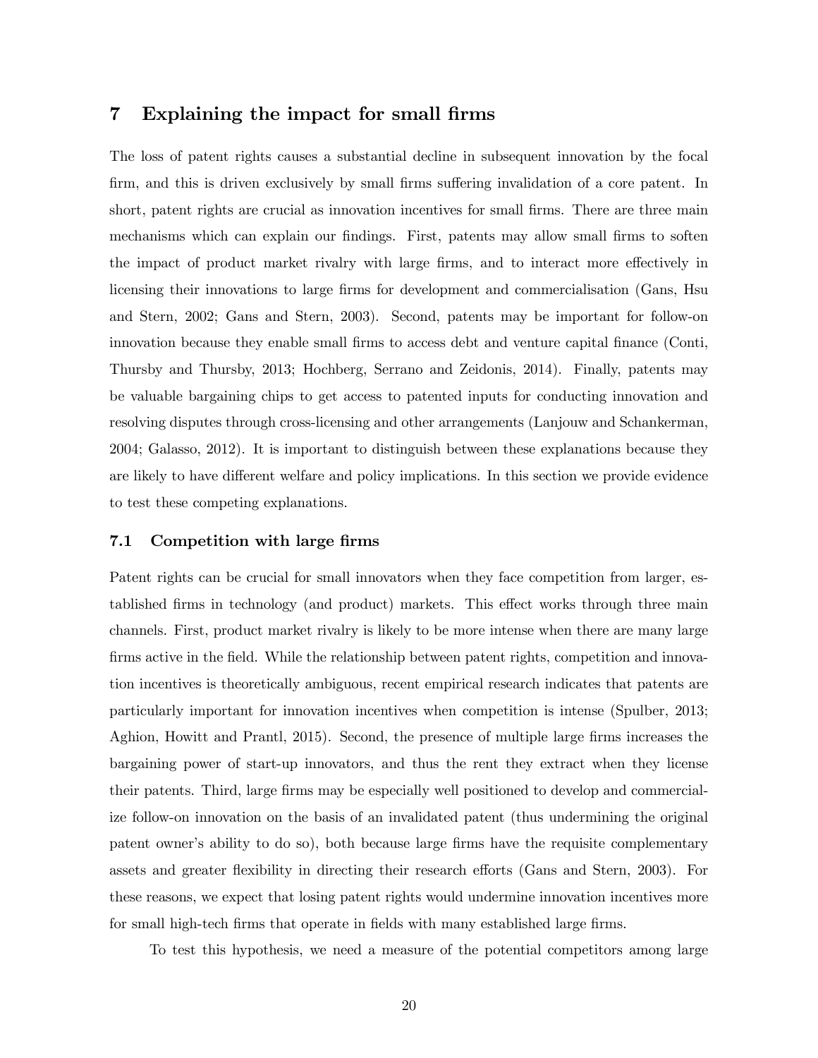## 7 Explaining the impact for small firms

The loss of patent rights causes a substantial decline in subsequent innovation by the focal firm, and this is driven exclusively by small firms suffering invalidation of a core patent. In short, patent rights are crucial as innovation incentives for small firms. There are three main mechanisms which can explain our findings. First, patents may allow small firms to soften the impact of product market rivalry with large firms, and to interact more effectively in licensing their innovations to large firms for development and commercialisation (Gans, Hsu and Stern, 2002; Gans and Stern, 2003). Second, patents may be important for follow-on innovation because they enable small firms to access debt and venture capital finance (Conti, Thursby and Thursby, 2013; Hochberg, Serrano and Zeidonis, 2014). Finally, patents may be valuable bargaining chips to get access to patented inputs for conducting innovation and resolving disputes through cross-licensing and other arrangements (Lanjouw and Schankerman, 2004; Galasso, 2012). It is important to distinguish between these explanations because they are likely to have different welfare and policy implications. In this section we provide evidence to test these competing explanations.

### 7.1 Competition with large firms

Patent rights can be crucial for small innovators when they face competition from larger, established firms in technology (and product) markets. This effect works through three main channels. First, product market rivalry is likely to be more intense when there are many large firms active in the field. While the relationship between patent rights, competition and innovation incentives is theoretically ambiguous, recent empirical research indicates that patents are particularly important for innovation incentives when competition is intense (Spulber, 2013; Aghion, Howitt and Prantl, 2015). Second, the presence of multiple large firms increases the bargaining power of start-up innovators, and thus the rent they extract when they license their patents. Third, large firms may be especially well positioned to develop and commercialize follow-on innovation on the basis of an invalidated patent (thus undermining the original patent owner's ability to do so), both because large firms have the requisite complementary assets and greater flexibility in directing their research efforts (Gans and Stern, 2003). For these reasons, we expect that losing patent rights would undermine innovation incentives more for small high-tech firms that operate in fields with many established large firms.

To test this hypothesis, we need a measure of the potential competitors among large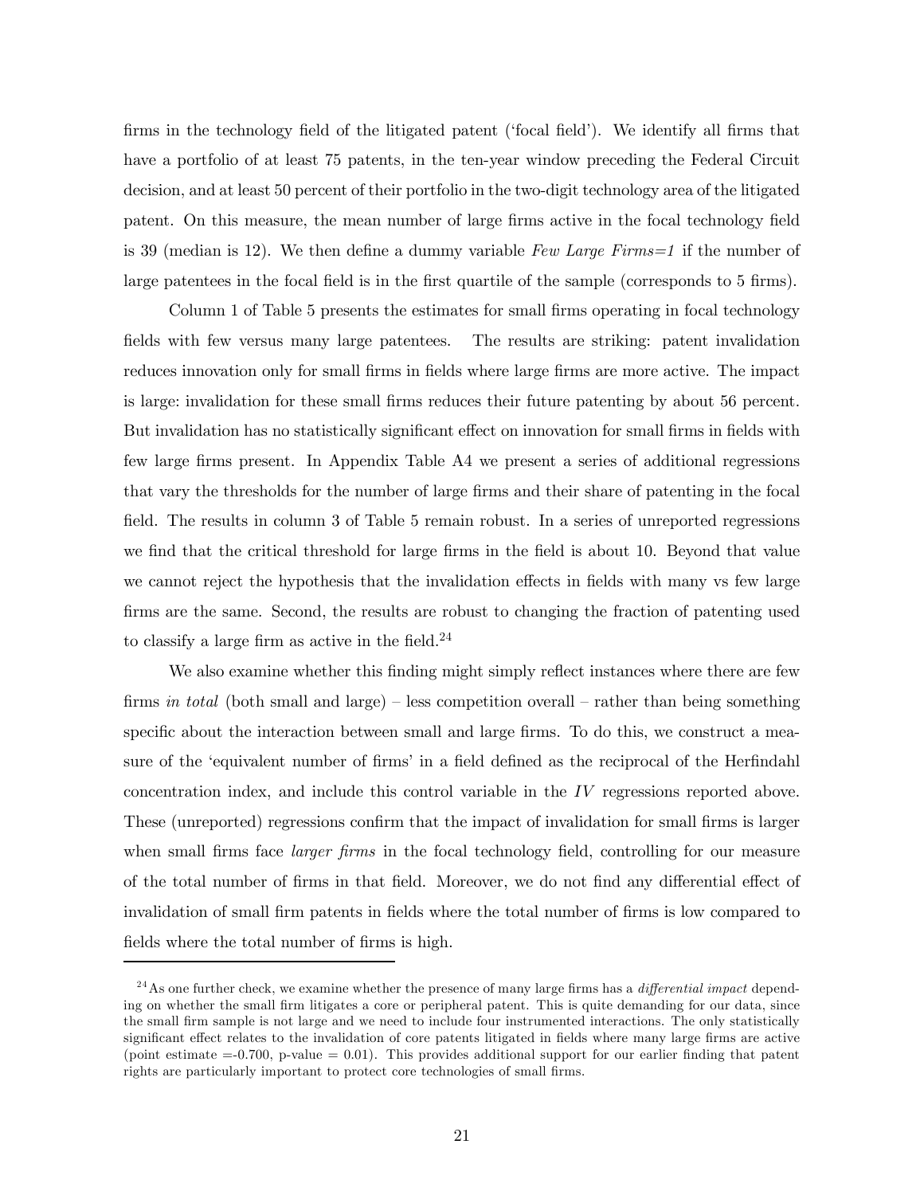firms in the technology field of the litigated patent ('focal field'). We identify all firms that have a portfolio of at least 75 patents, in the ten-year window preceding the Federal Circuit decision, and at least 50 percent of their portfolio in the two-digit technology area of the litigated patent. On this measure, the mean number of large firms active in the focal technology field is 39 (median is 12). We then define a dummy variable *Few Large Firms=1* if the number of large patentees in the focal field is in the first quartile of the sample (corresponds to 5 firms).

Column 1 of Table 5 presents the estimates for small firms operating in focal technology fields with few versus many large patentees. The results are striking: patent invalidation reduces innovation only for small firms in fields where large firms are more active. The impact is large: invalidation for these small firms reduces their future patenting by about 56 percent. But invalidation has no statistically significant effect on innovation for small firms in fields with few large firms present. In Appendix Table A4 we present a series of additional regressions that vary the thresholds for the number of large firms and their share of patenting in the focal field. The results in column 3 of Table 5 remain robust. In a series of unreported regressions we find that the critical threshold for large firms in the field is about 10. Beyond that value we cannot reject the hypothesis that the invalidation effects in fields with many vs few large firms are the same. Second, the results are robust to changing the fraction of patenting used to classify a large firm as active in the field.[24]

We also examine whether this finding might simply reflect instances where there are few firms *in total* (both small and large) – less competition overall – rather than being something specific about the interaction between small and large firms. To do this, we construct a measure of the 'equivalent number of firms' in a field defined as the reciprocal of the Herfindahl concentration index, and include this control variable in the *IV* regressions reported above. These (unreported) regressions confirm that the impact of invalidation for small firms is larger when small firms face *larger firms* in the focal technology field, controlling for our measure of the total number of firms in that field. Moreover, we do not find any differential effect of invalidation of small firm patents in fields where the total number of firms is low compared to fields where the total number of firms is high.

[24] As one further check, we examine whether the presence of many large firms has a *differential impact* depending on whether the small firm litigates a core or peripheral patent. This is quite demanding for our data, since the small firm sample is not large and we need to include four instrumented interactions. The only statistically significant effect relates to the invalidation of core patents litigated in fields where many large firms are active (point estimate =-0.700, p-value = 0.01). This provides additional support for our earlier finding that patent rights are particularly important to protect core technologies of small firms.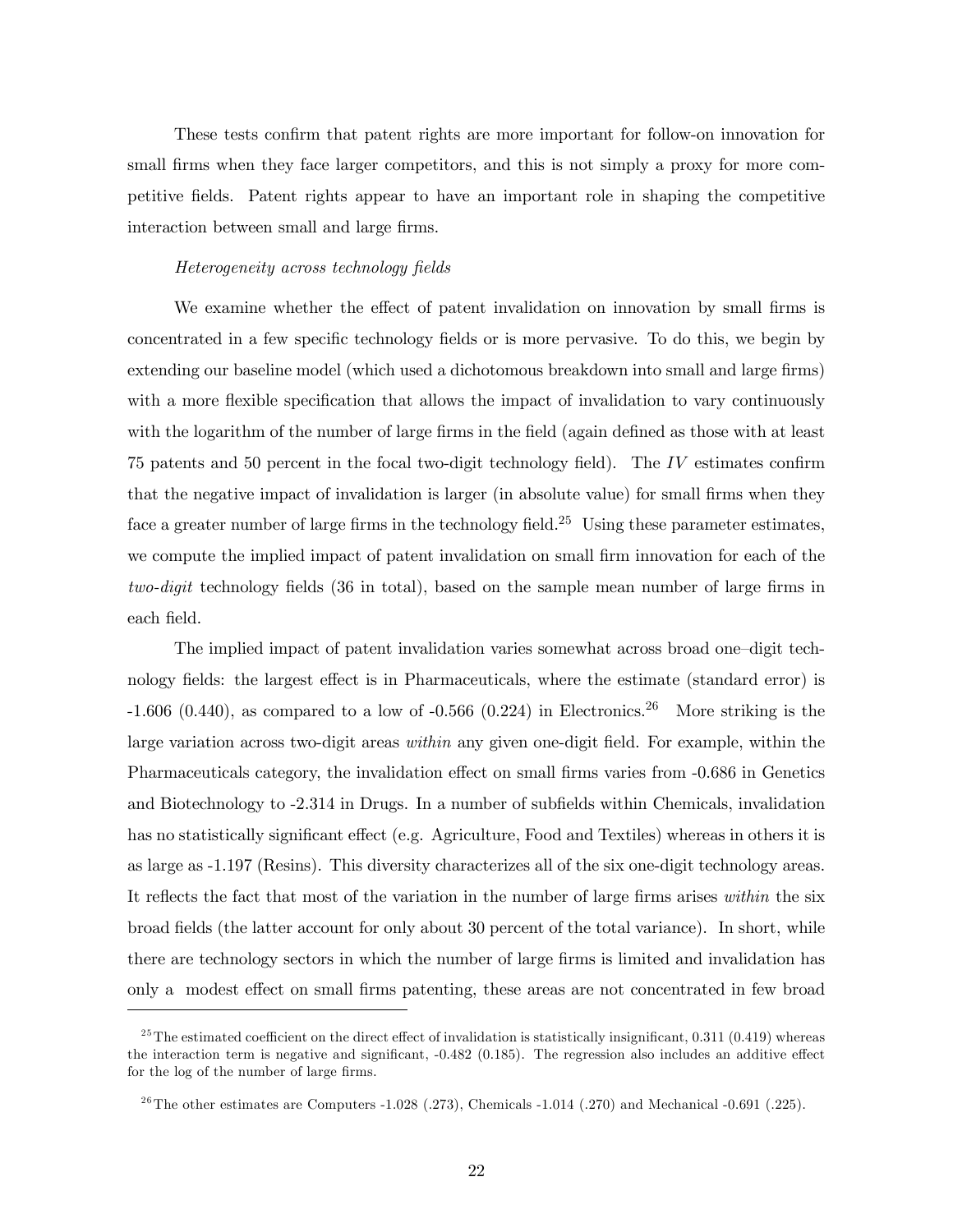These tests confirm that patent rights are more important for follow-on innovation for small firms when they face larger competitors, and this is not simply a proxy for more competitive fields. Patent rights appear to have an important role in shaping the competitive interaction between small and large firms.

*Heterogeneity across technology fields*

We examine whether the effect of patent invalidation on innovation by small firms is concentrated in a few specific technology fields or is more pervasive. To do this, we begin by extending our baseline model (which used a dichotomous breakdown into small and large firms) with a more flexible specification that allows the impact of invalidation to vary continuously with the logarithm of the number of large firms in the field (again defined as those with at least 75 patents and 50 percent in the focal two-digit technology field). The $IV$ estimates confirm that the negative impact of invalidation is larger (in absolute value) for small firms when they face a greater number of large firms in the technology field.[25] Using these parameter estimates, we compute the implied impact of patent invalidation on small firm innovation for each of the *two-digit* technology fields (36 in total), based on the sample mean number of large firms in each field.

The implied impact of patent invalidation varies somewhat across broad one–digit technology fields: the largest effect is in Pharmaceuticals, where the estimate (standard error) is -1.606 (0.440), as compared to a low of -0.566 (0.224) in Electronics.[26] More striking is the large variation across two-digit areas *within* any given one-digit field. For example, within the Pharmaceuticals category, the invalidation effect on small firms varies from -0.686 in Genetics and Biotechnology to -2.314 in Drugs. In a number of subfields within Chemicals, invalidation has no statistically significant effect (e.g. Agriculture, Food and Textiles) whereas in others it is as large as -1.197 (Resins). This diversity characterizes all of the six one-digit technology areas. It reflects the fact that most of the variation in the number of large firms arises *within* the six broad fields (the latter account for only about 30 percent of the total variance). In short, while there are technology sectors in which the number of large firms is limited and invalidation has only a modest effect on small firms patenting, these areas are not concentrated in few broad

[25] The estimated coefficient on the direct effect of invalidation is statistically insignificant, 0.311 (0.419) whereas the interaction term is negative and significant, -0.482 (0.185). The regression also includes an additive effect for the log of the number of large firms.

[26] The other estimates are Computers -1.028 (.273), Chemicals -1.014 (.270) and Mechanical -0.691 (.225).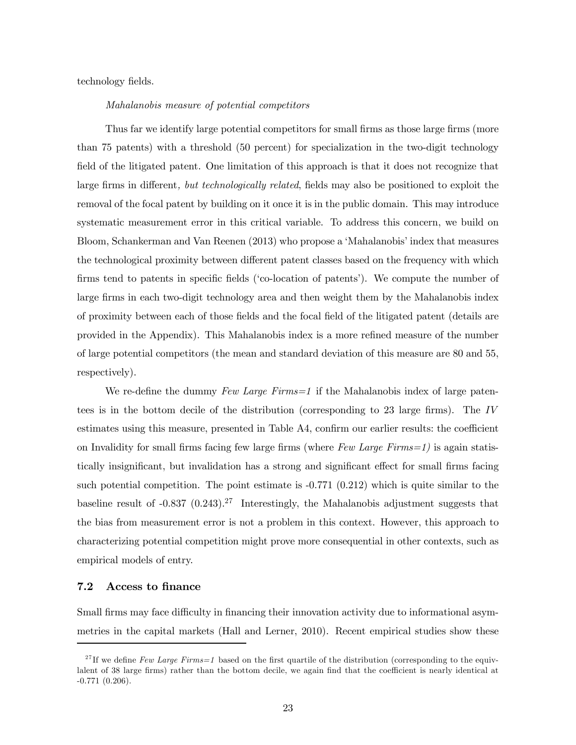technology fields.

*Mahalanobis measure of potential competitors*

Thus far we identify large potential competitors for small firms as those large firms (more than 75 patents) with a threshold (50 percent) for specialization in the two-digit technology field of the litigated patent. One limitation of this approach is that it does not recognize that large firms in different*, but technologically related*, fields may also be positioned to exploit the removal of the focal patent by building on it once it is in the public domain. This may introduce systematic measurement error in this critical variable. To address this concern, we build on Bloom, Schankerman and Van Reenen (2013) who propose a 'Mahalanobis' index that measures the technological proximity between different patent classes based on the frequency with which firms tend to patents in specific fields ('co-location of patents'). We compute the number of large firms in each two-digit technology area and then weight them by the Mahalanobis index of proximity between each of those fields and the focal field of the litigated patent (details are provided in the Appendix). This Mahalanobis index is a more refined measure of the number of large potential competitors (the mean and standard deviation of this measure are 80 and 55, respectively).

We re-define the dummy *Few Large Firms=1* if the Mahalanobis index of large patentees is in the bottom decile of the distribution (corresponding to 23 large firms). The *IV* estimates using this measure, presented in Table A4, confirm our earlier results: the coefficient on Invalidity for small firms facing few large firms (where *Few Large Firms=1)* is again statistically insignificant, but invalidation has a strong and significant effect for small firms facing such potential competition. The point estimate is -0.771 (0.212) which is quite similar to the baseline result of -0.837 (0.243).[27] Interestingly, the Mahalanobis adjustment suggests that the bias from measurement error is not a problem in this context. However, this approach to characterizing potential competition might prove more consequential in other contexts, such as empirical models of entry.

## 7.2 Access to finance

Small firms may face difficulty in financing their innovation activity due to informational asymmetries in the capital markets (Hall and Lerner, 2010). Recent empirical studies show these

[27] If we define *Few Large Firms=1* based on the first quartile of the distribution (corresponding to the equivalent of 38 large firms) rather than the bottom decile, we again find that the coefficient is nearly identical at -0.771 (0.206).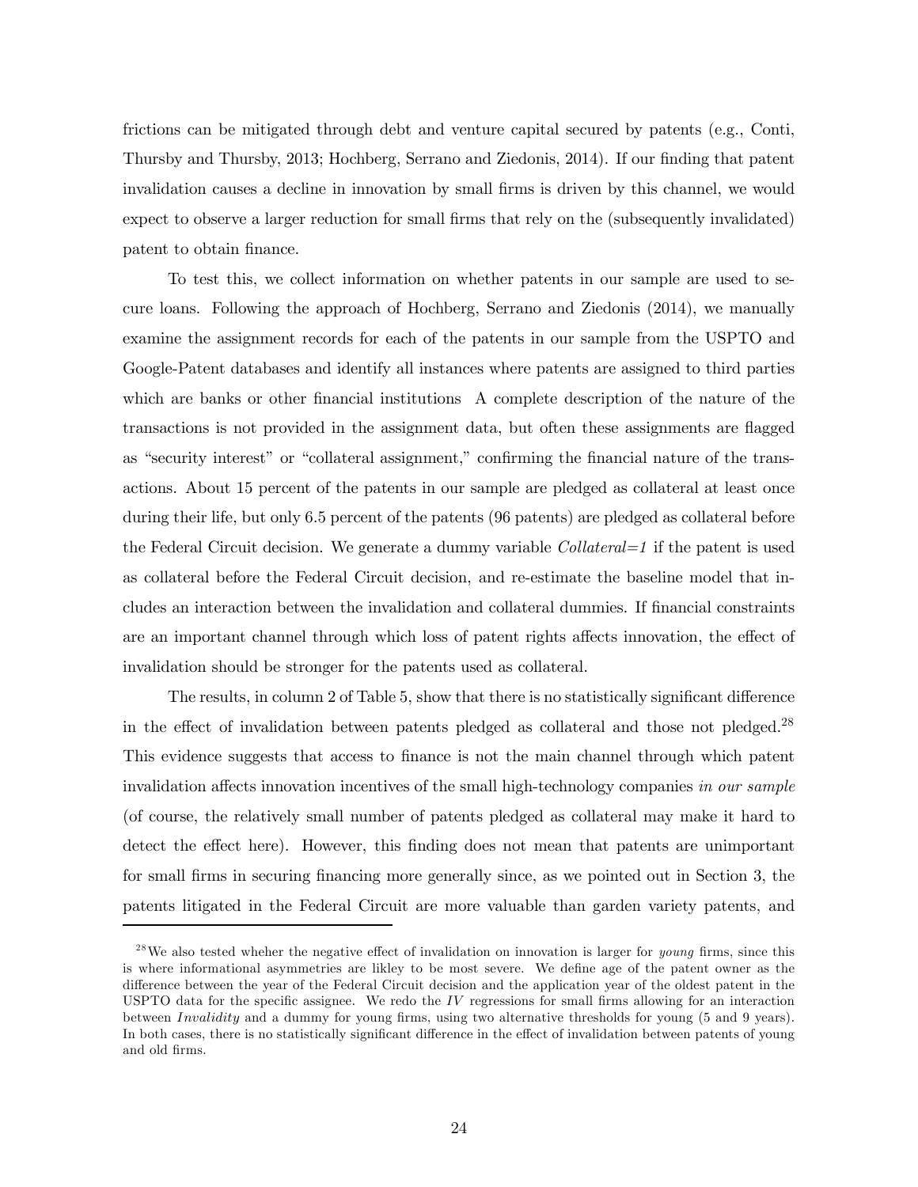frictions can be mitigated through debt and venture capital secured by patents (e.g., Conti, Thursby and Thursby, 2013; Hochberg, Serrano and Ziedonis, 2014). If our finding that patent invalidation causes a decline in innovation by small firms is driven by this channel, we would expect to observe a larger reduction for small firms that rely on the (subsequently invalidated) patent to obtain finance.

To test this, we collect information on whether patents in our sample are used to secure loans. Following the approach of Hochberg, Serrano and Ziedonis (2014), we manually examine the assignment records for each of the patents in our sample from the USPTO and Google-Patent databases and identify all instances where patents are assigned to third parties which are banks or other financial institutions A complete description of the nature of the transactions is not provided in the assignment data, but often these assignments are flagged as "security interest" or "collateral assignment," confirming the financial nature of the transactions. About 15 percent of the patents in our sample are pledged as collateral at least once during their life, but only 6.5 percent of the patents (96 patents) are pledged as collateral before the Federal Circuit decision. We generate a dummy variable *Collateral=1* if the patent is used as collateral before the Federal Circuit decision, and re-estimate the baseline model that includes an interaction between the invalidation and collateral dummies. If financial constraints are an important channel through which loss of patent rights affects innovation, the effect of invalidation should be stronger for the patents used as collateral.

The results, in column 2 of Table 5, show that there is no statistically significant difference in the effect of invalidation between patents pledged as collateral and those not pledged.[28] This evidence suggests that access to finance is not the main channel through which patent invalidation affects innovation incentives of the small high-technology companies *in our sample* (of course, the relatively small number of patents pledged as collateral may make it hard to detect the effect here). However, this finding does not mean that patents are unimportant for small firms in securing financing more generally since, as we pointed out in Section 3, the patents litigated in the Federal Circuit are more valuable than garden variety patents, and

[28] We also tested wheher the negative effect of invalidation on innovation is larger for *young* firms, since this is where informational asymmetries are likley to be most severe. We define age of the patent owner as the difference between the year of the Federal Circuit decision and the application year of the oldest patent in the USPTO data for the specific assignee. We redo the *IV* regressions for small firms allowing for an interaction between *Invalidity* and a dummy for young firms, using two alternative thresholds for young (5 and 9 years). In both cases, there is no statistically significant difference in the effect of invalidation between patents of young and old firms.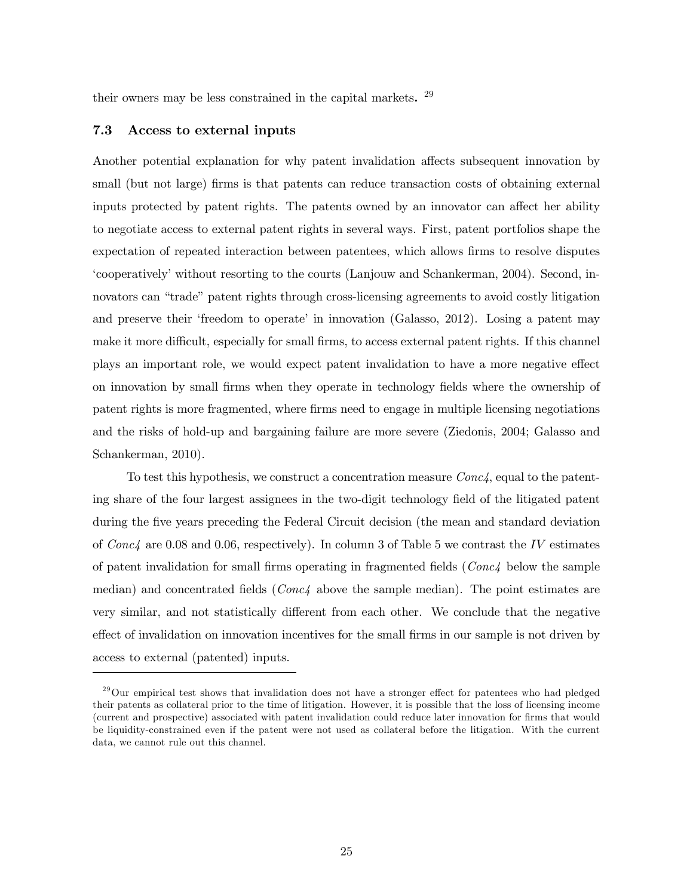their owners may be less constrained in the capital markets. [29]

### 7.3 Access to external inputs

Another potential explanation for why patent invalidation affects subsequent innovation by small (but not large) firms is that patents can reduce transaction costs of obtaining external inputs protected by patent rights. The patents owned by an innovator can affect her ability to negotiate access to external patent rights in several ways. First, patent portfolios shape the expectation of repeated interaction between patentees, which allows firms to resolve disputes 'cooperatively' without resorting to the courts (Lanjouw and Schankerman, 2004). Second, innovators can "trade" patent rights through cross-licensing agreements to avoid costly litigation and preserve their 'freedom to operate' in innovation (Galasso, 2012). Losing a patent may make it more difficult, especially for small firms, to access external patent rights. If this channel plays an important role, we would expect patent invalidation to have a more negative effect on innovation by small firms when they operate in technology fields where the ownership of patent rights is more fragmented, where firms need to engage in multiple licensing negotiations and the risks of hold-up and bargaining failure are more severe (Ziedonis, 2004; Galasso and Schankerman, 2010).

To test this hypothesis, we construct a concentration measure *Conc4*, equal to the patenting share of the four largest assignees in the two-digit technology field of the litigated patent during the five years preceding the Federal Circuit decision (the mean and standard deviation of *Conc4* are 0.08 and 0.06, respectively). In column 3 of Table 5 we contrast the *IV* estimates of patent invalidation for small firms operating in fragmented fields (*Conc4* below the sample median) and concentrated fields (*Conc4* above the sample median). The point estimates are very similar, and not statistically different from each other. We conclude that the negative effect of invalidation on innovation incentives for the small firms in our sample is not driven by access to external (patented) inputs.

---

[29] Our empirical test shows that invalidation does not have a stronger effect for patentees who had pledged their patents as collateral prior to the time of litigation. However, it is possible that the loss of licensing income (current and prospective) associated with patent invalidation could reduce later innovation for firms that would be liquidity-constrained even if the patent were not used as collateral before the litigation. With the current data, we cannot rule out this channel.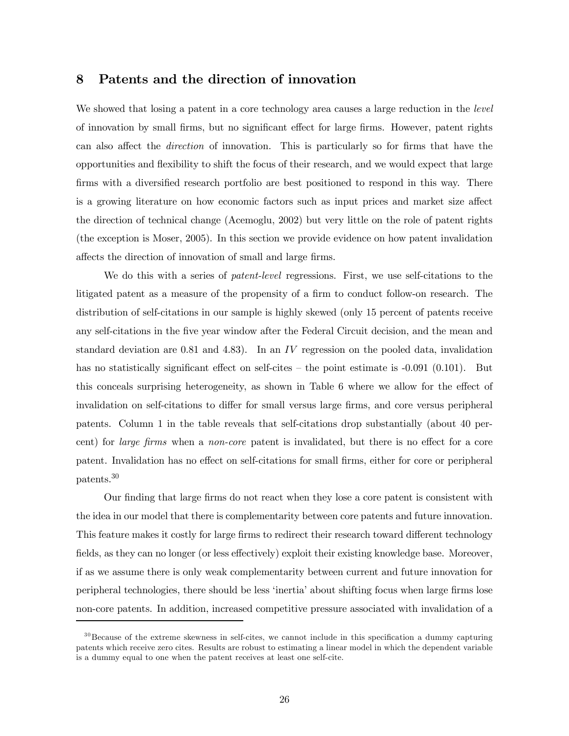## 8 Patents and the direction of innovation

We showed that losing a patent in a core technology area causes a large reduction in the *level* of innovation by small firms, but no significant effect for large firms. However, patent rights can also affect the *direction* of innovation. This is particularly so for firms that have the opportunities and flexibility to shift the focus of their research, and we would expect that large firms with a diversified research portfolio are best positioned to respond in this way. There is a growing literature on how economic factors such as input prices and market size affect the direction of technical change (Acemoglu, 2002) but very little on the role of patent rights (the exception is Moser, 2005). In this section we provide evidence on how patent invalidation affects the direction of innovation of small and large firms.

We do this with a series of *patent-level* regressions. First, we use self-citations to the litigated patent as a measure of the propensity of a firm to conduct follow-on research. The distribution of self-citations in our sample is highly skewed (only 15 percent of patents receive any self-citations in the five year window after the Federal Circuit decision, and the mean and standard deviation are 0.81 and 4.83). In an *IV* regression on the pooled data, invalidation has no statistically significant effect on self-cites – the point estimate is -0.091 (0.101). But this conceals surprising heterogeneity, as shown in Table 6 where we allow for the effect of invalidation on self-citations to differ for small versus large firms, and core versus peripheral patents. Column 1 in the table reveals that self-citations drop substantially (about 40 percent) for *large firms* when a *non-core* patent is invalidated, but there is no effect for a core patent. Invalidation has no effect on self-citations for small firms, either for core or peripheral patents.[30]

Our finding that large firms do not react when they lose a core patent is consistent with the idea in our model that there is complementarity between core patents and future innovation. This feature makes it costly for large firms to redirect their research toward different technology fields, as they can no longer (or less effectively) exploit their existing knowledge base. Moreover, if as we assume there is only weak complementarity between current and future innovation for peripheral technologies, there should be less 'inertia' about shifting focus when large firms lose non-core patents. In addition, increased competitive pressure associated with invalidation of a

[30]Because of the extreme skewness in self-cites, we cannot include in this specification a dummy capturing patents which receive zero cites. Results are robust to estimating a linear model in which the dependent variable is a dummy equal to one when the patent receives at least one self-cite.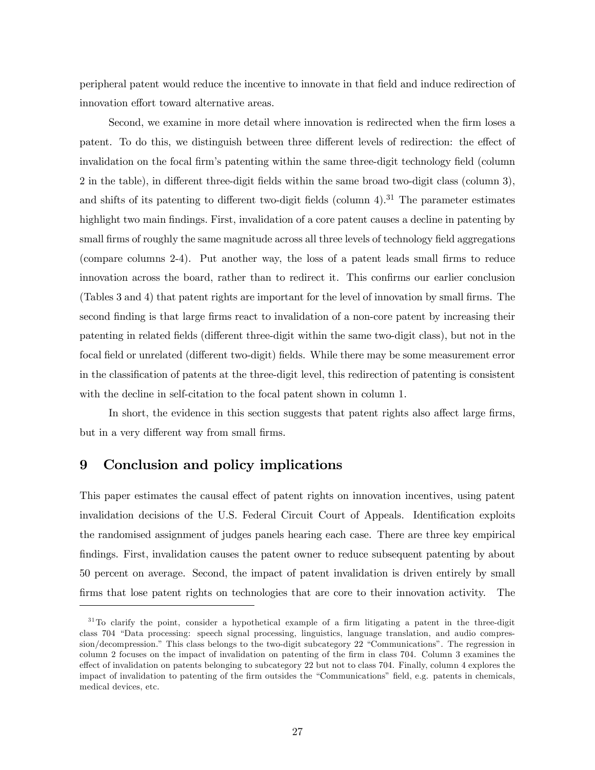peripheral patent would reduce the incentive to innovate in that field and induce redirection of innovation effort toward alternative areas.

Second, we examine in more detail where innovation is redirected when the firm loses a patent. To do this, we distinguish between three different levels of redirection: the effect of invalidation on the focal firm's patenting within the same three-digit technology field (column 2 in the table), in different three-digit fields within the same broad two-digit class (column 3), and shifts of its patenting to different two-digit fields (column 4).[31] The parameter estimates highlight two main findings. First, invalidation of a core patent causes a decline in patenting by small firms of roughly the same magnitude across all three levels of technology field aggregations (compare columns 2-4). Put another way, the loss of a patent leads small firms to reduce innovation across the board, rather than to redirect it. This confirms our earlier conclusion (Tables 3 and 4) that patent rights are important for the level of innovation by small firms. The second finding is that large firms react to invalidation of a non-core patent by increasing their patenting in related fields (different three-digit within the same two-digit class), but not in the focal field or unrelated (different two-digit) fields. While there may be some measurement error in the classification of patents at the three-digit level, this redirection of patenting is consistent with the decline in self-citation to the focal patent shown in column 1.

In short, the evidence in this section suggests that patent rights also affect large firms, but in a very different way from small firms.

## 9 Conclusion and policy implications

This paper estimates the causal effect of patent rights on innovation incentives, using patent invalidation decisions of the U.S. Federal Circuit Court of Appeals. Identification exploits the randomised assignment of judges panels hearing each case. There are three key empirical findings. First, invalidation causes the patent owner to reduce subsequent patenting by about 50 percent on average. Second, the impact of patent invalidation is driven entirely by small firms that lose patent rights on technologies that are core to their innovation activity. The

[31] To clarify the point, consider a hypothetical example of a firm litigating a patent in the three-digit class 704 "Data processing: speech signal processing, linguistics, language translation, and audio compression/decompression." This class belongs to the two-digit subcategory 22 "Communications". The regression in column 2 focuses on the impact of invalidation on patenting of the firm in class 704. Column 3 examines the effect of invalidation on patents belonging to subcategory 22 but not to class 704. Finally, column 4 explores the impact of invalidation to patenting of the firm outsides the "Communications" field, e.g. patents in chemicals, medical devices, etc.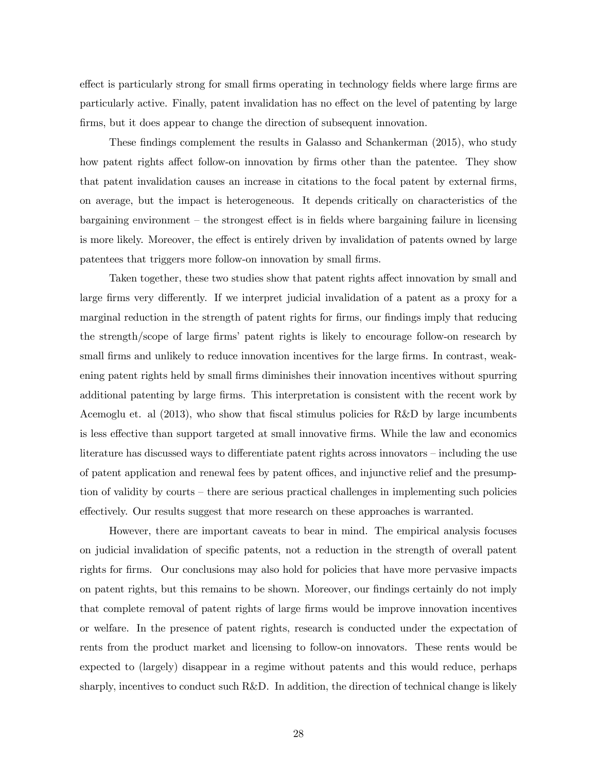effect is particularly strong for small firms operating in technology fields where large firms are particularly active. Finally, patent invalidation has no effect on the level of patenting by large firms, but it does appear to change the direction of subsequent innovation.

These findings complement the results in Galasso and Schankerman (2015), who study how patent rights affect follow-on innovation by firms other than the patentee. They show that patent invalidation causes an increase in citations to the focal patent by external firms, on average, but the impact is heterogeneous. It depends critically on characteristics of the bargaining environment – the strongest effect is in fields where bargaining failure in licensing is more likely. Moreover, the effect is entirely driven by invalidation of patents owned by large patentees that triggers more follow-on innovation by small firms.

Taken together, these two studies show that patent rights affect innovation by small and large firms very differently. If we interpret judicial invalidation of a patent as a proxy for a marginal reduction in the strength of patent rights for firms, our findings imply that reducing the strength/scope of large firms' patent rights is likely to encourage follow-on research by small firms and unlikely to reduce innovation incentives for the large firms. In contrast, weakening patent rights held by small firms diminishes their innovation incentives without spurring additional patenting by large firms. This interpretation is consistent with the recent work by Acemoglu et. al (2013), who show that fiscal stimulus policies for R&D by large incumbents is less effective than support targeted at small innovative firms. While the law and economics literature has discussed ways to differentiate patent rights across innovators – including the use of patent application and renewal fees by patent offices, and injunctive relief and the presumption of validity by courts – there are serious practical challenges in implementing such policies effectively. Our results suggest that more research on these approaches is warranted.

However, there are important caveats to bear in mind. The empirical analysis focuses on judicial invalidation of specific patents, not a reduction in the strength of overall patent rights for firms. Our conclusions may also hold for policies that have more pervasive impacts on patent rights, but this remains to be shown. Moreover, our findings certainly do not imply that complete removal of patent rights of large firms would be improve innovation incentives or welfare. In the presence of patent rights, research is conducted under the expectation of rents from the product market and licensing to follow-on innovators. These rents would be expected to (largely) disappear in a regime without patents and this would reduce, perhaps sharply, incentives to conduct such R&D. In addition, the direction of technical change is likely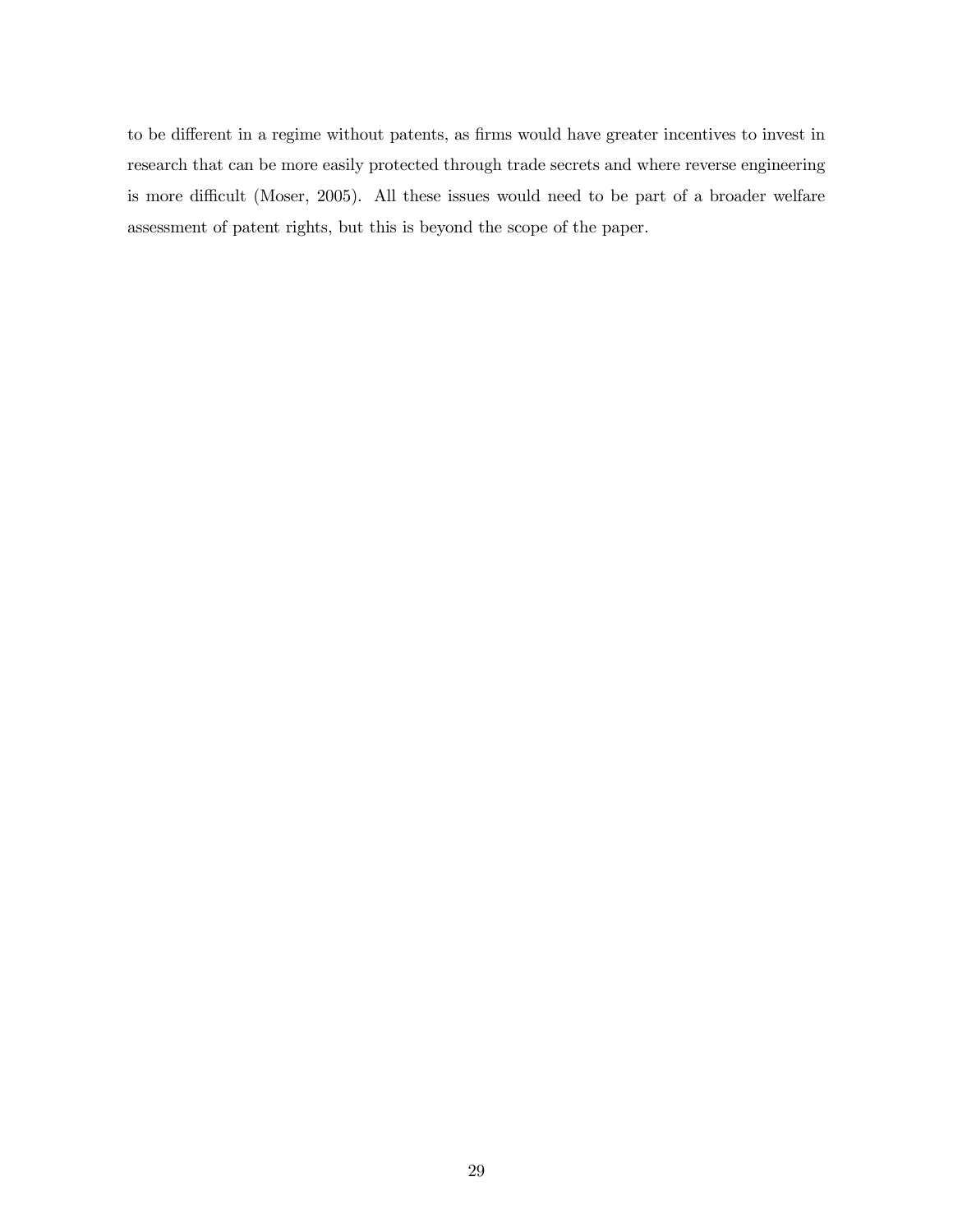to be different in a regime without patents, as firms would have greater incentives to invest in research that can be more easily protected through trade secrets and where reverse engineering is more difficult (Moser, 2005). All these issues would need to be part of a broader welfare assessment of patent rights, but this is beyond the scope of the paper.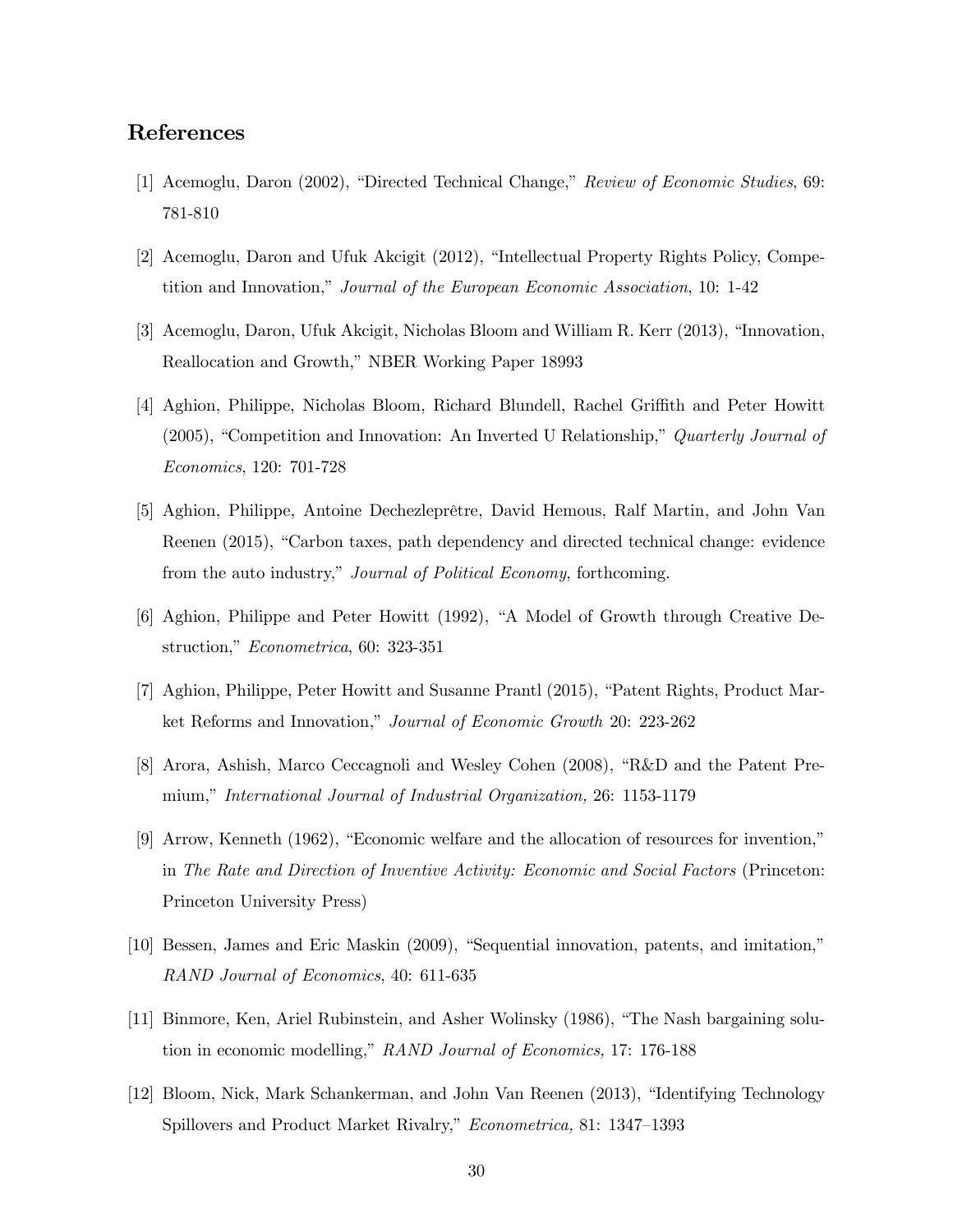## References

[1] Acemoglu, Daron (2002), "Directed Technical Change," *Review of Economic Studies*, 69: 781-810

[2] Acemoglu, Daron and Ufuk Akcigit (2012), "Intellectual Property Rights Policy, Competition and Innovation," *Journal of the European Economic Association*, 10: 1-42

[3] Acemoglu, Daron, Ufuk Akcigit, Nicholas Bloom and William R. Kerr (2013), "Innovation, Reallocation and Growth," NBER Working Paper 18993

[4] Aghion, Philippe, Nicholas Bloom, Richard Blundell, Rachel Griffith and Peter Howitt (2005), "Competition and Innovation: An Inverted U Relationship," *Quarterly Journal of Economics*, 120: 701-728

[5] Aghion, Philippe, Antoine Dechezleprêtre, David Hemous, Ralf Martin, and John Van Reenen (2015), "Carbon taxes, path dependency and directed technical change: evidence from the auto industry," *Journal of Political Economy*, forthcoming.

[6] Aghion, Philippe and Peter Howitt (1992), "A Model of Growth through Creative Destruction," *Econometrica*, 60: 323-351

[7] Aghion, Philippe, Peter Howitt and Susanne Prantl (2015), "Patent Rights, Product Market Reforms and Innovation," *Journal of Economic Growth* 20: 223-262

[8] Arora, Ashish, Marco Ceccagnoli and Wesley Cohen (2008), "R&D and the Patent Premium," *International Journal of Industrial Organization,* 26: 1153-1179

[9] Arrow, Kenneth (1962), "Economic welfare and the allocation of resources for invention," in *The Rate and Direction of Inventive Activity: Economic and Social Factors* (Princeton: Princeton University Press)

[10] Bessen, James and Eric Maskin (2009), "Sequential innovation, patents, and imitation," *RAND Journal of Economics*, 40: 611-635

[11] Binmore, Ken, Ariel Rubinstein, and Asher Wolinsky (1986), "The Nash bargaining solution in economic modelling," *RAND Journal of Economics,* 17: 176-188

[12] Bloom, Nick, Mark Schankerman, and John Van Reenen (2013), "Identifying Technology Spillovers and Product Market Rivalry," *Econometrica,* 81: 1347–1393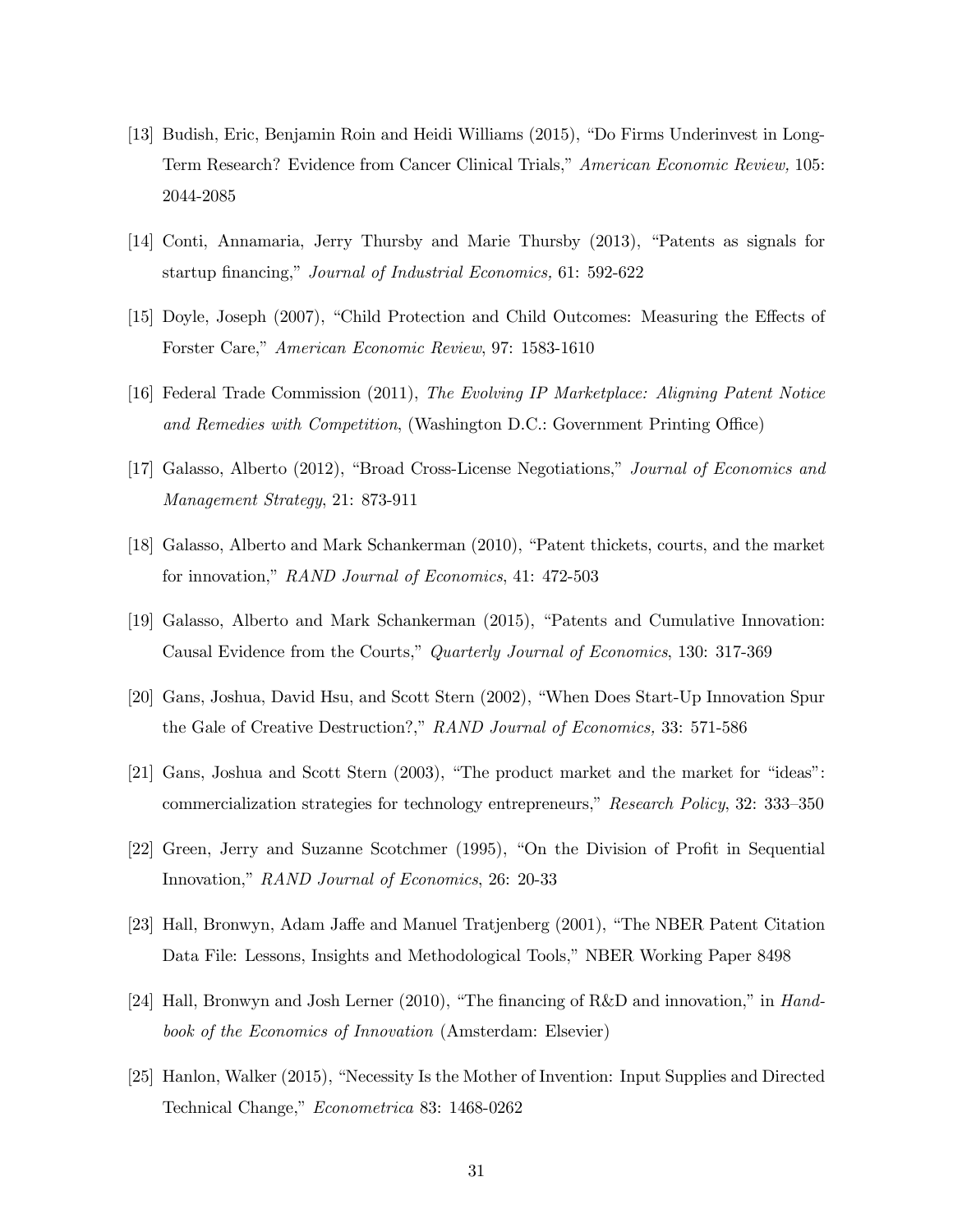[13] Budish, Eric, Benjamin Roin and Heidi Williams (2015), "Do Firms Underinvest in Long-Term Research? Evidence from Cancer Clinical Trials," *American Economic Review,* 105: 2044-2085

[14] Conti, Annamaria, Jerry Thursby and Marie Thursby (2013), "Patents as signals for startup financing," *Journal of Industrial Economics,* 61: 592-622

[15] Doyle, Joseph (2007), "Child Protection and Child Outcomes: Measuring the Effects of Forster Care," *American Economic Review*, 97: 1583-1610

[16] Federal Trade Commission (2011), *The Evolving IP Marketplace: Aligning Patent Notice and Remedies with Competition*, (Washington D.C.: Government Printing Office)

[17] Galasso, Alberto (2012), "Broad Cross-License Negotiations," *Journal of Economics and Management Strategy*, 21: 873-911

[18] Galasso, Alberto and Mark Schankerman (2010), "Patent thickets, courts, and the market for innovation," *RAND Journal of Economics*, 41: 472-503

[19] Galasso, Alberto and Mark Schankerman (2015), "Patents and Cumulative Innovation: Causal Evidence from the Courts," *Quarterly Journal of Economics*, 130: 317-369

[20] Gans, Joshua, David Hsu, and Scott Stern (2002), "When Does Start-Up Innovation Spur the Gale of Creative Destruction?," *RAND Journal of Economics,* 33: 571-586

[21] Gans, Joshua and Scott Stern (2003), "The product market and the market for "ideas": commercialization strategies for technology entrepreneurs," *Research Policy*, 32: 333–350

[22] Green, Jerry and Suzanne Scotchmer (1995), "On the Division of Profit in Sequential Innovation," *RAND Journal of Economics*, 26: 20-33

[23] Hall, Bronwyn, Adam Jaffe and Manuel Tratjenberg (2001), "The NBER Patent Citation Data File: Lessons, Insights and Methodological Tools," NBER Working Paper 8498

[24] Hall, Bronwyn and Josh Lerner (2010), "The financing of R&D and innovation," in *Handbook of the Economics of Innovation* (Amsterdam: Elsevier)

[25] Hanlon, Walker (2015), "Necessity Is the Mother of Invention: Input Supplies and Directed Technical Change," *Econometrica* 83: 1468-0262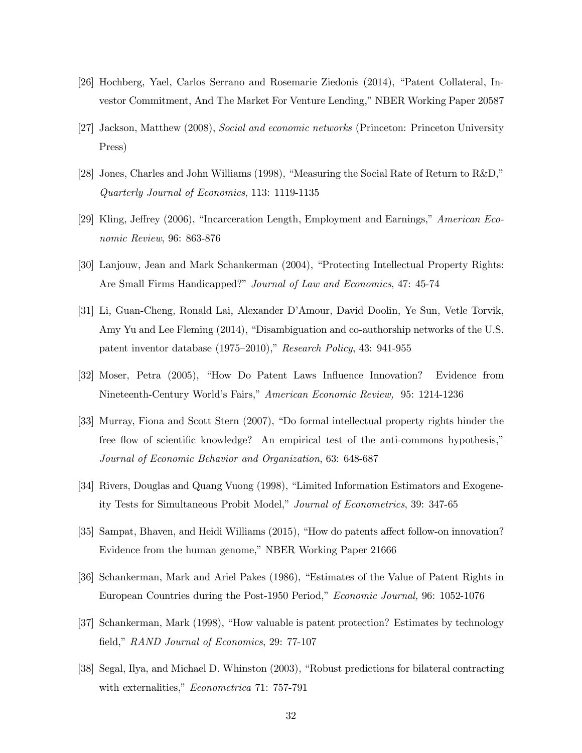[26] Hochberg, Yael, Carlos Serrano and Rosemarie Ziedonis (2014), "Patent Collateral, Investor Commitment, And The Market For Venture Lending," NBER Working Paper 20587

[27] Jackson, Matthew (2008), *Social and economic networks* (Princeton: Princeton University Press)

[28] Jones, Charles and John Williams (1998), "Measuring the Social Rate of Return to R&D," *Quarterly Journal of Economics*, 113: 1119-1135

[29] Kling, Jeffrey (2006), "Incarceration Length, Employment and Earnings," *American Economic Review*, 96: 863-876

[30] Lanjouw, Jean and Mark Schankerman (2004), "Protecting Intellectual Property Rights: Are Small Firms Handicapped?" *Journal of Law and Economics*, 47: 45-74

[31] Li, Guan-Cheng, Ronald Lai, Alexander D'Amour, David Doolin, Ye Sun, Vetle Torvik, Amy Yu and Lee Fleming (2014), "Disambiguation and co-authorship networks of the U.S. patent inventor database (1975–2010)," *Research Policy*, 43: 941-955

[32] Moser, Petra (2005), "How Do Patent Laws Influence Innovation? Evidence from Nineteenth-Century World's Fairs," *American Economic Review,* 95: 1214-1236

[33] Murray, Fiona and Scott Stern (2007), "Do formal intellectual property rights hinder the free flow of scientific knowledge? An empirical test of the anti-commons hypothesis," *Journal of Economic Behavior and Organization*, 63: 648-687

[34] Rivers, Douglas and Quang Vuong (1998), "Limited Information Estimators and Exogeneity Tests for Simultaneous Probit Model," *Journal of Econometrics*, 39: 347-65

[35] Sampat, Bhaven, and Heidi Williams (2015), "How do patents affect follow-on innovation? Evidence from the human genome," NBER Working Paper 21666

[36] Schankerman, Mark and Ariel Pakes (1986), "Estimates of the Value of Patent Rights in European Countries during the Post-1950 Period," *Economic Journal,* 96: 1052-1076

[37] Schankerman, Mark (1998), "How valuable is patent protection? Estimates by technology field," *RAND Journal of Economics*, 29: 77-107

[38] Segal, Ilya, and Michael D. Whinston (2003), "Robust predictions for bilateral contracting with externalities," *Econometrica* 71: 757-791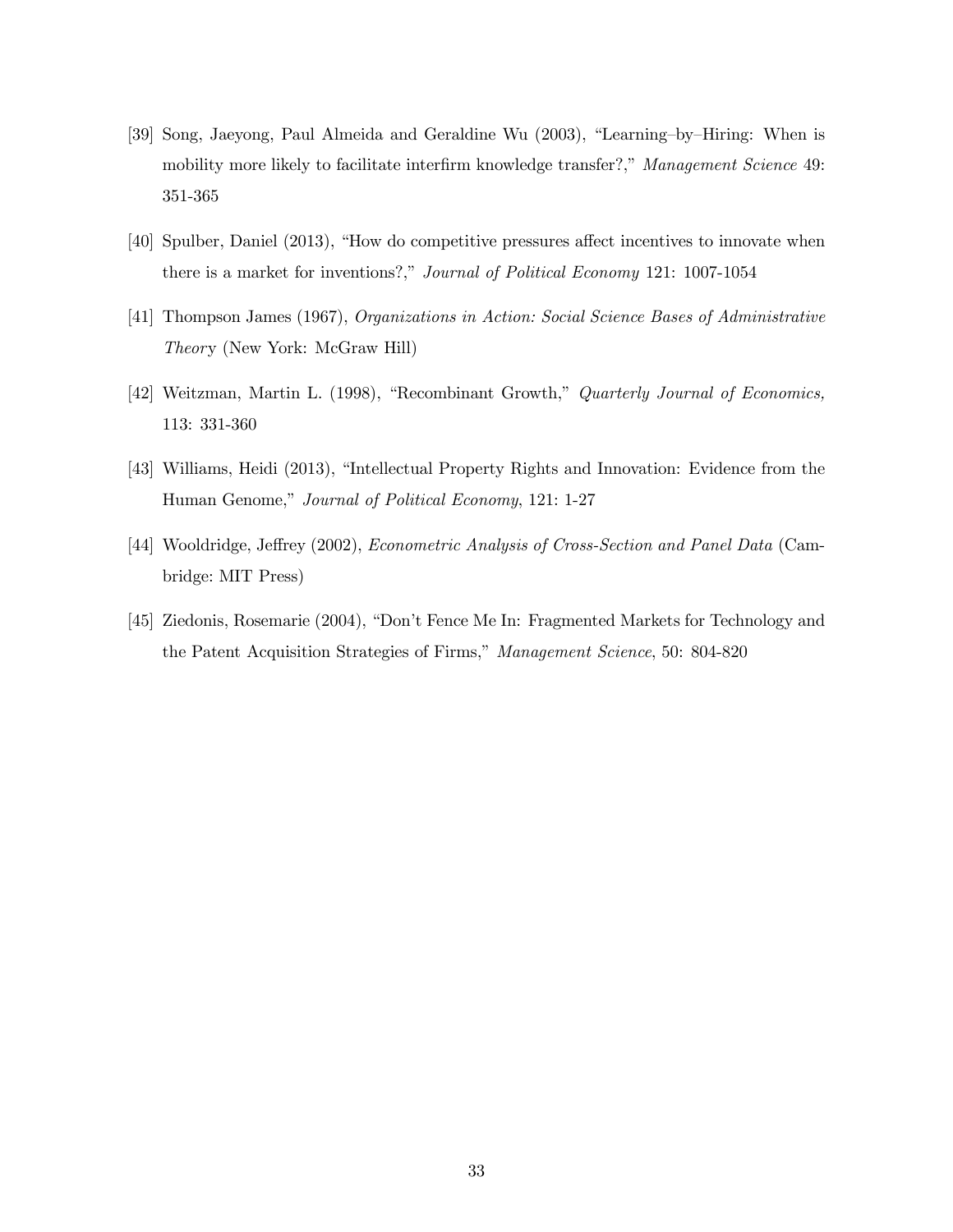[39] Song, Jaeyong, Paul Almeida and Geraldine Wu (2003), "Learning–by–Hiring: When is mobility more likely to facilitate interfirm knowledge transfer?," *Management Science* 49: 351-365

[40] Spulber, Daniel (2013), "How do competitive pressures affect incentives to innovate when there is a market for inventions?," *Journal of Political Economy* 121: 1007-1054

[41] Thompson James (1967), *Organizations in Action: Social Science Bases of Administrative Theory* (New York: McGraw Hill)

[42] Weitzman, Martin L. (1998), "Recombinant Growth," *Quarterly Journal of Economics,* 113: 331-360

[43] Williams, Heidi (2013), "Intellectual Property Rights and Innovation: Evidence from the Human Genome," *Journal of Political Economy*, 121: 1-27

[44] Wooldridge, Jeffrey (2002), *Econometric Analysis of Cross-Section and Panel Data* (Cambridge: MIT Press)

[45] Ziedonis, Rosemarie (2004), "Don't Fence Me In: Fragmented Markets for Technology and the Patent Acquisition Strategies of Firms," *Management Science*, 50: 804-820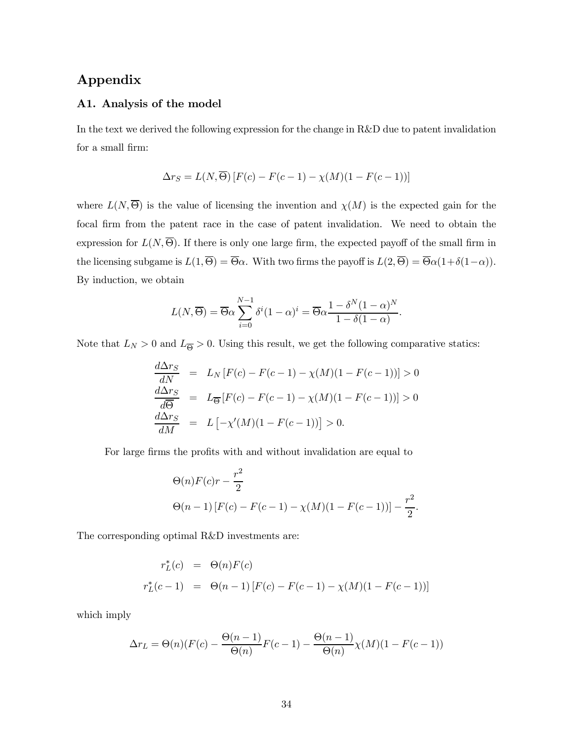# Appendix

## A1. Analysis of the model

In the text we derived the following expression for the change in R&D due to patent invalidation for a small firm:

$$\Delta r_S = L(N, \overline{\Theta}) \left[F(c) - F(c-1) - \chi(M)(1 - F(c-1))\right]$$

where $L(N, \overline{\Theta})$ is the value of licensing the invention and $\chi(M)$ is the expected gain for the focal firm from the patent race in the case of patent invalidation. We need to obtain the expression for $L(N, \overline{\Theta})$. If there is only one large firm, the expected payoff of the small firm in the licensing subgame is $L(1, \overline{\Theta}) = \overline{\Theta}\alpha$. With two firms the payoff is $L(2, \overline{\Theta}) = \overline{\Theta}\alpha(1 + \delta(1-\alpha))$. By induction, we obtain

$$L(N, \overline{\Theta}) = \overline{\Theta}\alpha \sum_{i=0}^{N-1} \delta^i (1-\alpha)^i = \overline{\Theta}\alpha \frac{1 - \delta^N (1-\alpha)^N}{1 - \delta(1-\alpha)}.$$

Note that $L_N > 0$ and $L_{\overline{\Theta}} > 0$. Using this result, we get the following comparative statics:

$$\begin{aligned}
\frac{d\Delta r_S}{dN} &= L_N \left[F(c) - F(c-1) - \chi(M)(1 - F(c-1))\right] > 0 \\
\frac{d\Delta r_S}{d\overline{\Theta}} &= L_{\overline{\Theta}} \left[F(c) - F(c-1) - \chi(M)(1 - F(c-1))\right] > 0 \\
\frac{d\Delta r_S}{dM} &= L \left[-\chi'(M)(1 - F(c-1))\right] > 0.
\end{aligned}$$

For large firms the profits with and without invalidation are equal to

$$\Theta(n) F(c) r - \frac{r^2}{2}$$

$$\Theta(n-1) \left[F(c) - F(c-1) - \chi(M)(1 - F(c-1))\right] - \frac{r^2}{2}.$$

The corresponding optimal R&D investments are:

$$\begin{aligned}
r_L^*(c) &= \Theta(n) F(c) \\
r_L^*(c-1) &= \Theta(n-1) \left[F(c) - F(c-1) - \chi(M)(1 - F(c-1))\right]
\end{aligned}$$

which imply

$$\Delta r_L = \Theta(n)(F(c) - \frac{\Theta(n-1)}{\Theta(n)} F(c-1) - \frac{\Theta(n-1)}{\Theta(n)} \chi(M)(1 - F(c-1))$$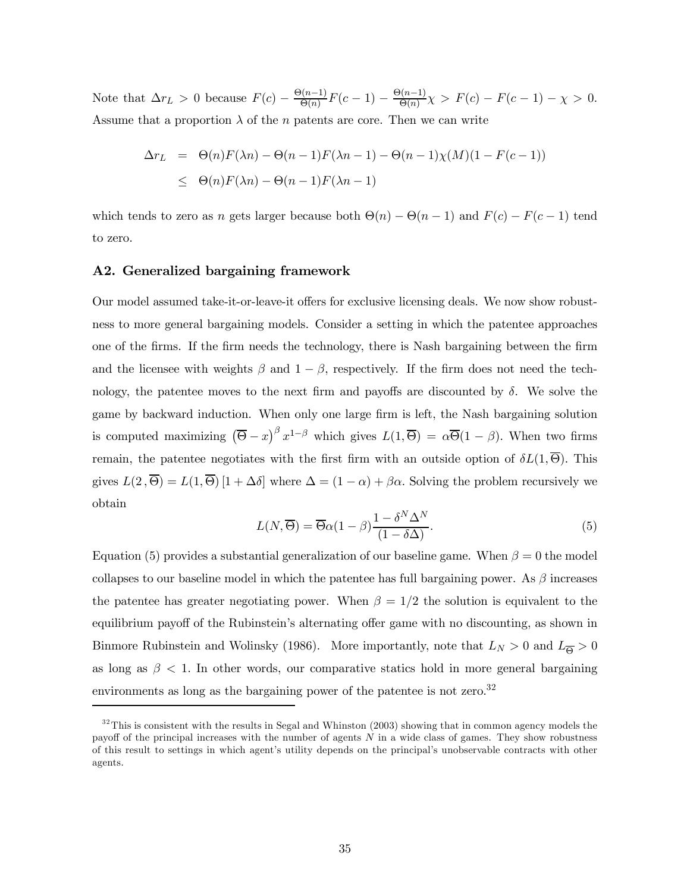Note that $\Delta r_L > 0$ because $F(c) - \frac{\Theta(n-1)}{\Theta(n)} F(c-1) - \frac{\Theta(n-1)}{\Theta(n)} \chi > F(c) - F(c-1) - \chi > 0$. Assume that a proportion $\lambda$ of the $n$ patents are core. Then we can write

$$
\begin{aligned}
\Delta r_L &= \Theta(n) F(\lambda n) - \Theta(n-1) F(\lambda n - 1) - \Theta(n-1)\chi(M)(1 - F(c-1)) \\
&\leq \Theta(n) F(\lambda n) - \Theta(n-1) F(\lambda n - 1)
\end{aligned}
$$

which tends to zero as $n$ gets larger because both $\Theta(n) - \Theta(n-1)$ and $F(c) - F(c-1)$ tend to zero.

### A2. Generalized bargaining framework

Our model assumed take-it-or-leave-it offers for exclusive licensing deals. We now show robustness to more general bargaining models. Consider a setting in which the patentee approaches one of the firms. If the firm needs the technology, there is Nash bargaining between the firm and the licensee with weights $\beta$ and $1-\beta$, respectively. If the firm does not need the technology, the patentee moves to the next firm and payoffs are discounted by $\delta$. We solve the game by backward induction. When only one large firm is left, the Nash bargaining solution is computed maximizing $\left(\overline{\Theta} - x\right)^{\beta} x^{1-\beta}$ which gives $L(1, \overline{\Theta}) = \alpha \overline{\Theta}(1-\beta)$. When two firms remain, the patentee negotiates with the first firm with an outside option of $\delta L(1, \overline{\Theta})$. This gives $L(2\,, \overline{\Theta}) = L(1, \overline{\Theta})\left[1 + \Delta\delta\right]$ where $\Delta = (1-\alpha) + \beta\alpha$. Solving the problem recursively we obtain

$$
L(N, \overline{\Theta}) = \overline{\Theta}\alpha(1-\beta)\frac{1 - \delta^N \Delta^N}{(1 - \delta\Delta)}. \tag{5}
$$

Equation (5) provides a substantial generalization of our baseline game. When $\beta = 0$ the model collapses to our baseline model in which the patentee has full bargaining power. As $\beta$ increases the patentee has greater negotiating power. When $\beta = 1/2$ the solution is equivalent to the equilibrium payoff of the Rubinstein's alternating offer game with no discounting, as shown in Binmore Rubinstein and Wolinsky (1986). More importantly, note that $L_N > 0$ and $L_{\overline{\Theta}} > 0$ as long as $\beta < 1$. In other words, our comparative statics hold in more general bargaining environments as long as the bargaining power of the patentee is not zero.[32]

---

[32] This is consistent with the results in Segal and Whinston (2003) showing that in common agency models the payoff of the principal increases with the number of agents $N$ in a wide class of games. They show robustness of this result to settings in which agent's utility depends on the principal's unobservable contracts with other agents.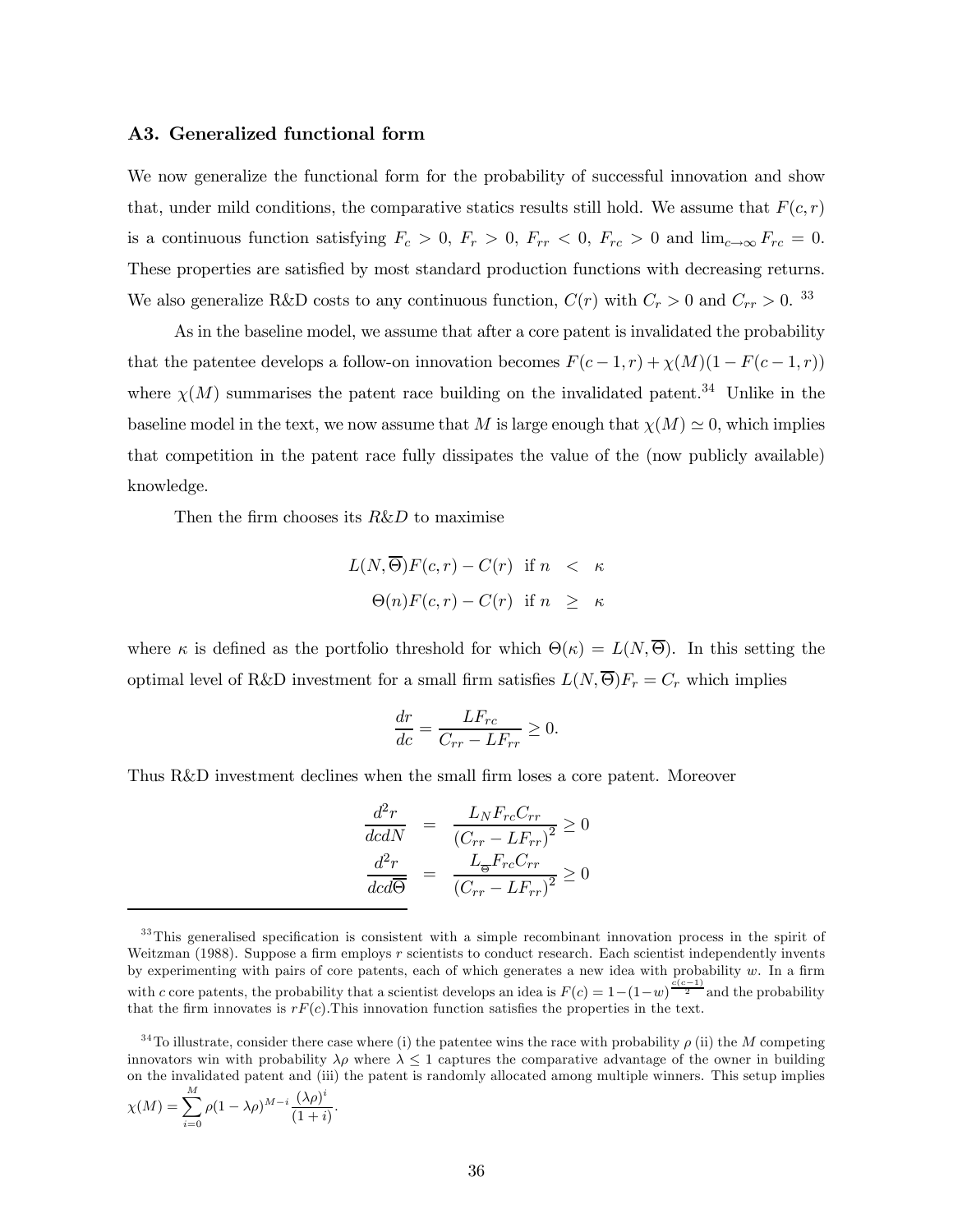### A3. Generalized functional form

We now generalize the functional form for the probability of successful innovation and show that, under mild conditions, the comparative statics results still hold. We assume that $F(c,r)$ is a continuous function satisfying $F_c > 0$, $F_r > 0$, $F_{rr} < 0$, $F_{rc} > 0$ and $\lim_{c\to\infty} F_{rc} = 0$. These properties are satisfied by most standard production functions with decreasing returns. We also generalize R&D costs to any continuous function, $C(r)$ with $C_r > 0$ and $C_{rr} > 0$. [33]

As in the baseline model, we assume that after a core patent is invalidated the probability that the patentee develops a follow-on innovation becomes $F(c-1,r) + \chi(M)(1 - F(c-1,r))$ where $\chi(M)$ summarises the patent race building on the invalidated patent.[34] Unlike in the baseline model in the text, we now assume that $M$ is large enough that $\chi(M) \simeq 0$, which implies that competition in the patent race fully dissipates the value of the (now publicly available) knowledge.

Then the firm chooses its *R&D* to maximise

$$
\begin{aligned}
L(N,\overline{\Theta})F(c,r) - C(r) \ \text{ if } n &< \kappa \\
\Theta(n)F(c,r) - C(r) \ \text{ if } n &\geq \kappa
\end{aligned}
$$

where $\kappa$ is defined as the portfolio threshold for which $\Theta(\kappa) = L(N,\overline{\Theta})$. In this setting the optimal level of R&D investment for a small firm satisfies $L(N,\overline{\Theta})F_r = C_r$ which implies

$$
\frac{dr}{dc} = \frac{LF_{rc}}{C_{rr} - LF_{rr}} \geq 0.
$$

Thus R&D investment declines when the small firm loses a core patent. Moreover

$$
\begin{aligned}
\frac{d^2r}{dcdN} &= \frac{L_N F_{rc} C_{rr}}{(C_{rr} - LF_{rr})^2} \geq 0 \\
\frac{d^2r}{dcd\overline{\Theta}} &= \frac{L_{\overline{\Theta}} F_{rc} C_{rr}}{(C_{rr} - LF_{rr})^2} \geq 0
\end{aligned}
$$

---

[33] This generalised specification is consistent with a simple recombinant innovation process in the spirit of Weitzman (1988). Suppose a firm employs $r$ scientists to conduct research. Each scientist independently invents by experimenting with pairs of core patents, each of which generates a new idea with probability $w$. In a firm with $c$ core patents, the probability that a scientist develops an idea is $F(c) = 1-(1-w)^{\frac{c(c-1)}{2}}$ and the probability that the firm innovates is $rF(c)$.This innovation function satisfies the properties in the text.

[34] To illustrate, consider there case where (i) the patentee wins the race with probability $\rho$ (ii) the $M$ competing innovators win with probability $\lambda\rho$ where $\lambda \leq 1$ captures the comparative advantage of the owner in building on the invalidated patent and (iii) the patent is randomly allocated among multiple winners. This setup implies $\chi(M) = \sum_{i=0}^{M} \rho(1-\lambda\rho)^{M-i} \frac{(\lambda\rho)^i}{(1+i)}$.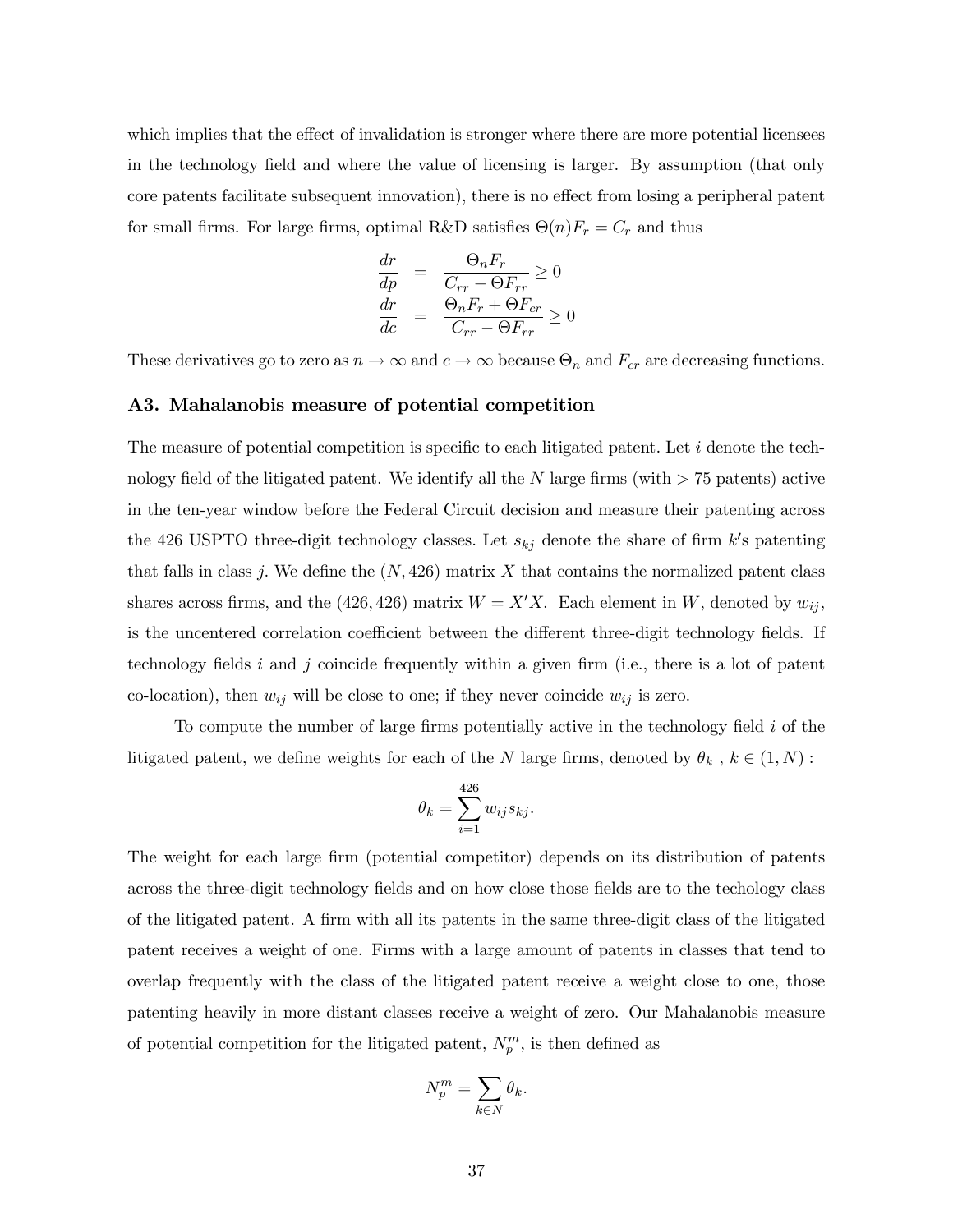which implies that the effect of invalidation is stronger where there are more potential licensees in the technology field and where the value of licensing is larger. By assumption (that only core patents facilitate subsequent innovation), there is no effect from losing a peripheral patent for small firms. For large firms, optimal R&D satisfies $\Theta(n)F_r = C_r$ and thus

$$
\begin{aligned}
\frac{dr}{dp} &= \frac{\Theta_n F_r}{C_{rr} - \Theta F_{rr}} \geq 0 \\
\frac{dr}{dc} &= \frac{\Theta_n F_r + \Theta F_{cr}}{C_{rr} - \Theta F_{rr}} \geq 0
\end{aligned}
$$

These derivatives go to zero as $n \to \infty$ and $c \to \infty$ because $\Theta_n$ and $F_{cr}$ are decreasing functions.

### A3. Mahalanobis measure of potential competition

The measure of potential competition is specific to each litigated patent. Let $i$ denote the technology field of the litigated patent. We identify all the $N$ large firms (with $> 75$ patents) active in the ten-year window before the Federal Circuit decision and measure their patenting across the 426 USPTO three-digit technology classes. Let $s_{kj}$ denote the share of firm $k'$s patenting that falls in class $j$. We define the $(N, 426)$ matrix $X$ that contains the normalized patent class shares across firms, and the $(426, 426)$ matrix $W = X'X$. Each element in $W$, denoted by $w_{ij}$, is the uncentered correlation coefficient between the different three-digit technology fields. If technology fields $i$ and $j$ coincide frequently within a given firm (i.e., there is a lot of patent co-location), then $w_{ij}$ will be close to one; if they never coincide $w_{ij}$ is zero.

To compute the number of large firms potentially active in the technology field $i$ of the litigated patent, we define weights for each of the $N$ large firms, denoted by $\theta_k$ , $k \in (1, N)$ :

$$
\theta_k = \sum_{i=1}^{426} w_{ij} s_{kj}.
$$

The weight for each large firm (potential competitor) depends on its distribution of patents across the three-digit technology fields and on how close those fields are to the techology class of the litigated patent. A firm with all its patents in the same three-digit class of the litigated patent receives a weight of one. Firms with a large amount of patents in classes that tend to overlap frequently with the class of the litigated patent receive a weight close to one, those patenting heavily in more distant classes receive a weight of zero. Our Mahalanobis measure of potential competition for the litigated patent, $N_p^m$, is then defined as

$$
N_p^m = \sum_{k \in N} \theta_k.
$$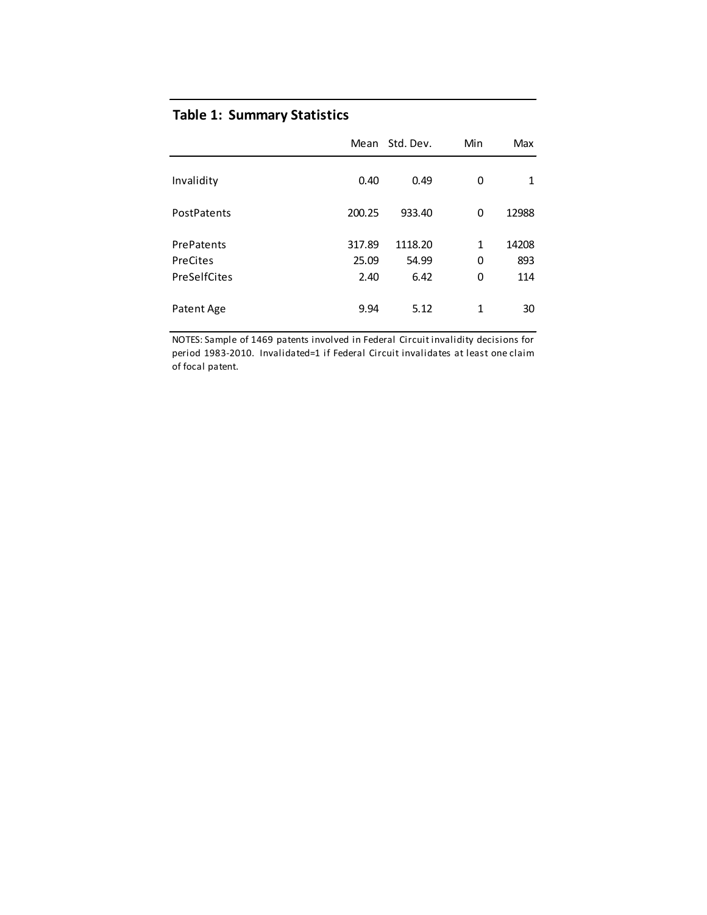## Table 1: Summary Statistics

| | Mean | Std. Dev. | Min | Max |
|---|---|---|---|---|
| Invalidity | 0.40 | 0.49 | 0 | 1 |
| PostPatents | 200.25 | 933.40 | 0 | 12988 |
| PrePatents | 317.89 | 1118.20 | 1 | 14208 |
| PreCites | 25.09 | 54.99 | 0 | 893 |
| PreSelfCites | 2.40 | 6.42 | 0 | 114 |
| Patent Age | 9.94 | 5.12 | 1 | 30 |

NOTES: Sample of 1469 patents involved in Federal Circuit invalidity decisions for period 1983-2010. Invalidated=1 if Federal Circuit invalidates at least one claim of focal patent.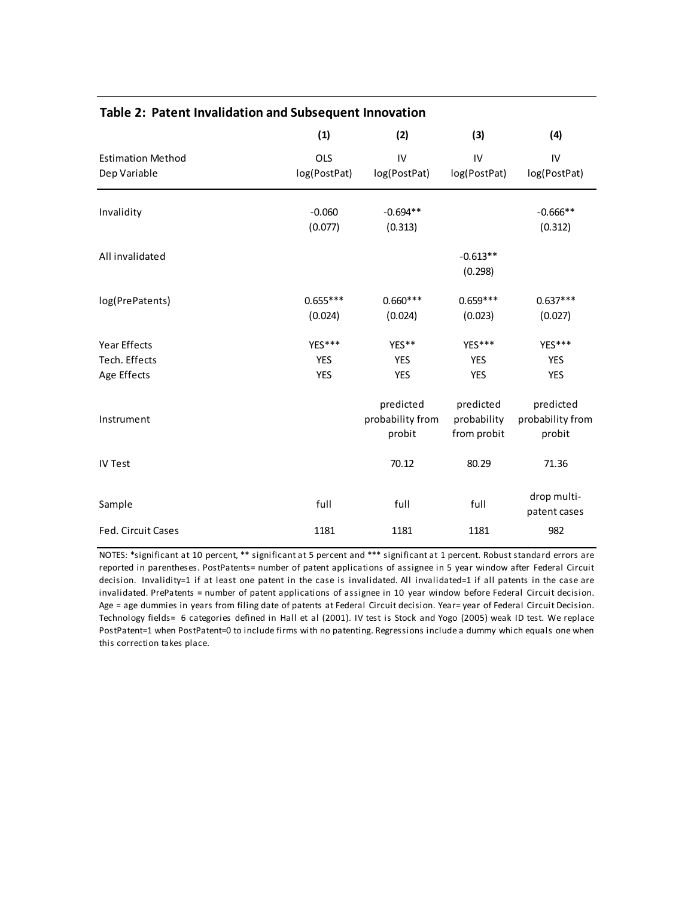## Table 2: Patent Invalidation and Subsequent Innovation

| | (1) | (2) | (3) | (4) |
|---|---|---|---|---|
| Estimation Method | OLS | IV | IV | IV |
| Dep Variable | log(PostPat) | log(PostPat) | log(PostPat) | log(PostPat) |
| Invalidity | -0.060 | -0.694** | | -0.666** |
| | (0.077) | (0.313) | | (0.312) |
| All invalidated | | | -0.613** | |
| | | | (0.298) | |
| log(PrePatents) | 0.655*** | 0.660*** | 0.659*** | 0.637*** |
| | (0.024) | (0.024) | (0.023) | (0.027) |
| Year Effects | YES*** | YES** | YES*** | YES*** |
| Tech. Effects | YES | YES | YES | YES |
| Age Effects | YES | YES | YES | YES |
| Instrument | | predicted probability from probit | predicted probability from probit | predicted probability from probit |
| IV Test | | 70.12 | 80.29 | 71.36 |
| Sample | full | full | full | drop multi-patent cases |
| Fed. Circuit Cases | 1181 | 1181 | 1181 | 982 |

NOTES: *significant at 10 percent, ** significant at 5 percent and *** significant at 1 percent. Robust standard errors are reported in parentheses. PostPatents= number of patent applications of assignee in 5 year window after Federal Circuit decision. Invalidity=1 if at least one patent in the case is invalidated. All invalidated=1 if all patents in the case are invalidated. PrePatents = number of patent applications of assignee in 10 year window before Federal Circuit decision. Age = age dummies in years from filing date of patents at Federal Circuit decision. Year= year of Federal Circuit Decision. Technology fields= 6 categories defined in Hall et al (2001). IV test is Stock and Yogo (2005) weak ID test. We replace PostPatent=1 when PostPatent=0 to include firms with no patenting. Regressions include a dummy which equals one when this correction takes place.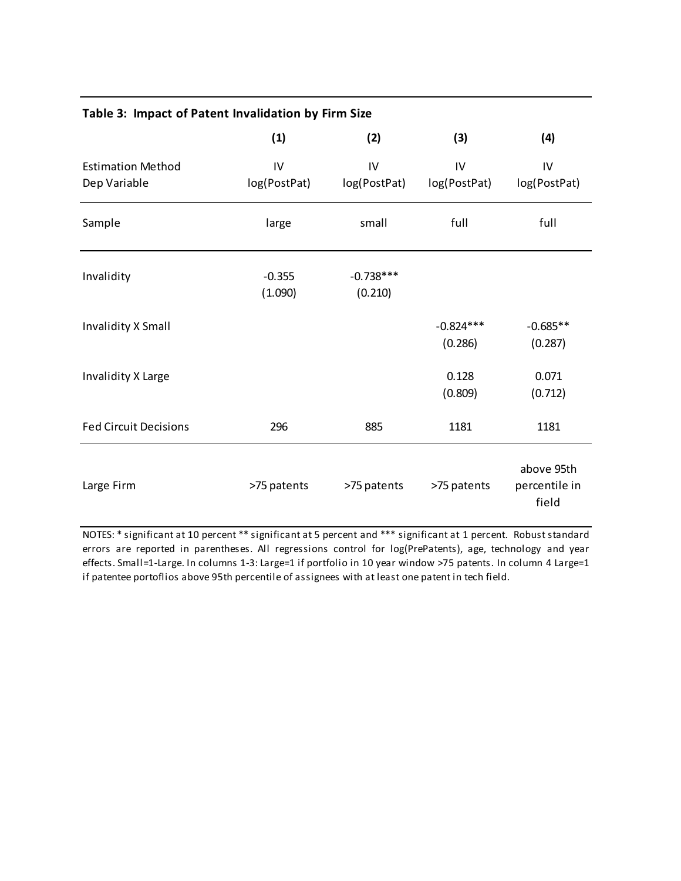**Table 3: Impact of Patent Invalidation by Firm Size**

| | (1) | (2) | (3) | (4) |
|---|---|---|---|---|
| Estimation Method | IV | IV | IV | IV |
| Dep Variable | log(PostPat) | log(PostPat) | log(PostPat) | log(PostPat) |
| Sample | large | small | full | full |
| Invalidity | -0.355 | -0.738*** | | |
| | (1.090) | (0.210) | | |
| Invalidity X Small | | | -0.824*** | -0.685** |
| | | | (0.286) | (0.287) |
| Invalidity X Large | | | 0.128 | 0.071 |
| | | | (0.809) | (0.712) |
| Fed Circuit Decisions | 296 | 885 | 1181 | 1181 |
| Large Firm | >75 patents | >75 patents | >75 patents | above 95th percentile in field |

NOTES: * significant at 10 percent ** significant at 5 percent and *** significant at 1 percent. Robust standard errors are reported in parentheses. All regressions control for log(PrePatents), age, technology and year effects. Small=1-Large. In columns 1-3: Large=1 if portfolio in 10 year window >75 patents. In column 4 Large=1 if patentee portoflios above 95th percentile of assignees with at least one patent in tech field.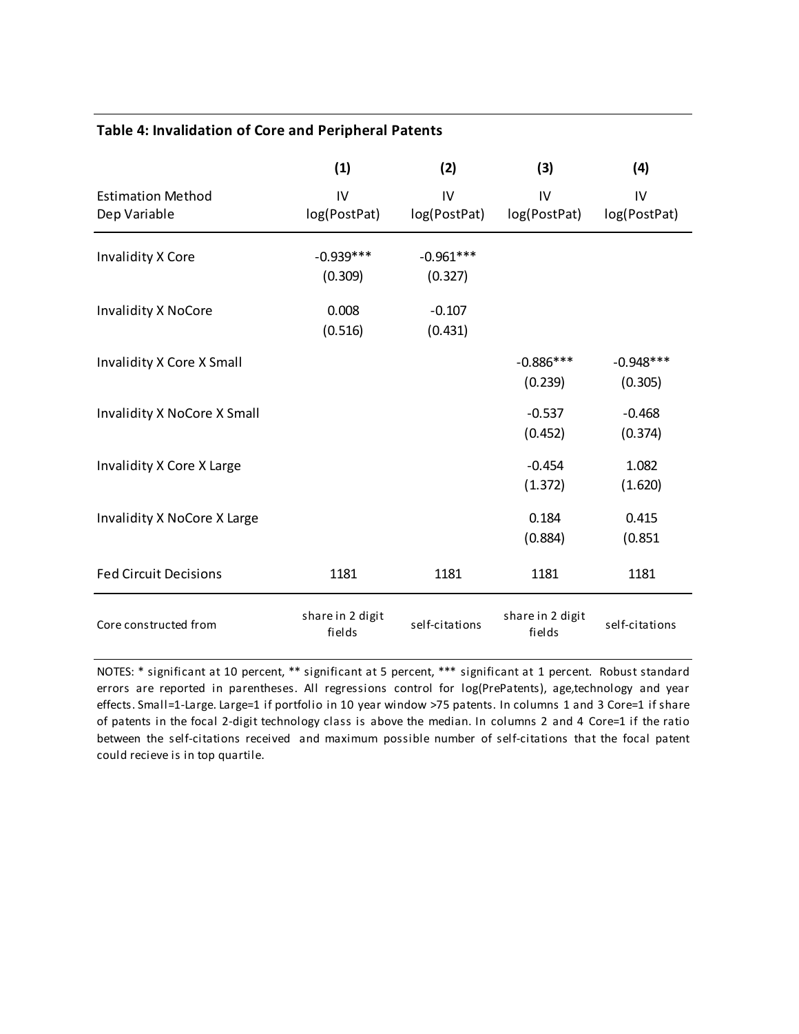**Table 4: Invalidation of Core and Peripheral Patents**

| | (1) | (2) | (3) | (4) |
|---|---|---|---|---|
| Estimation Method | IV | IV | IV | IV |
| Dep Variable | log(PostPat) | log(PostPat) | log(PostPat) | log(PostPat) |
| Invalidity X Core | -0.939*** | -0.961*** | | |
| | (0.309) | (0.327) | | |
| Invalidity X NoCore | 0.008 | -0.107 | | |
| | (0.516) | (0.431) | | |
| Invalidity X Core X Small | | | -0.886*** | -0.948*** |
| | | | (0.239) | (0.305) |
| Invalidity X NoCore X Small | | | -0.537 | -0.468 |
| | | | (0.452) | (0.374) |
| Invalidity X Core X Large | | | -0.454 | 1.082 |
| | | | (1.372) | (1.620) |
| Invalidity X NoCore X Large | | | 0.184 | 0.415 |
| | | | (0.884) | (0.851 |
| Fed Circuit Decisions | 1181 | 1181 | 1181 | 1181 |
| Core constructed from | share in 2 digit fields | self-citations | share in 2 digit fields | self-citations |

NOTES: * significant at 10 percent, ** significant at 5 percent, *** significant at 1 percent. Robust standard errors are reported in parentheses. All regressions control for log(PrePatents), age,technology and year effects. Small=1-Large. Large=1 if portfolio in 10 year window >75 patents. In columns 1 and 3 Core=1 if share of patents in the focal 2-digit technology class is above the median. In columns 2 and 4 Core=1 if the ratio between the self-citations received and maximum possible number of self-citations that the focal patent could recieve is in top quartile.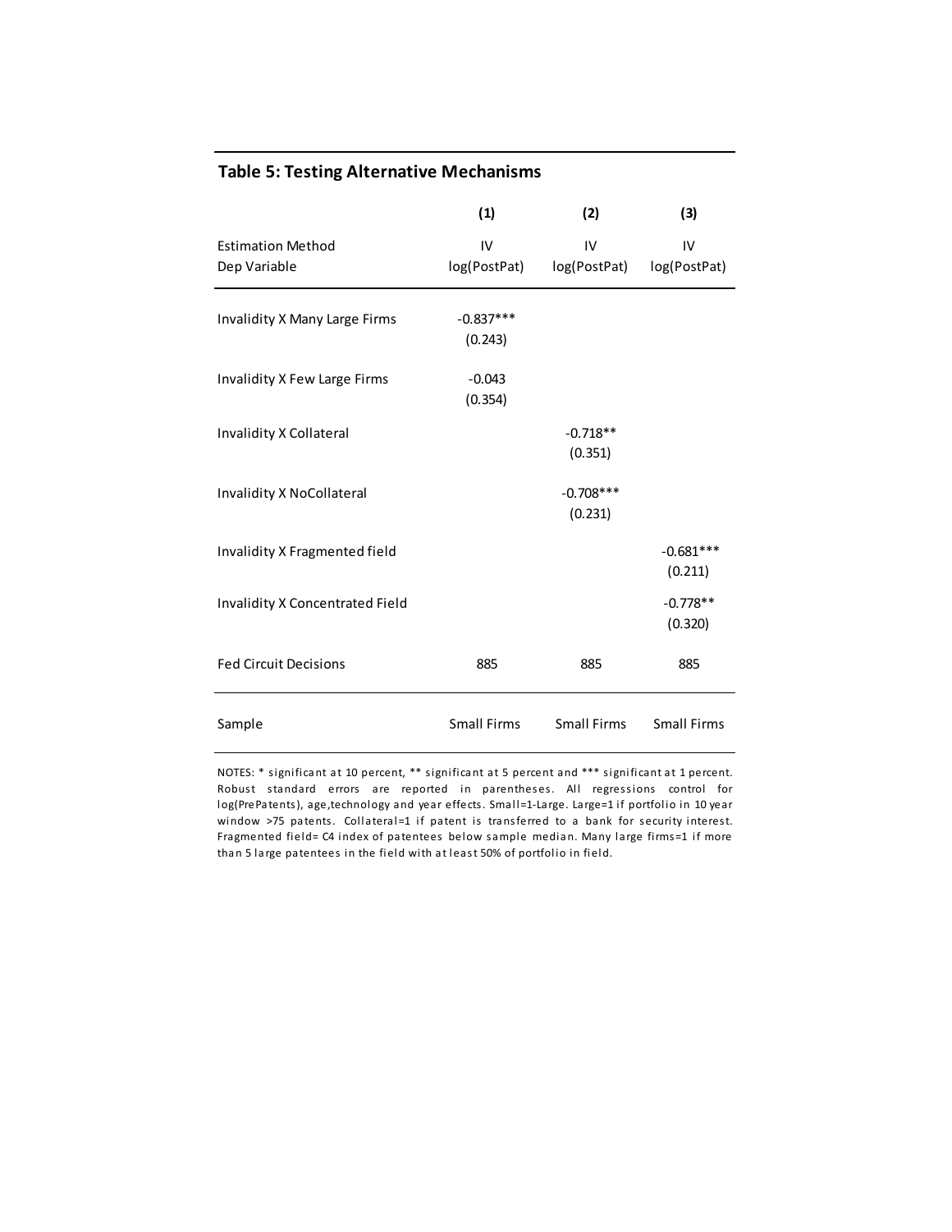## Table 5: Testing Alternative Mechanisms

| | (1) | (2) | (3) |
|---|---|---|---|
| Estimation Method | IV | IV | IV |
| Dep Variable | log(PostPat) | log(PostPat) | log(PostPat) |
| Invalidity X Many Large Firms | -0.837*** | | |
| | (0.243) | | |
| Invalidity X Few Large Firms | -0.043 | | |
| | (0.354) | | |
| Invalidity X Collateral | | -0.718** | |
| | | (0.351) | |
| Invalidity X NoCollateral | | -0.708*** | |
| | | (0.231) | |
| Invalidity X Fragmented field | | | -0.681*** |
| | | | (0.211) |
| Invalidity X Concentrated Field | | | -0.778** |
| | | | (0.320) |
| Fed Circuit Decisions | 885 | 885 | 885 |
| Sample | Small Firms | Small Firms | Small Firms |

NOTES: * significant at 10 percent, ** significant at 5 percent and *** significant at 1 percent. Robust standard errors are reported in parentheses. All regressions control for log(PrePatents), age,technology and year effects. Small=1-Large. Large=1 if portfolio in 10 year window >75 patents. Collateral=1 if patent is transferred to a bank for security interest. Fragmented field= C4 index of patentees below sample median. Many large firms=1 if more than 5 large patentees in the field with at least 50% of portfolio in field.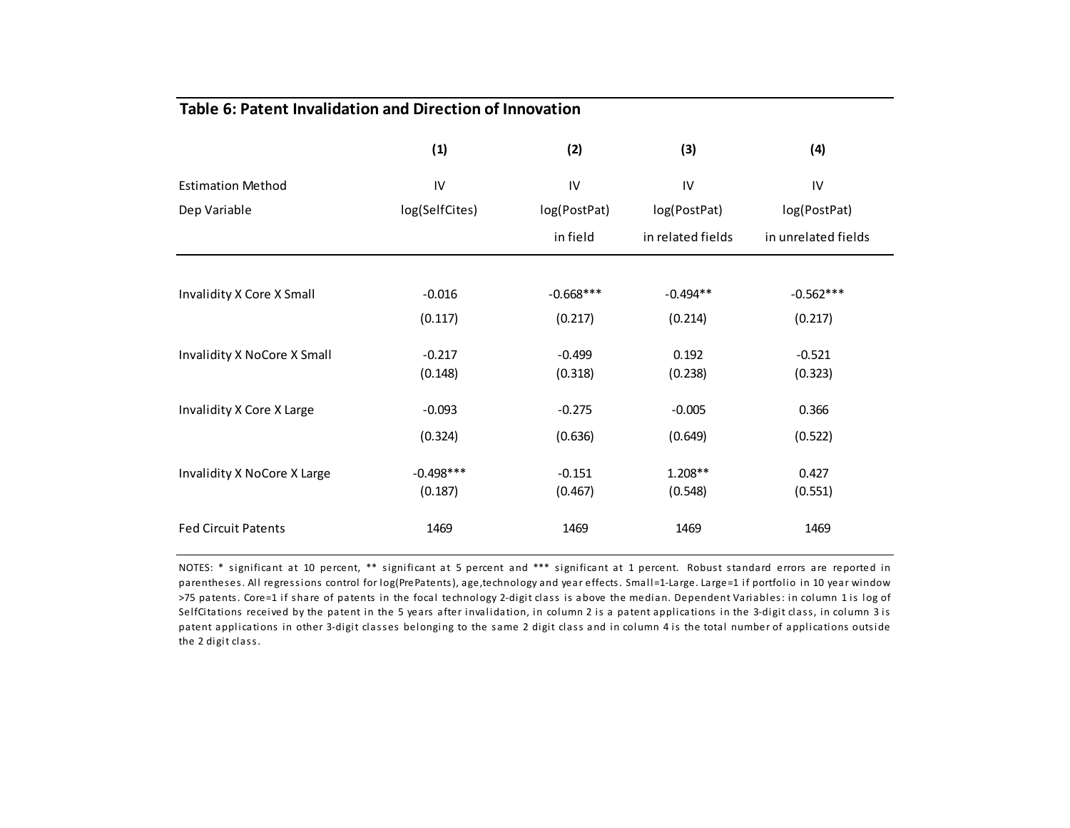**Table 6: Patent Invalidation and Direction of Innovation**

| | (1) | (2) | (3) | (4) |
|---|---|---|---|---|
| Estimation Method | IV | IV | IV | IV |
| Dep Variable | log(SelfCites) | log(PostPat) in field | log(PostPat) in related fields | log(PostPat) in unrelated fields |
| Invalidity X Core X Small | -0.016 | -0.668*** | -0.494** | -0.562*** |
| | (0.117) | (0.217) | (0.214) | (0.217) |
| Invalidity X NoCore X Small | -0.217 | -0.499 | 0.192 | -0.521 |
| | (0.148) | (0.318) | (0.238) | (0.323) |
| Invalidity X Core X Large | -0.093 | -0.275 | -0.005 | 0.366 |
| | (0.324) | (0.636) | (0.649) | (0.522) |
| Invalidity X NoCore X Large | -0.498*** | -0.151 | 1.208** | 0.427 |
| | (0.187) | (0.467) | (0.548) | (0.551) |
| Fed Circuit Patents | 1469 | 1469 | 1469 | 1469 |

NOTES: * significant at 10 percent, ** significant at 5 percent and *** significant at 1 percent. Robust standard errors are reported in parentheses. All regressions control for log(PrePatents), age, technology and year effects. Small=1-Large. Large=1 if portfolio in 10 year window >75 patents. Core=1 if share of patents in the focal technology 2-digit class is above the median. Dependent Variables: in column 1 is log of SelfCitations received by the patent in the 5 years after invalidation, in column 2 is a patent applications in the 3-digit class, in column 3 is patent applications in other 3-digit classes belonging to the same 2 digit class and in column 4 is the total number of applications outside the 2 digit class.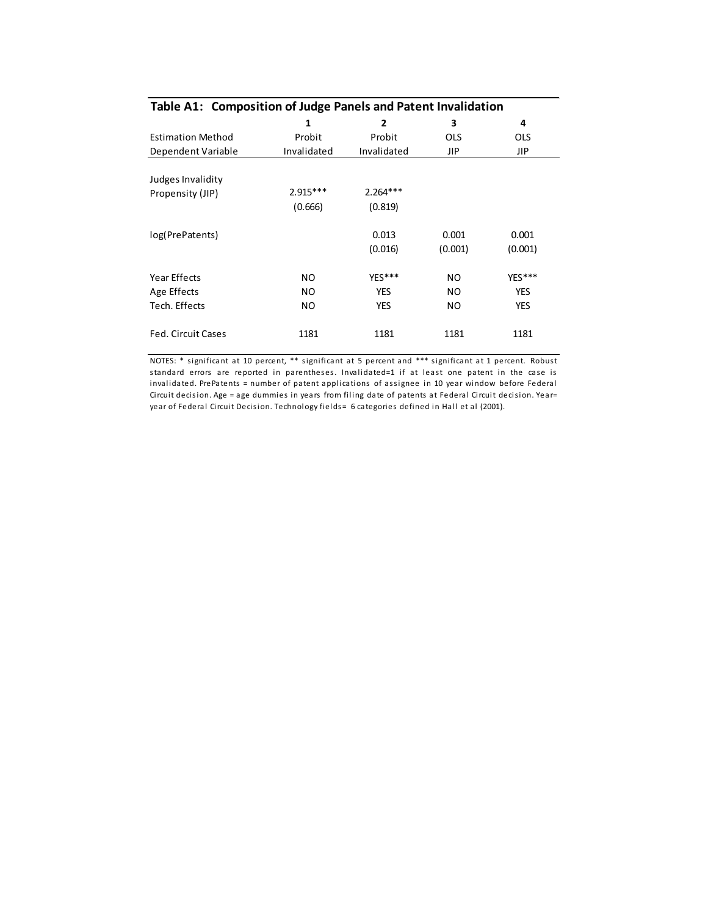**Table A1: Composition of Judge Panels and Patent Invalidation**

| | 1 | 2 | 3 | 4 |
|---|---|---|---|---|
| Estimation Method | Probit | Probit | OLS | OLS |
| Dependent Variable | Invalidated | Invalidated | JIP | JIP |
| Judges Invalidity Propensity (JIP) | 2.915*** | 2.264*** | | |
| | (0.666) | (0.819) | | |
| log(PrePatents) | | 0.013 | 0.001 | 0.001 |
| | | (0.016) | (0.001) | (0.001) |
| Year Effects | NO | YES*** | NO | YES*** |
| Age Effects | NO | YES | NO | YES |
| Tech. Effects | NO | YES | NO | YES |
| Fed. Circuit Cases | 1181 | 1181 | 1181 | 1181 |

NOTES: * significant at 10 percent, ** significant at 5 percent and *** significant at 1 percent. Robust standard errors are reported in parentheses. Invalidated=1 if at least one patent in the case is invalidated. PrePatents = number of patent applications of assignee in 10 year window before Federal Circuit decision. Age = age dummies in years from filing date of patents at Federal Circuit decision. Year= year of Federal Circuit Decision. Technology fields= 6 categories defined in Hall et al (2001).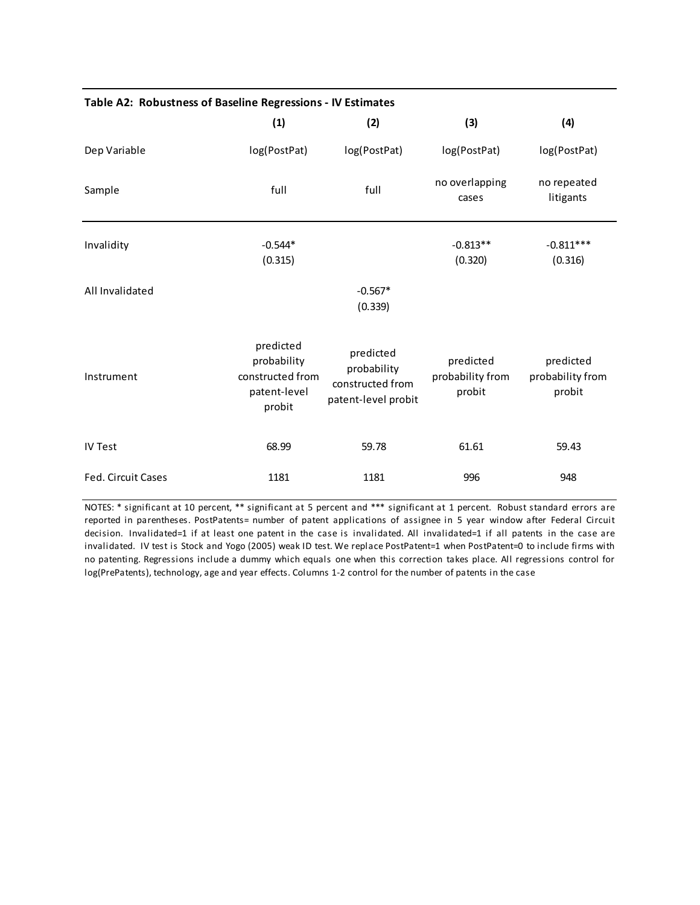**Table A2: Robustness of Baseline Regressions - IV Estimates**

| | (1) | (2) | (3) | (4) |
|---|---|---|---|---|
| Dep Variable | log(PostPat) | log(PostPat) | log(PostPat) | log(PostPat) |
| Sample | full | full | no overlapping cases | no repeated litigants |
| Invalidity | -0.544* | | -0.813** | -0.811*** |
| | (0.315) | | (0.320) | (0.316) |
| All Invalidated | | -0.567* | | |
| | | (0.339) | | |
| Instrument | predicted probability constructed from patent-level probit | predicted probability constructed from patent-level probit | predicted probability from probit | predicted probability from probit |
| IV Test | 68.99 | 59.78 | 61.61 | 59.43 |
| Fed. Circuit Cases | 1181 | 1181 | 996 | 948 |

NOTES: * significant at 10 percent, ** significant at 5 percent and *** significant at 1 percent. Robust standard errors are reported in parentheses. PostPatents= number of patent applications of assignee in 5 year window after Federal Circuit decision. Invalidated=1 if at least one patent in the case is invalidated. All invalidated=1 if all patents in the case are invalidated. IV test is Stock and Yogo (2005) weak ID test. We replace PostPatent=1 when PostPatent=0 to include firms with no patenting. Regressions include a dummy which equals one when this correction takes place. All regressions control for log(PrePatents), technology, age and year effects. Columns 1-2 control for the number of patents in the case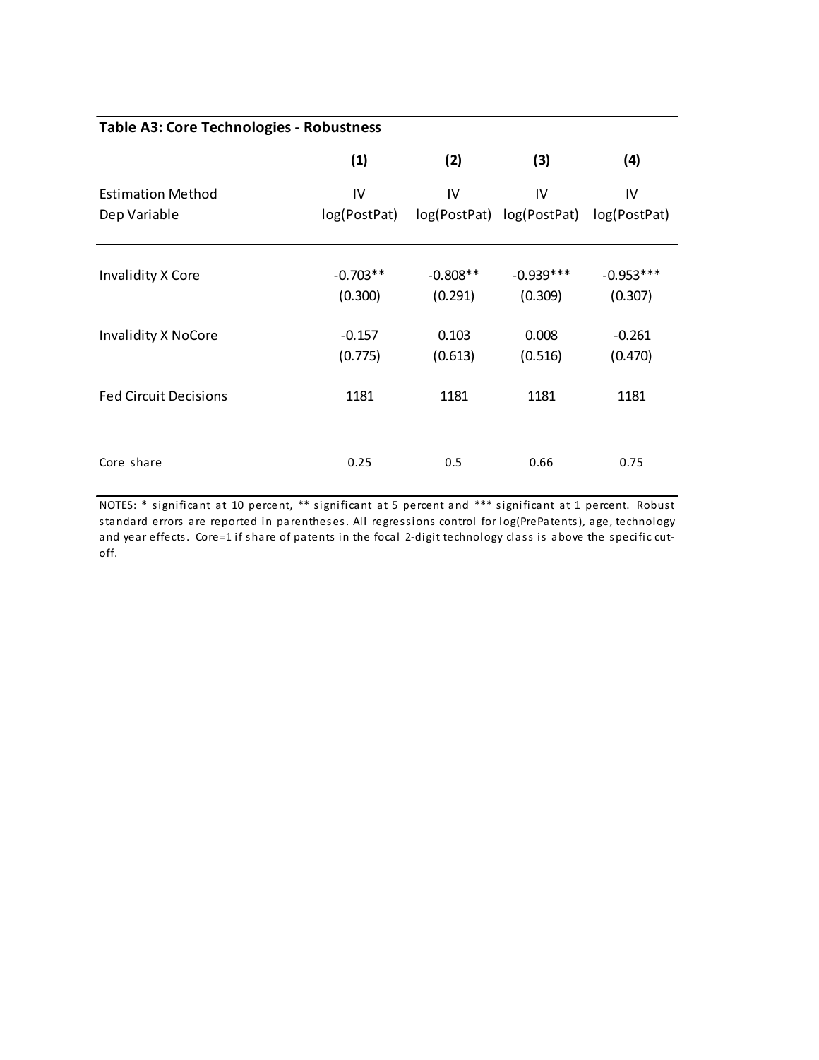**Table A3: Core Technologies - Robustness**

| | (1) | (2) | (3) | (4) |
|---|---|---|---|---|
| Estimation Method | IV | IV | IV | IV |
| Dep Variable | log(PostPat) | log(PostPat) | log(PostPat) | log(PostPat) |
| Invalidity X Core | -0.703** | -0.808** | -0.939*** | -0.953*** |
| | (0.300) | (0.291) | (0.309) | (0.307) |
| Invalidity X NoCore | -0.157 | 0.103 | 0.008 | -0.261 |
| | (0.775) | (0.613) | (0.516) | (0.470) |
| Fed Circuit Decisions | 1181 | 1181 | 1181 | 1181 |
| Core share | 0.25 | 0.5 | 0.66 | 0.75 |

NOTES: * significant at 10 percent, ** significant at 5 percent and *** significant at 1 percent. Robust standard errors are reported in parentheses. All regressions control for log(PrePatents), age, technology and year effects. Core=1 if share of patents in the focal 2-digit technology class is above the specific cut-off.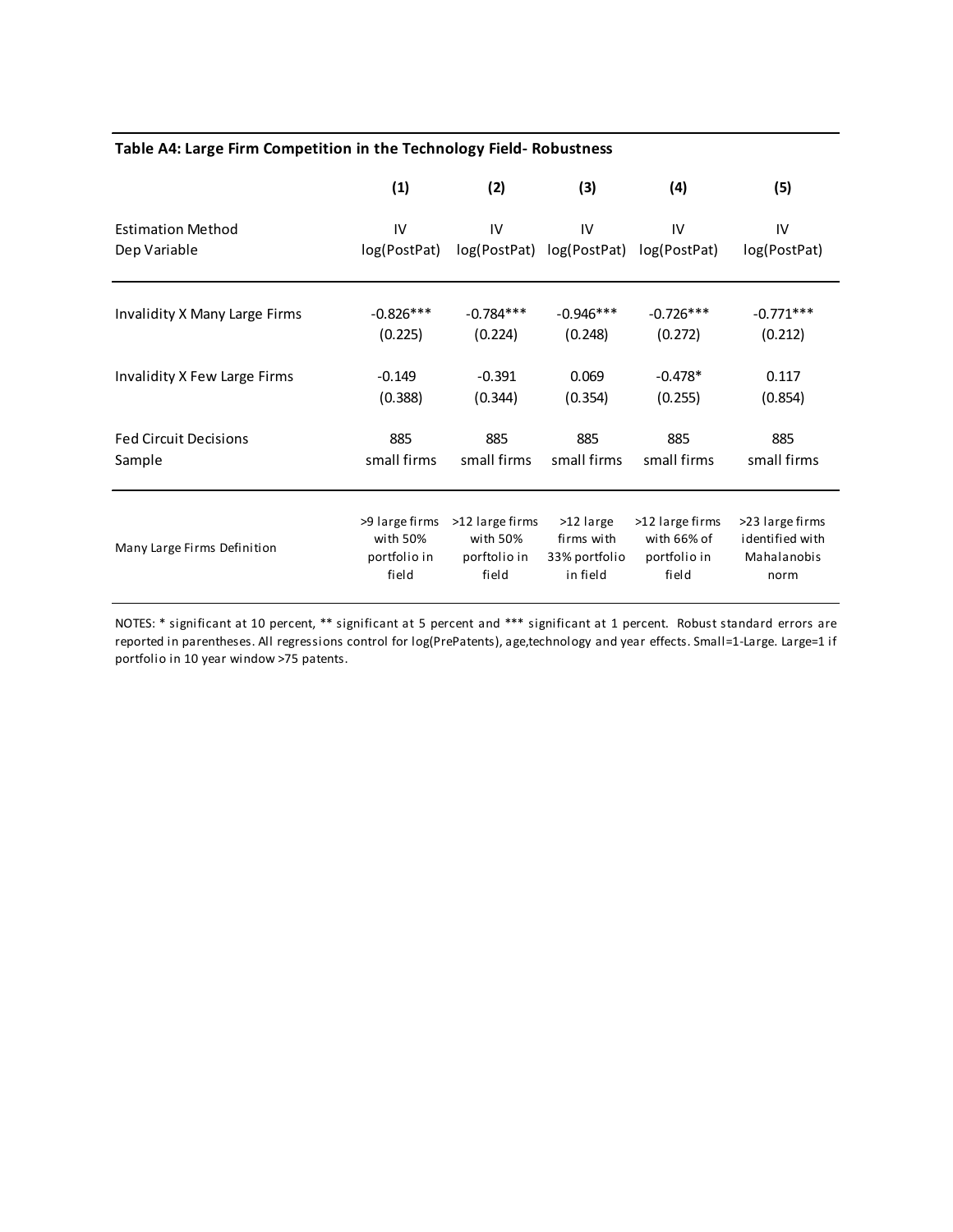**Table A4: Large Firm Competition in the Technology Field- Robustness**

| | (1) | (2) | (3) | (4) | (5) |
|---|---|---|---|---|---|
| Estimation Method | IV | IV | IV | IV | IV |
| Dep Variable | log(PostPat) | log(PostPat) | log(PostPat) | log(PostPat) | log(PostPat) |
| Invalidity X Many Large Firms | -0.826*** | -0.784*** | -0.946*** | -0.726*** | -0.771*** |
| | (0.225) | (0.224) | (0.248) | (0.272) | (0.212) |
| Invalidity X Few Large Firms | -0.149 | -0.391 | 0.069 | -0.478* | 0.117 |
| | (0.388) | (0.344) | (0.354) | (0.255) | (0.854) |
| Fed Circuit Decisions | 885 | 885 | 885 | 885 | 885 |
| Sample | small firms | small firms | small firms | small firms | small firms |
| Many Large Firms Definition | >9 large firms with 50% portfolio in field | >12 large firms with 50% porftolio in field | >12 large firms with 33% portfolio in field | >12 large firms with 66% of portfolio in field | >23 large firms identified with Mahalanobis norm |

NOTES: * significant at 10 percent, ** significant at 5 percent and *** significant at 1 percent. Robust standard errors are reported in parentheses. All regressions control for log(PrePatents), age,technology and year effects. Small=1-Large. Large=1 if portfolio in 10 year window >75 patents.